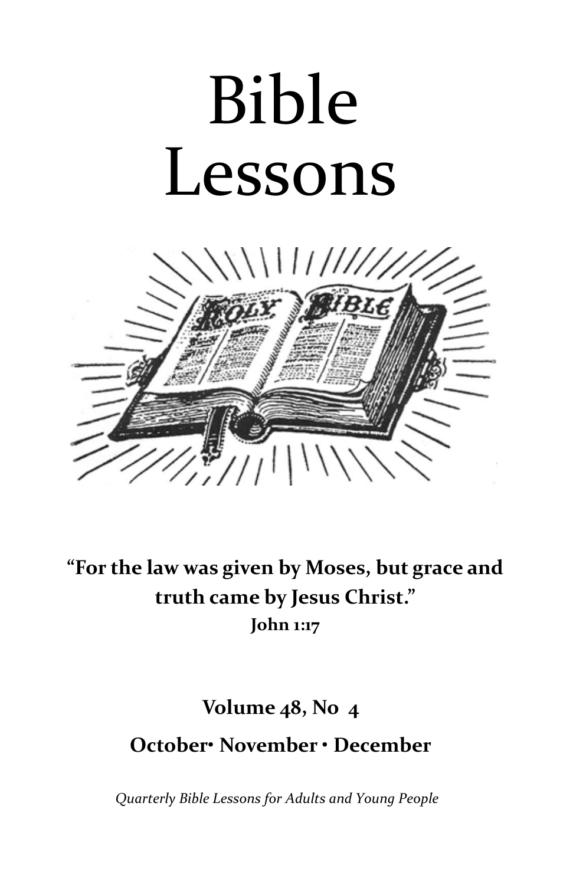# Bible Lessons

**"For the law was given by Moses, but grace and truth came by Jesus Christ."**
**John 1:17**

**Volume 48, No 4**

**October• November • December**

*Quarterly Bible Lessons for Adults and Young People*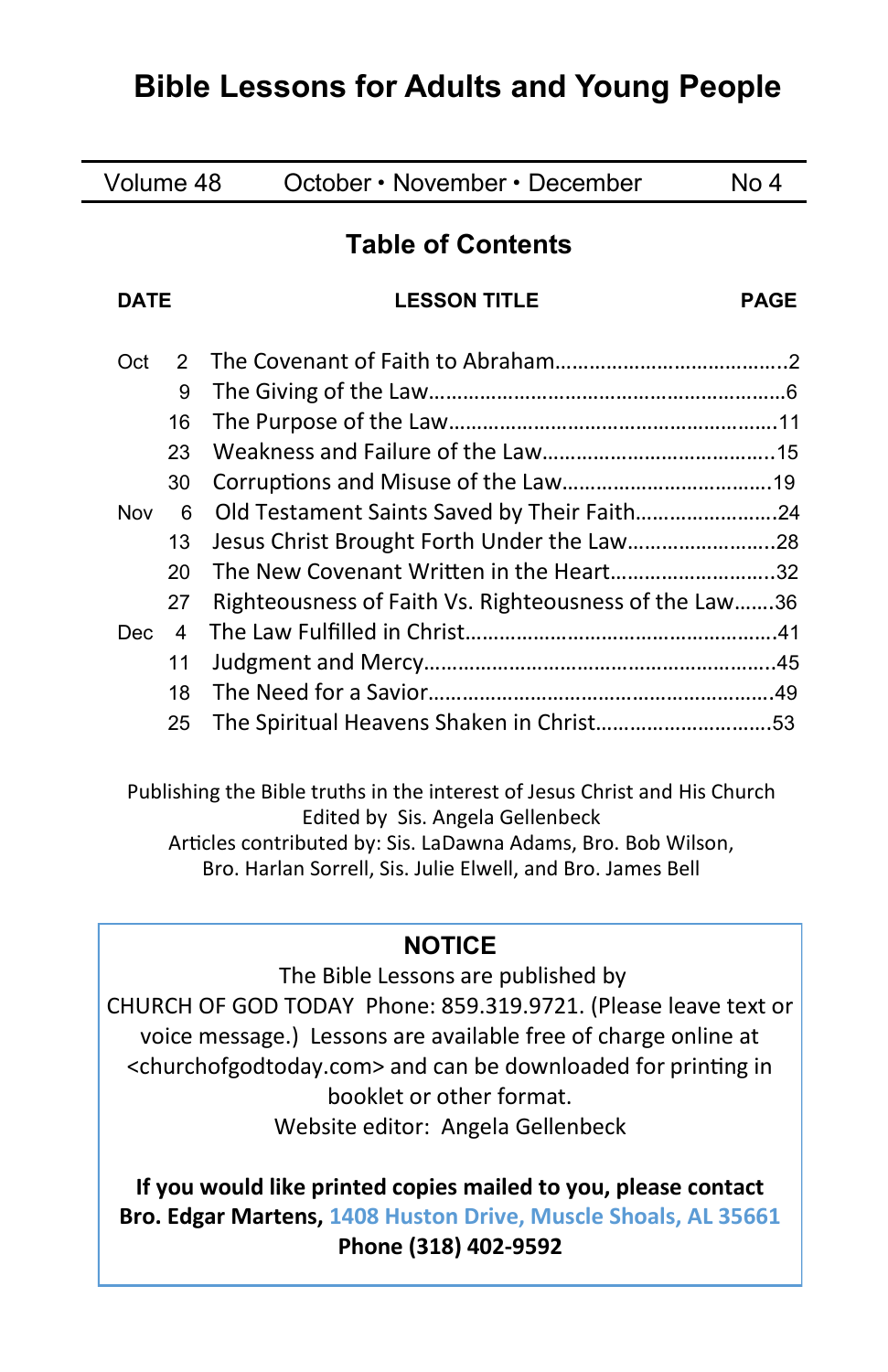# Bible Lessons for Adults and Young People

| Volume 48 | October • November • December | No 4 |
|---|---|---|

## Table of Contents

| DATE | | LESSON TITLE | PAGE |
|---|---|---|---|
| Oct | 2 | The Covenant of Faith to Abraham | 2 |
| | 9 | The Giving of the Law | 6 |
| | 16 | The Purpose of the Law | 11 |
| | 23 | Weakness and Failure of the Law | 15 |
| | 30 | Corruptions and Misuse of the Law | 19 |
| Nov | 6 | Old Testament Saints Saved by Their Faith | 24 |
| | 13 | Jesus Christ Brought Forth Under the Law | 28 |
| | 20 | The New Covenant Written in the Heart | 32 |
| | 27 | Righteousness of Faith Vs. Righteousness of the Law | 36 |
| Dec | 4 | The Law Fulfilled in Christ | 41 |
| | 11 | Judgment and Mercy | 45 |
| | 18 | The Need for a Savior | 49 |
| | 25 | The Spiritual Heavens Shaken in Christ | 53 |

Publishing the Bible truths in the interest of Jesus Christ and His Church
Edited by Sis. Angela Gellenbeck
Articles contributed by: Sis. LaDawna Adams, Bro. Bob Wilson, Bro. Harlan Sorrell, Sis. Julie Elwell, and Bro. James Bell

**NOTICE**

The Bible Lessons are published by
CHURCH OF GOD TODAY Phone: 859.319.9721. (Please leave text or voice message.) Lessons are available free of charge online at <churchofgodtoday.com> and can be downloaded for printing in booklet or other format.
Website editor: Angela Gellenbeck

**If you would like printed copies mailed to you, please contact Bro. Edgar Martens, 1408 Huston Drive, Muscle Shoals, AL 35661 Phone (318) 402-9592**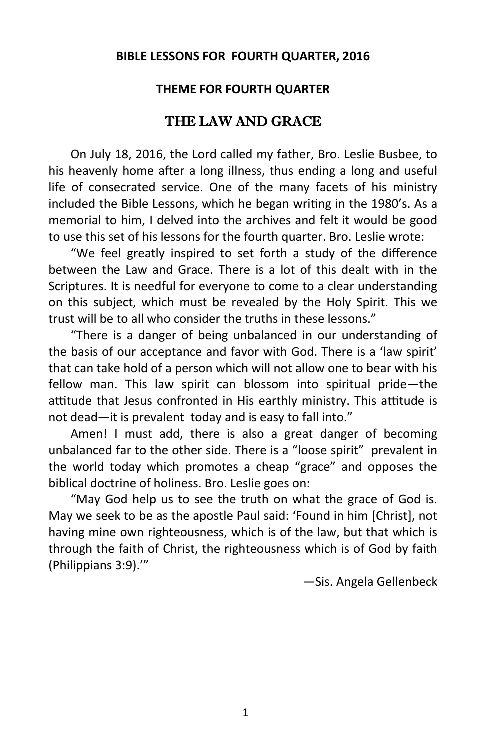**BIBLE LESSONS FOR FOURTH QUARTER, 2016**

**THEME FOR FOURTH QUARTER**

# THE LAW AND GRACE

On July 18, 2016, the Lord called my father, Bro. Leslie Busbee, to his heavenly home after a long illness, thus ending a long and useful life of consecrated service. One of the many facets of his ministry included the Bible Lessons, which he began writing in the 1980's. As a memorial to him, I delved into the archives and felt it would be good to use this set of his lessons for the fourth quarter. Bro. Leslie wrote:

"We feel greatly inspired to set forth a study of the difference between the Law and Grace. There is a lot of this dealt with in the Scriptures. It is needful for everyone to come to a clear understanding on this subject, which must be revealed by the Holy Spirit. This we trust will be to all who consider the truths in these lessons."

"There is a danger of being unbalanced in our understanding of the basis of our acceptance and favor with God. There is a 'law spirit' that can take hold of a person which will not allow one to bear with his fellow man. This law spirit can blossom into spiritual pride—the attitude that Jesus confronted in His earthly ministry. This attitude is not dead—it is prevalent today and is easy to fall into."

Amen! I must add, there is also a great danger of becoming unbalanced far to the other side. There is a "loose spirit" prevalent in the world today which promotes a cheap "grace" and opposes the biblical doctrine of holiness. Bro. Leslie goes on:

"May God help us to see the truth on what the grace of God is. May we seek to be as the apostle Paul said: 'Found in him [Christ], not having mine own righteousness, which is of the law, but that which is through the faith of Christ, the righteousness which is of God by faith (Philippians 3:9).'"

—Sis. Angela Gellenbeck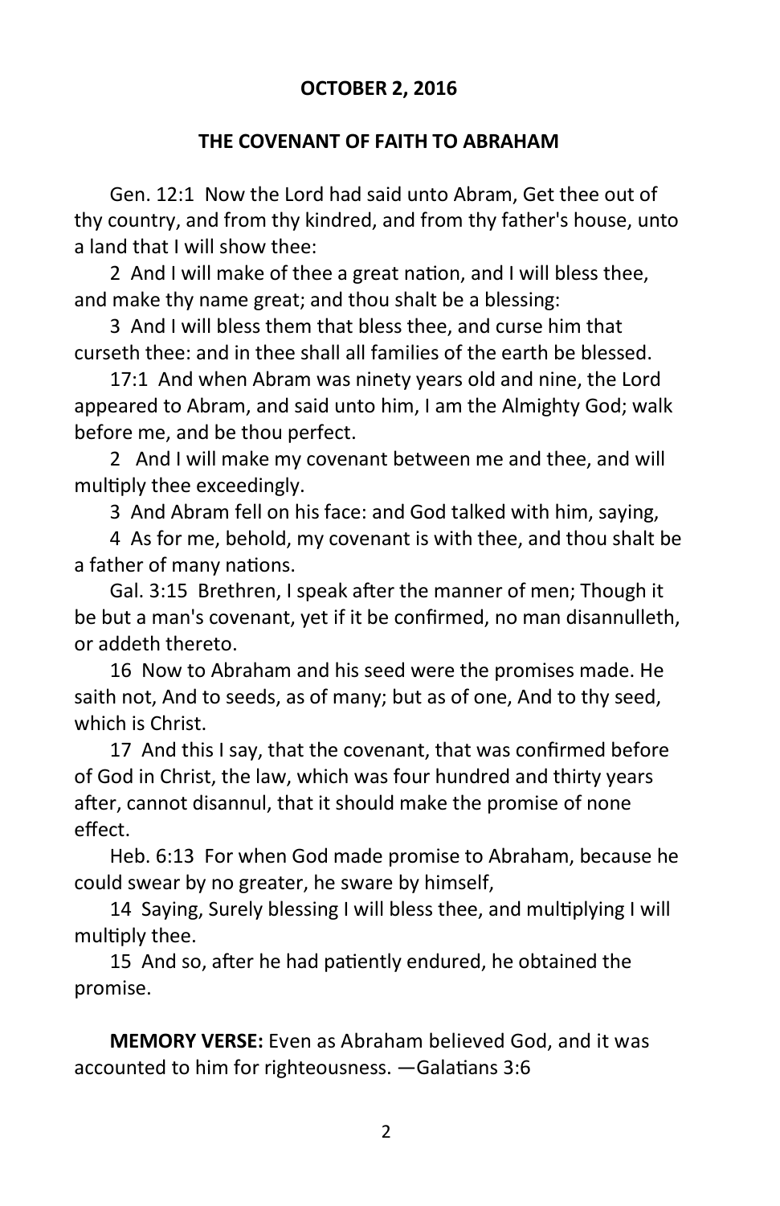**OCTOBER 2, 2016**

**THE COVENANT OF FAITH TO ABRAHAM**

Gen. 12:1 Now the Lord had said unto Abram, Get thee out of thy country, and from thy kindred, and from thy father's house, unto a land that I will show thee:

2 And I will make of thee a great nation, and I will bless thee, and make thy name great; and thou shalt be a blessing:

3 And I will bless them that bless thee, and curse him that curseth thee: and in thee shall all families of the earth be blessed.

17:1 And when Abram was ninety years old and nine, the Lord appeared to Abram, and said unto him, I am the Almighty God; walk before me, and be thou perfect.

2 And I will make my covenant between me and thee, and will multiply thee exceedingly.

3 And Abram fell on his face: and God talked with him, saying,

4 As for me, behold, my covenant is with thee, and thou shalt be a father of many nations.

Gal. 3:15 Brethren, I speak after the manner of men; Though it be but a man's covenant, yet if it be confirmed, no man disannulleth, or addeth thereto.

16 Now to Abraham and his seed were the promises made. He saith not, And to seeds, as of many; but as of one, And to thy seed, which is Christ.

17 And this I say, that the covenant, that was confirmed before of God in Christ, the law, which was four hundred and thirty years after, cannot disannul, that it should make the promise of none effect.

Heb. 6:13 For when God made promise to Abraham, because he could swear by no greater, he sware by himself,

14 Saying, Surely blessing I will bless thee, and multiplying I will multiply thee.

15 And so, after he had patiently endured, he obtained the promise.

**MEMORY VERSE:** Even as Abraham believed God, and it was accounted to him for righteousness. —Galatians 3:6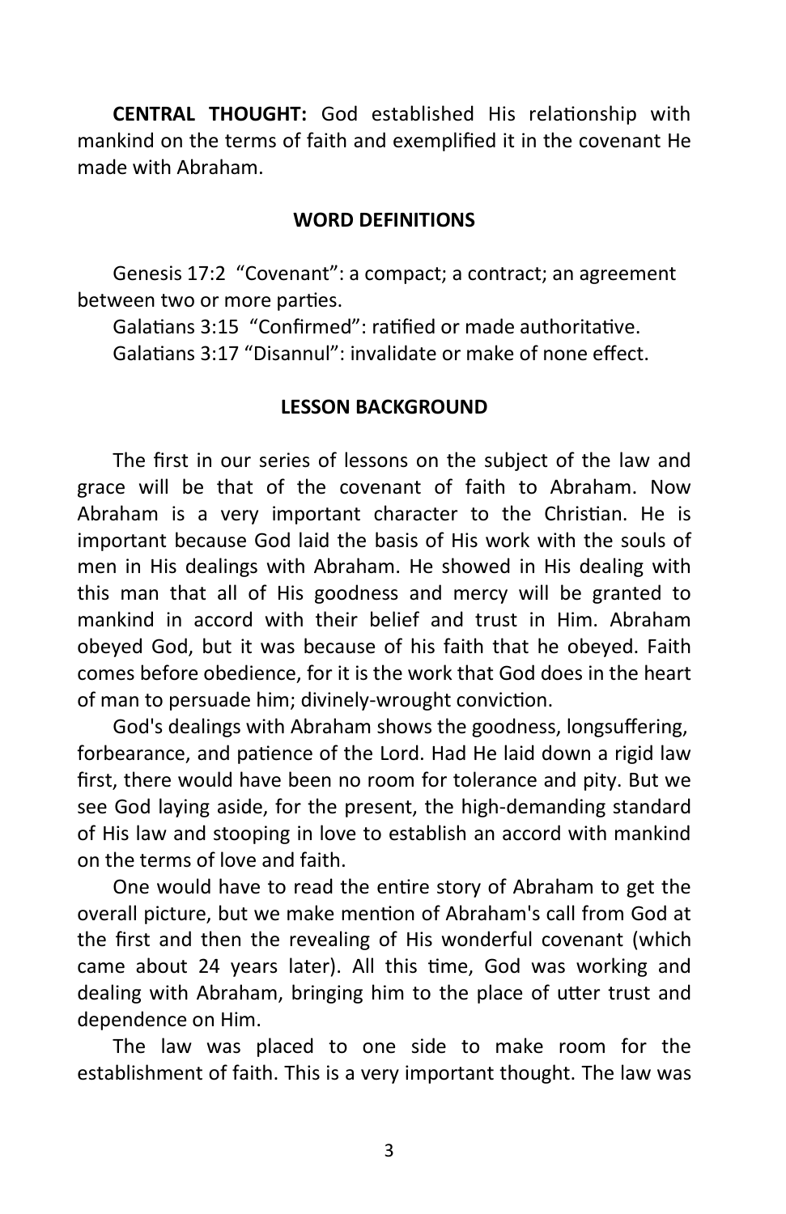**CENTRAL THOUGHT:** God established His relationship with mankind on the terms of faith and exemplified it in the covenant He made with Abraham.

## WORD DEFINITIONS

Genesis 17:2 "Covenant": a compact; a contract; an agreement between two or more parties.

Galatians 3:15 "Confirmed": ratified or made authoritative.

Galatians 3:17 "Disannul": invalidate or make of none effect.

## LESSON BACKGROUND

The first in our series of lessons on the subject of the law and grace will be that of the covenant of faith to Abraham. Now Abraham is a very important character to the Christian. He is important because God laid the basis of His work with the souls of men in His dealings with Abraham. He showed in His dealing with this man that all of His goodness and mercy will be granted to mankind in accord with their belief and trust in Him. Abraham obeyed God, but it was because of his faith that he obeyed. Faith comes before obedience, for it is the work that God does in the heart of man to persuade him; divinely-wrought conviction.

God's dealings with Abraham shows the goodness, longsuffering, forbearance, and patience of the Lord. Had He laid down a rigid law first, there would have been no room for tolerance and pity. But we see God laying aside, for the present, the high-demanding standard of His law and stooping in love to establish an accord with mankind on the terms of love and faith.

One would have to read the entire story of Abraham to get the overall picture, but we make mention of Abraham's call from God at the first and then the revealing of His wonderful covenant (which came about 24 years later). All this time, God was working and dealing with Abraham, bringing him to the place of utter trust and dependence on Him.

The law was placed to one side to make room for the establishment of faith. This is a very important thought. The law was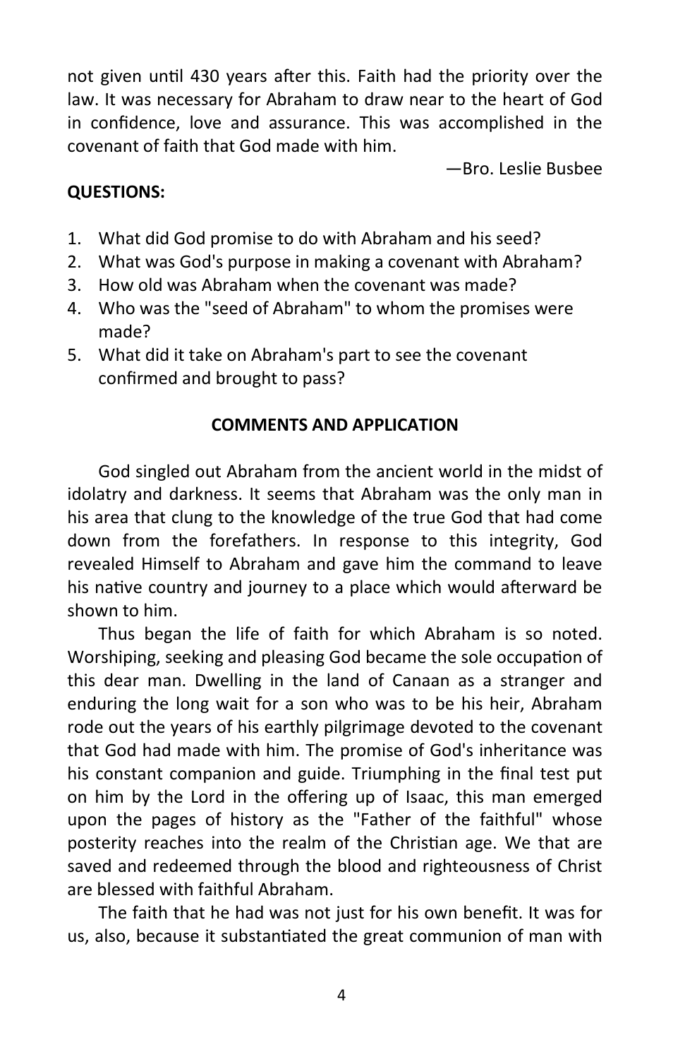not given until 430 years after this. Faith had the priority over the law. It was necessary for Abraham to draw near to the heart of God in confidence, love and assurance. This was accomplished in the covenant of faith that God made with him.

—Bro. Leslie Busbee

**QUESTIONS:**

1. What did God promise to do with Abraham and his seed?
2. What was God's purpose in making a covenant with Abraham?
3. How old was Abraham when the covenant was made?
4. Who was the "seed of Abraham" to whom the promises were made?
5. What did it take on Abraham's part to see the covenant confirmed and brought to pass?

**COMMENTS AND APPLICATION**

God singled out Abraham from the ancient world in the midst of idolatry and darkness. It seems that Abraham was the only man in his area that clung to the knowledge of the true God that had come down from the forefathers. In response to this integrity, God revealed Himself to Abraham and gave him the command to leave his native country and journey to a place which would afterward be shown to him.

Thus began the life of faith for which Abraham is so noted. Worshiping, seeking and pleasing God became the sole occupation of this dear man. Dwelling in the land of Canaan as a stranger and enduring the long wait for a son who was to be his heir, Abraham rode out the years of his earthly pilgrimage devoted to the covenant that God had made with him. The promise of God's inheritance was his constant companion and guide. Triumphing in the final test put on him by the Lord in the offering up of Isaac, this man emerged upon the pages of history as the "Father of the faithful" whose posterity reaches into the realm of the Christian age. We that are saved and redeemed through the blood and righteousness of Christ are blessed with faithful Abraham.

The faith that he had was not just for his own benefit. It was for us, also, because it substantiated the great communion of man with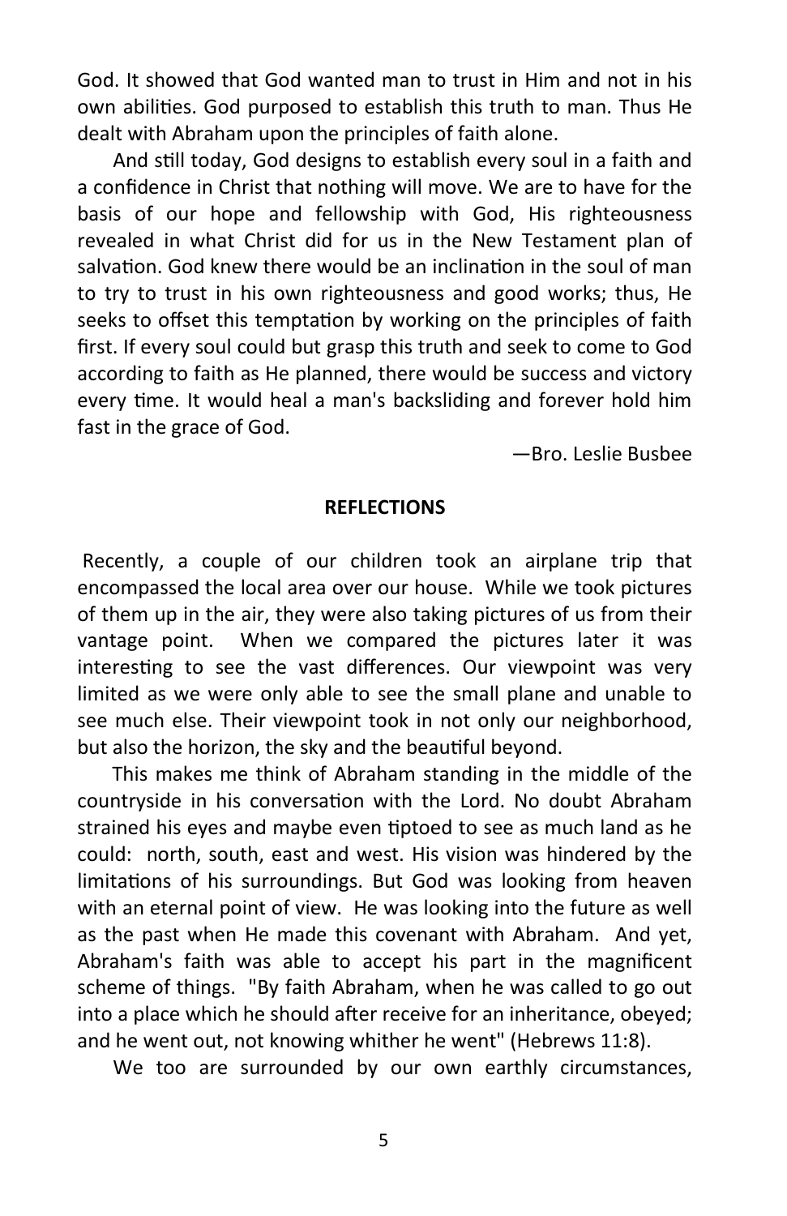God. It showed that God wanted man to trust in Him and not in his own abilities. God purposed to establish this truth to man. Thus He dealt with Abraham upon the principles of faith alone.

And still today, God designs to establish every soul in a faith and a confidence in Christ that nothing will move. We are to have for the basis of our hope and fellowship with God, His righteousness revealed in what Christ did for us in the New Testament plan of salvation. God knew there would be an inclination in the soul of man to try to trust in his own righteousness and good works; thus, He seeks to offset this temptation by working on the principles of faith first. If every soul could but grasp this truth and seek to come to God according to faith as He planned, there would be success and victory every time. It would heal a man's backsliding and forever hold him fast in the grace of God.

—Bro. Leslie Busbee

**REFLECTIONS**

Recently, a couple of our children took an airplane trip that encompassed the local area over our house. While we took pictures of them up in the air, they were also taking pictures of us from their vantage point. When we compared the pictures later it was interesting to see the vast differences. Our viewpoint was very limited as we were only able to see the small plane and unable to see much else. Their viewpoint took in not only our neighborhood, but also the horizon, the sky and the beautiful beyond.

This makes me think of Abraham standing in the middle of the countryside in his conversation with the Lord. No doubt Abraham strained his eyes and maybe even tiptoed to see as much land as he could: north, south, east and west. His vision was hindered by the limitations of his surroundings. But God was looking from heaven with an eternal point of view. He was looking into the future as well as the past when He made this covenant with Abraham. And yet, Abraham's faith was able to accept his part in the magnificent scheme of things. "By faith Abraham, when he was called to go out into a place which he should after receive for an inheritance, obeyed; and he went out, not knowing whither he went" (Hebrews 11:8).

We too are surrounded by our own earthly circumstances,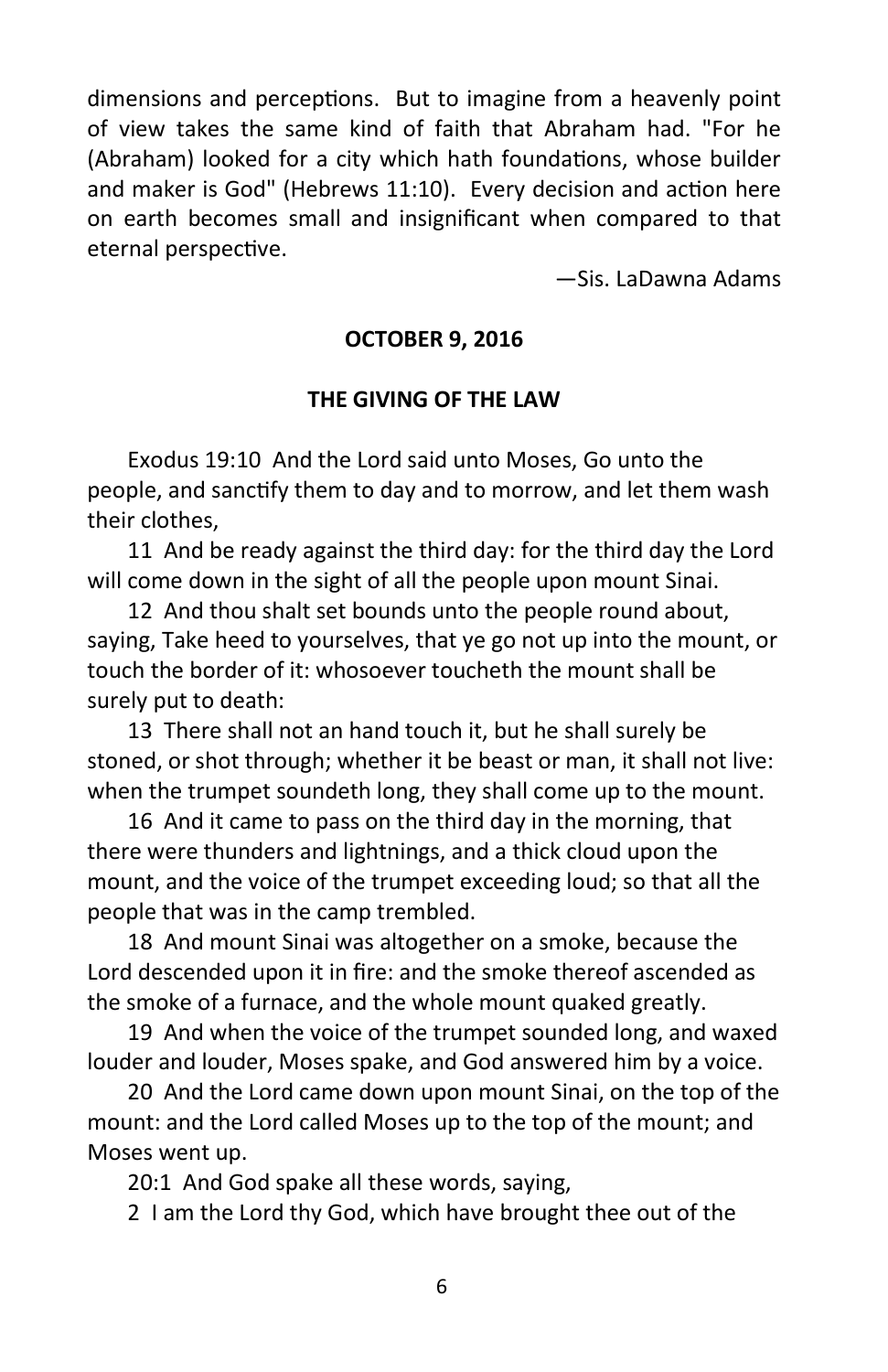dimensions and perceptions. But to imagine from a heavenly point of view takes the same kind of faith that Abraham had. "For he (Abraham) looked for a city which hath foundations, whose builder and maker is God" (Hebrews 11:10). Every decision and action here on earth becomes small and insignificant when compared to that eternal perspective.

—Sis. LaDawna Adams

**OCTOBER 9, 2016**

**THE GIVING OF THE LAW**

Exodus 19:10 And the Lord said unto Moses, Go unto the people, and sanctify them to day and to morrow, and let them wash their clothes,

11 And be ready against the third day: for the third day the Lord will come down in the sight of all the people upon mount Sinai.

12 And thou shalt set bounds unto the people round about, saying, Take heed to yourselves, that ye go not up into the mount, or touch the border of it: whosoever toucheth the mount shall be surely put to death:

13 There shall not an hand touch it, but he shall surely be stoned, or shot through; whether it be beast or man, it shall not live: when the trumpet soundeth long, they shall come up to the mount.

16 And it came to pass on the third day in the morning, that there were thunders and lightnings, and a thick cloud upon the mount, and the voice of the trumpet exceeding loud; so that all the people that was in the camp trembled.

18 And mount Sinai was altogether on a smoke, because the Lord descended upon it in fire: and the smoke thereof ascended as the smoke of a furnace, and the whole mount quaked greatly.

19 And when the voice of the trumpet sounded long, and waxed louder and louder, Moses spake, and God answered him by a voice.

20 And the Lord came down upon mount Sinai, on the top of the mount: and the Lord called Moses up to the top of the mount; and Moses went up.

20:1 And God spake all these words, saying,

2 I am the Lord thy God, which have brought thee out of the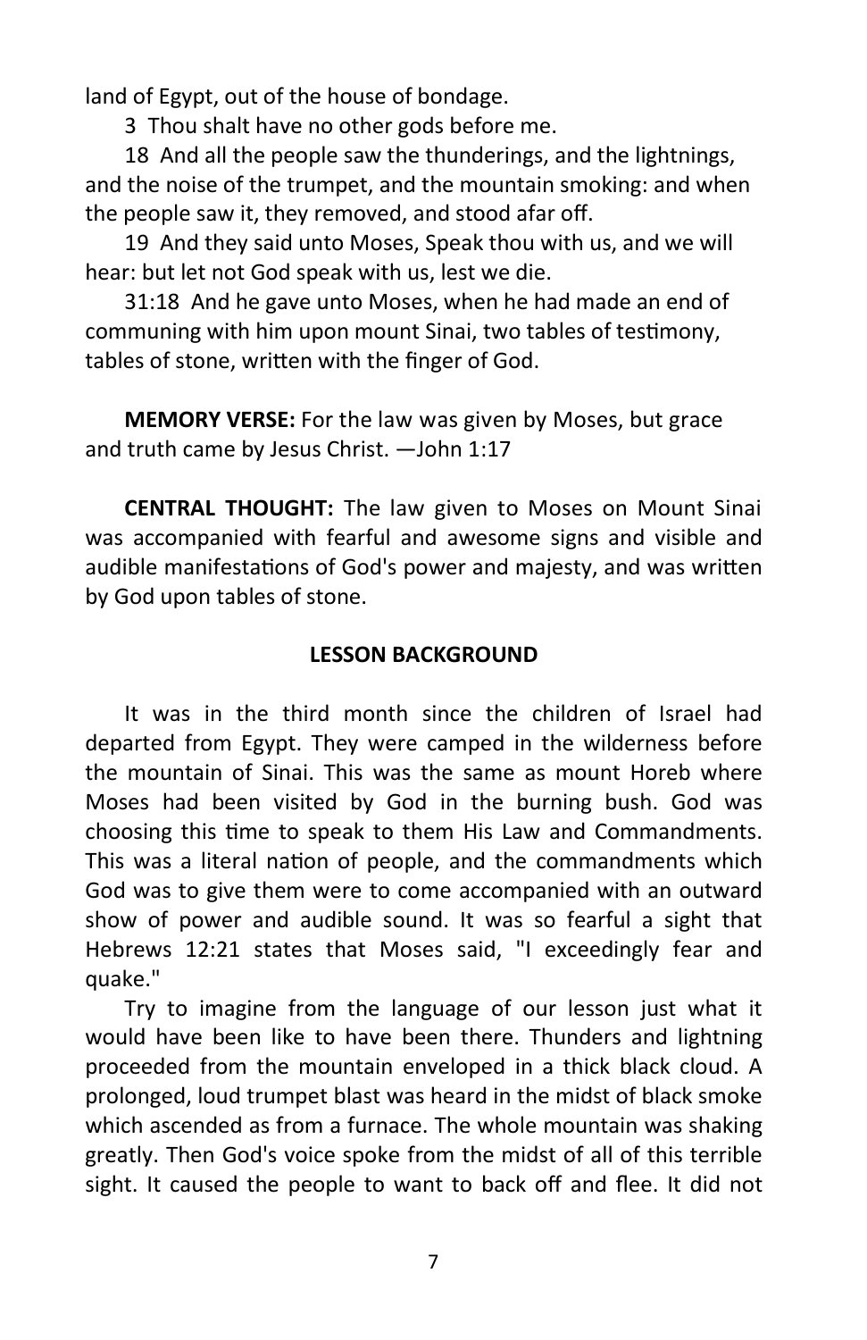land of Egypt, out of the house of bondage.

3 Thou shalt have no other gods before me.

18 And all the people saw the thunderings, and the lightnings, and the noise of the trumpet, and the mountain smoking: and when the people saw it, they removed, and stood afar off.

19 And they said unto Moses, Speak thou with us, and we will hear: but let not God speak with us, lest we die.

31:18 And he gave unto Moses, when he had made an end of communing with him upon mount Sinai, two tables of testimony, tables of stone, written with the finger of God.

**MEMORY VERSE:** For the law was given by Moses, but grace and truth came by Jesus Christ. —John 1:17

**CENTRAL THOUGHT:** The law given to Moses on Mount Sinai was accompanied with fearful and awesome signs and visible and audible manifestations of God's power and majesty, and was written by God upon tables of stone.

## LESSON BACKGROUND

It was in the third month since the children of Israel had departed from Egypt. They were camped in the wilderness before the mountain of Sinai. This was the same as mount Horeb where Moses had been visited by God in the burning bush. God was choosing this time to speak to them His Law and Commandments. This was a literal nation of people, and the commandments which God was to give them were to come accompanied with an outward show of power and audible sound. It was so fearful a sight that Hebrews 12:21 states that Moses said, "I exceedingly fear and quake."

Try to imagine from the language of our lesson just what it would have been like to have been there. Thunders and lightning proceeded from the mountain enveloped in a thick black cloud. A prolonged, loud trumpet blast was heard in the midst of black smoke which ascended as from a furnace. The whole mountain was shaking greatly. Then God's voice spoke from the midst of all of this terrible sight. It caused the people to want to back off and flee. It did not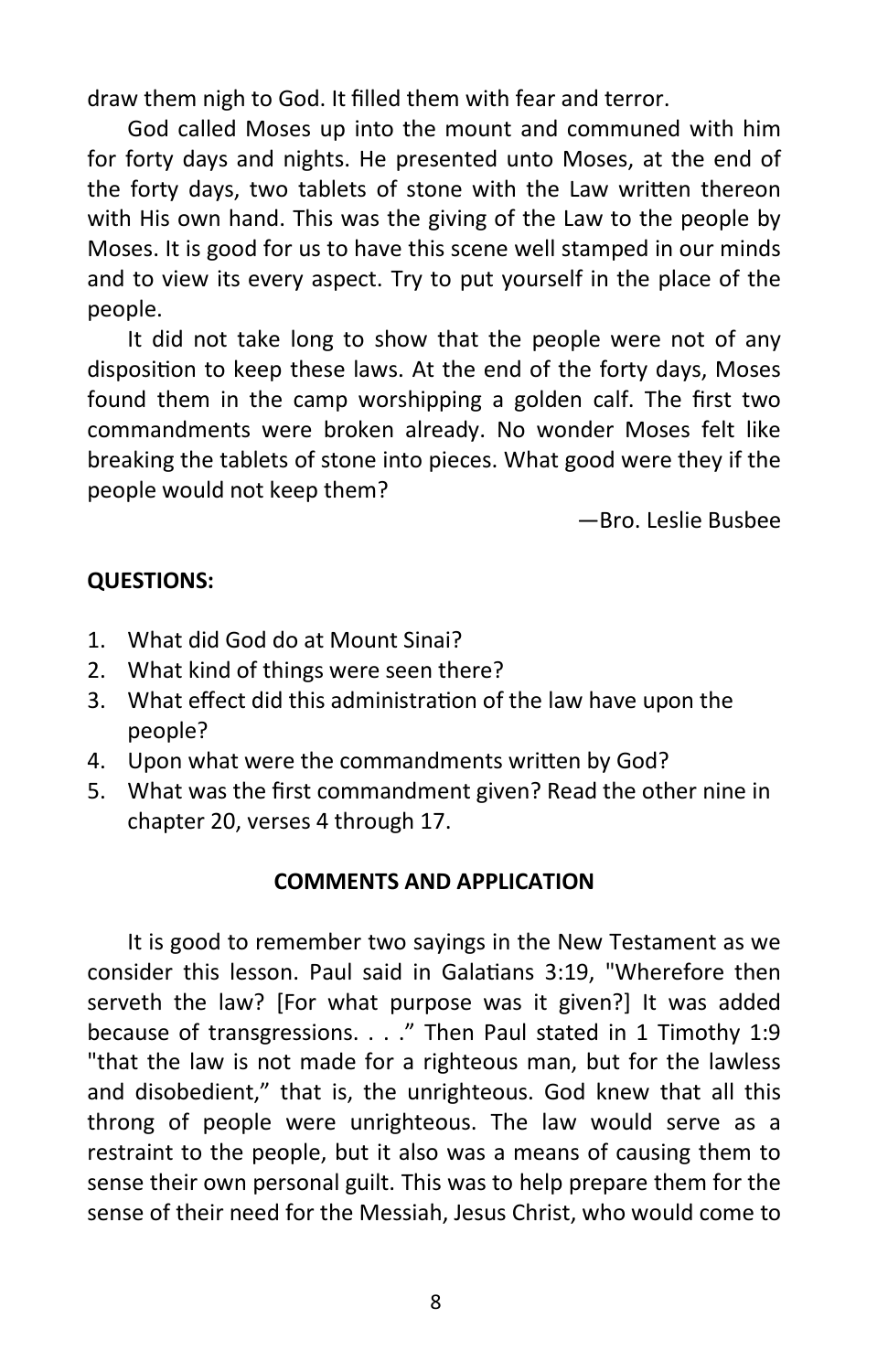draw them nigh to God. It filled them with fear and terror.

God called Moses up into the mount and communed with him for forty days and nights. He presented unto Moses, at the end of the forty days, two tablets of stone with the Law written thereon with His own hand. This was the giving of the Law to the people by Moses. It is good for us to have this scene well stamped in our minds and to view its every aspect. Try to put yourself in the place of the people.

It did not take long to show that the people were not of any disposition to keep these laws. At the end of the forty days, Moses found them in the camp worshipping a golden calf. The first two commandments were broken already. No wonder Moses felt like breaking the tablets of stone into pieces. What good were they if the people would not keep them?

—Bro. Leslie Busbee

**QUESTIONS:**

1. What did God do at Mount Sinai?
2. What kind of things were seen there?
3. What effect did this administration of the law have upon the people?
4. Upon what were the commandments written by God?
5. What was the first commandment given? Read the other nine in chapter 20, verses 4 through 17.

**COMMENTS AND APPLICATION**

It is good to remember two sayings in the New Testament as we consider this lesson. Paul said in Galatians 3:19, "Wherefore then serveth the law? [For what purpose was it given?] It was added because of transgressions. . . ." Then Paul stated in 1 Timothy 1:9 "that the law is not made for a righteous man, but for the lawless and disobedient," that is, the unrighteous. God knew that all this throng of people were unrighteous. The law would serve as a restraint to the people, but it also was a means of causing them to sense their own personal guilt. This was to help prepare them for the sense of their need for the Messiah, Jesus Christ, who would come to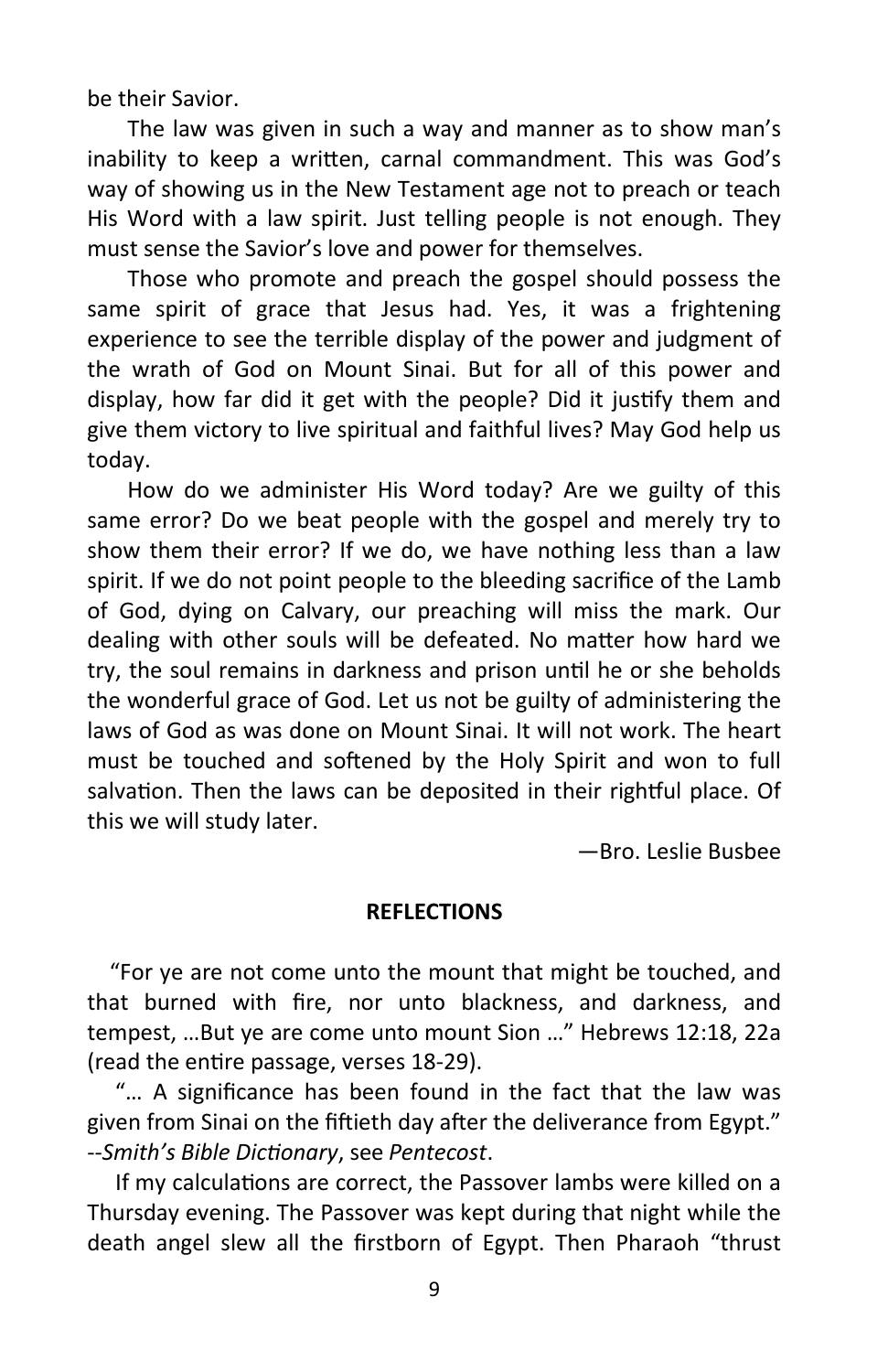be their Savior.

The law was given in such a way and manner as to show man's inability to keep a written, carnal commandment. This was God's way of showing us in the New Testament age not to preach or teach His Word with a law spirit. Just telling people is not enough. They must sense the Savior's love and power for themselves.

Those who promote and preach the gospel should possess the same spirit of grace that Jesus had. Yes, it was a frightening experience to see the terrible display of the power and judgment of the wrath of God on Mount Sinai. But for all of this power and display, how far did it get with the people? Did it justify them and give them victory to live spiritual and faithful lives? May God help us today.

How do we administer His Word today? Are we guilty of this same error? Do we beat people with the gospel and merely try to show them their error? If we do, we have nothing less than a law spirit. If we do not point people to the bleeding sacrifice of the Lamb of God, dying on Calvary, our preaching will miss the mark. Our dealing with other souls will be defeated. No matter how hard we try, the soul remains in darkness and prison until he or she beholds the wonderful grace of God. Let us not be guilty of administering the laws of God as was done on Mount Sinai. It will not work. The heart must be touched and softened by the Holy Spirit and won to full salvation. Then the laws can be deposited in their rightful place. Of this we will study later.

—Bro. Leslie Busbee

**REFLECTIONS**

"For ye are not come unto the mount that might be touched, and that burned with fire, nor unto blackness, and darkness, and tempest, …But ye are come unto mount Sion …" Hebrews 12:18, 22a (read the entire passage, verses 18-29).

"… A significance has been found in the fact that the law was given from Sinai on the fiftieth day after the deliverance from Egypt." --*Smith's Bible Dictionary*, see *Pentecost*.

If my calculations are correct, the Passover lambs were killed on a Thursday evening. The Passover was kept during that night while the death angel slew all the firstborn of Egypt. Then Pharaoh "thrust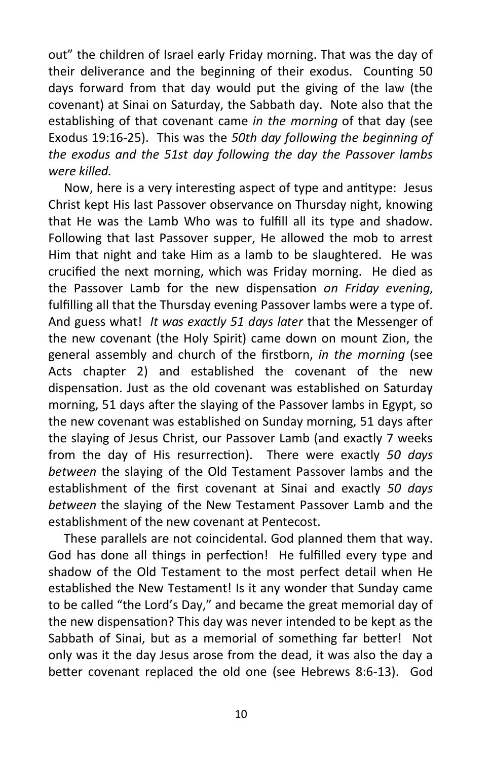out" the children of Israel early Friday morning. That was the day of their deliverance and the beginning of their exodus. Counting 50 days forward from that day would put the giving of the law (the covenant) at Sinai on Saturday, the Sabbath day. Note also that the establishing of that covenant came *in the morning* of that day (see Exodus 19:16-25). This was the *50th day following the beginning of the exodus and the 51st day following the day the Passover lambs were killed.*

Now, here is a very interesting aspect of type and antitype: Jesus Christ kept His last Passover observance on Thursday night, knowing that He was the Lamb Who was to fulfill all its type and shadow. Following that last Passover supper, He allowed the mob to arrest Him that night and take Him as a lamb to be slaughtered. He was crucified the next morning, which was Friday morning. He died as the Passover Lamb for the new dispensation *on Friday evening*, fulfilling all that the Thursday evening Passover lambs were a type of. And guess what! *It was exactly 51 days later* that the Messenger of the new covenant (the Holy Spirit) came down on mount Zion, the general assembly and church of the firstborn, *in the morning* (see Acts chapter 2) and established the covenant of the new dispensation. Just as the old covenant was established on Saturday morning, 51 days after the slaying of the Passover lambs in Egypt, so the new covenant was established on Sunday morning, 51 days after the slaying of Jesus Christ, our Passover Lamb (and exactly 7 weeks from the day of His resurrection). There were exactly *50 days between* the slaying of the Old Testament Passover lambs and the establishment of the first covenant at Sinai and exactly *50 days between* the slaying of the New Testament Passover Lamb and the establishment of the new covenant at Pentecost.

These parallels are not coincidental. God planned them that way. God has done all things in perfection! He fulfilled every type and shadow of the Old Testament to the most perfect detail when He established the New Testament! Is it any wonder that Sunday came to be called "the Lord's Day," and became the great memorial day of the new dispensation? This day was never intended to be kept as the Sabbath of Sinai, but as a memorial of something far better! Not only was it the day Jesus arose from the dead, it was also the day a better covenant replaced the old one (see Hebrews 8:6-13). God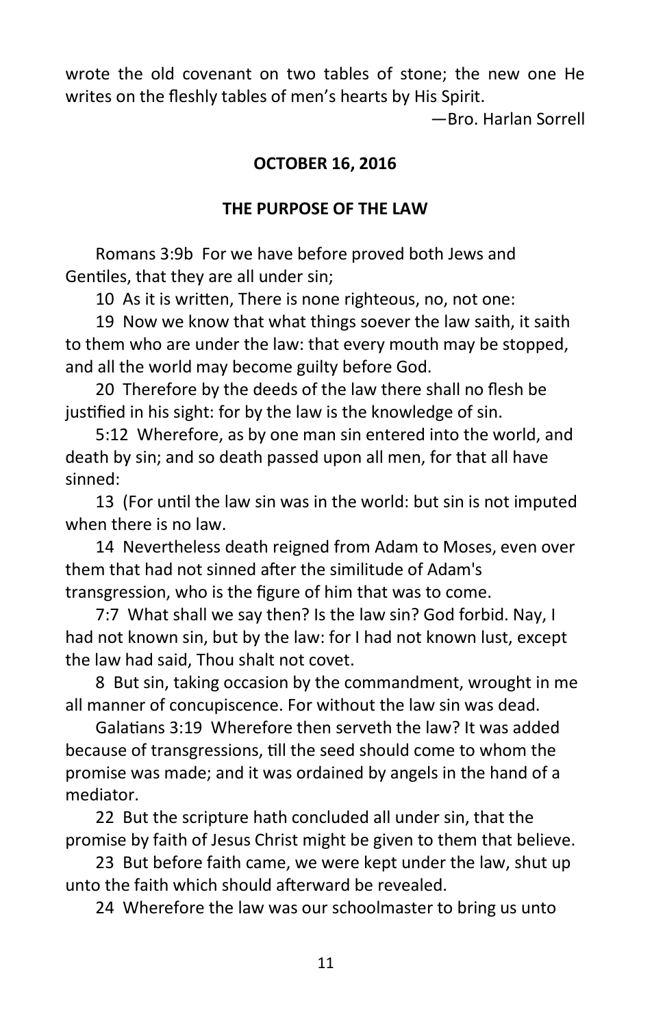wrote the old covenant on two tables of stone; the new one He writes on the fleshly tables of men's hearts by His Spirit.

—Bro. Harlan Sorrell

**OCTOBER 16, 2016**

**THE PURPOSE OF THE LAW**

Romans 3:9b For we have before proved both Jews and Gentiles, that they are all under sin;

10 As it is written, There is none righteous, no, not one:

19 Now we know that what things soever the law saith, it saith to them who are under the law: that every mouth may be stopped, and all the world may become guilty before God.

20 Therefore by the deeds of the law there shall no flesh be justified in his sight: for by the law is the knowledge of sin.

5:12 Wherefore, as by one man sin entered into the world, and death by sin; and so death passed upon all men, for that all have sinned:

13 (For until the law sin was in the world: but sin is not imputed when there is no law.

14 Nevertheless death reigned from Adam to Moses, even over them that had not sinned after the similitude of Adam's transgression, who is the figure of him that was to come.

7:7 What shall we say then? Is the law sin? God forbid. Nay, I had not known sin, but by the law: for I had not known lust, except the law had said, Thou shalt not covet.

8 But sin, taking occasion by the commandment, wrought in me all manner of concupiscence. For without the law sin was dead.

Galatians 3:19 Wherefore then serveth the law? It was added because of transgressions, till the seed should come to whom the promise was made; and it was ordained by angels in the hand of a mediator.

22 But the scripture hath concluded all under sin, that the promise by faith of Jesus Christ might be given to them that believe.

23 But before faith came, we were kept under the law, shut up unto the faith which should afterward be revealed.

24 Wherefore the law was our schoolmaster to bring us unto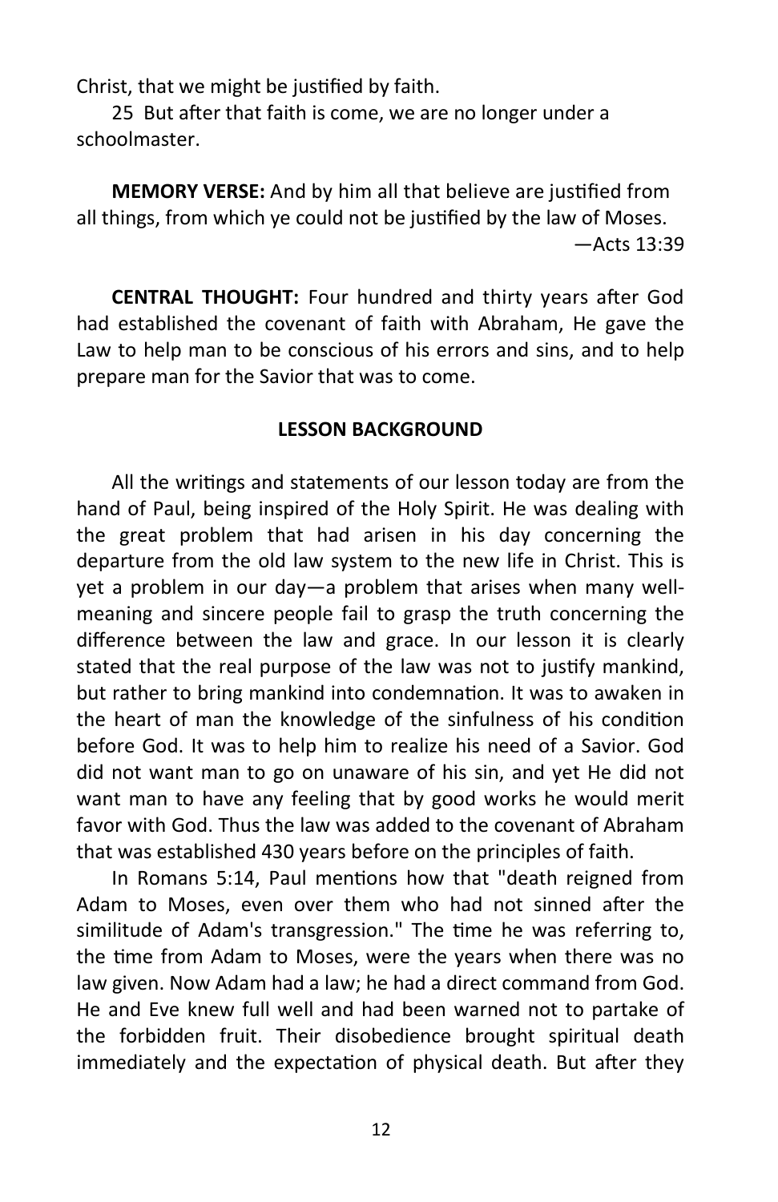Christ, that we might be justified by faith.

25 But after that faith is come, we are no longer under a schoolmaster.

**MEMORY VERSE:** And by him all that believe are justified from all things, from which ye could not be justified by the law of Moses.
—Acts 13:39

**CENTRAL THOUGHT:** Four hundred and thirty years after God had established the covenant of faith with Abraham, He gave the Law to help man to be conscious of his errors and sins, and to help prepare man for the Savior that was to come.

## LESSON BACKGROUND

All the writings and statements of our lesson today are from the hand of Paul, being inspired of the Holy Spirit. He was dealing with the great problem that had arisen in his day concerning the departure from the old law system to the new life in Christ. This is yet a problem in our day—a problem that arises when many well-meaning and sincere people fail to grasp the truth concerning the difference between the law and grace. In our lesson it is clearly stated that the real purpose of the law was not to justify mankind, but rather to bring mankind into condemnation. It was to awaken in the heart of man the knowledge of the sinfulness of his condition before God. It was to help him to realize his need of a Savior. God did not want man to go on unaware of his sin, and yet He did not want man to have any feeling that by good works he would merit favor with God. Thus the law was added to the covenant of Abraham that was established 430 years before on the principles of faith.

In Romans 5:14, Paul mentions how that "death reigned from Adam to Moses, even over them who had not sinned after the similitude of Adam's transgression." The time he was referring to, the time from Adam to Moses, were the years when there was no law given. Now Adam had a law; he had a direct command from God. He and Eve knew full well and had been warned not to partake of the forbidden fruit. Their disobedience brought spiritual death immediately and the expectation of physical death. But after they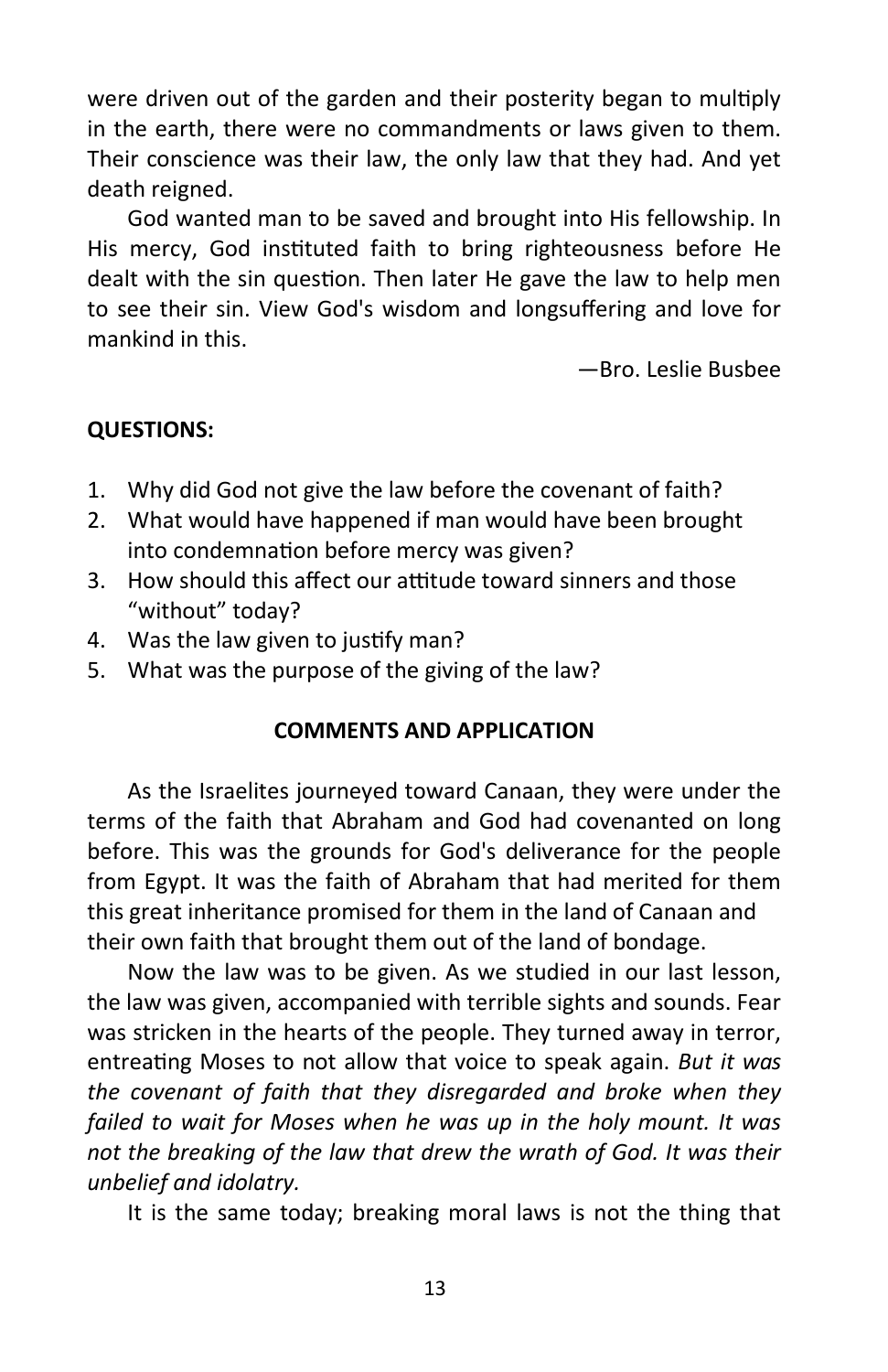were driven out of the garden and their posterity began to multiply in the earth, there were no commandments or laws given to them. Their conscience was their law, the only law that they had. And yet death reigned.

God wanted man to be saved and brought into His fellowship. In His mercy, God instituted faith to bring righteousness before He dealt with the sin question. Then later He gave the law to help men to see their sin. View God's wisdom and longsuffering and love for mankind in this.

—Bro. Leslie Busbee

**QUESTIONS:**

1. Why did God not give the law before the covenant of faith?
2. What would have happened if man would have been brought into condemnation before mercy was given?
3. How should this affect our attitude toward sinners and those "without" today?
4. Was the law given to justify man?
5. What was the purpose of the giving of the law?

**COMMENTS AND APPLICATION**

As the Israelites journeyed toward Canaan, they were under the terms of the faith that Abraham and God had covenanted on long before. This was the grounds for God's deliverance for the people from Egypt. It was the faith of Abraham that had merited for them this great inheritance promised for them in the land of Canaan and their own faith that brought them out of the land of bondage.

Now the law was to be given. As we studied in our last lesson, the law was given, accompanied with terrible sights and sounds. Fear was stricken in the hearts of the people. They turned away in terror, entreating Moses to not allow that voice to speak again. *But it was the covenant of faith that they disregarded and broke when they failed to wait for Moses when he was up in the holy mount. It was not the breaking of the law that drew the wrath of God. It was their unbelief and idolatry.*

It is the same today; breaking moral laws is not the thing that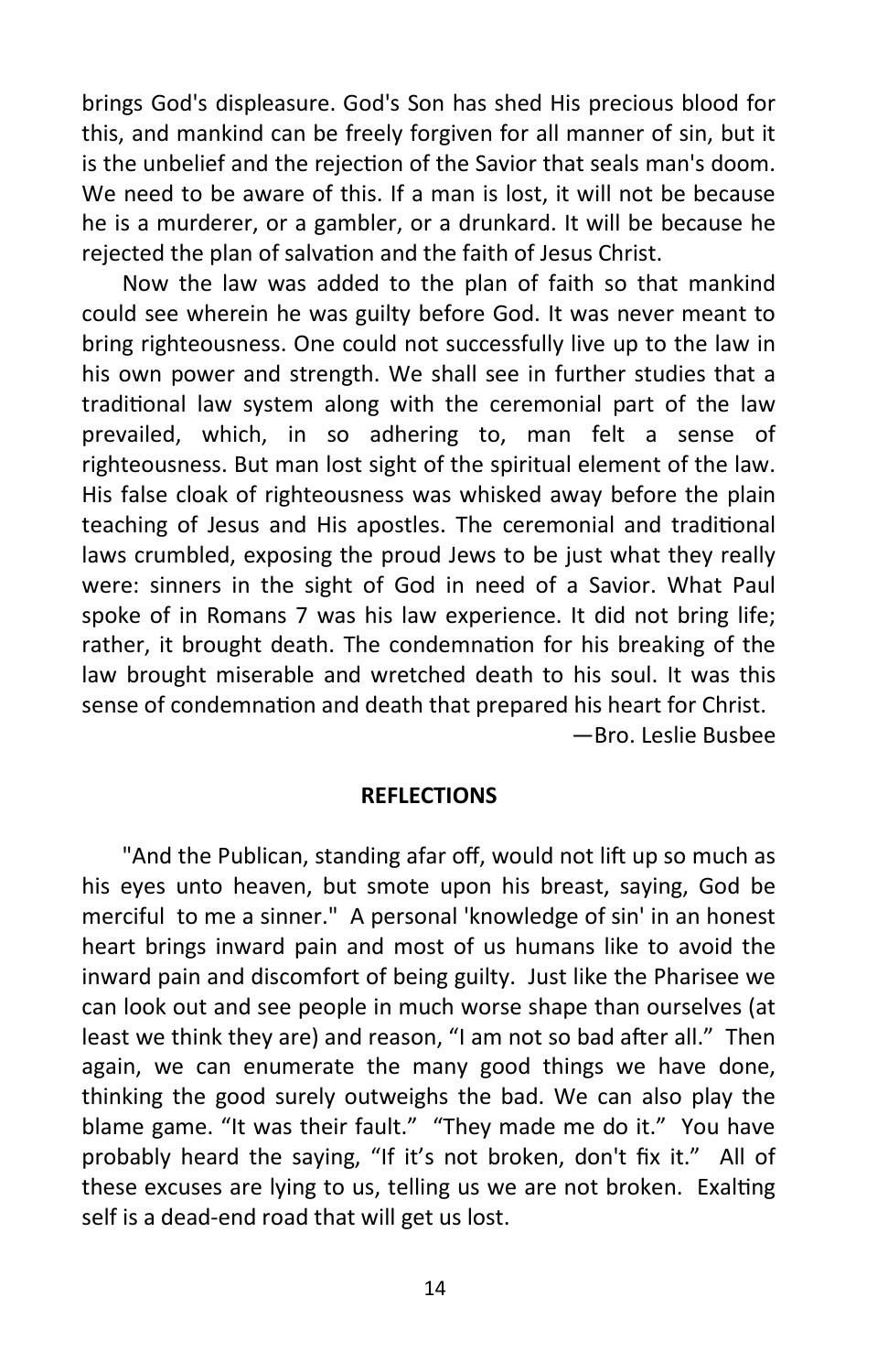brings God's displeasure. God's Son has shed His precious blood for this, and mankind can be freely forgiven for all manner of sin, but it is the unbelief and the rejection of the Savior that seals man's doom. We need to be aware of this. If a man is lost, it will not be because he is a murderer, or a gambler, or a drunkard. It will be because he rejected the plan of salvation and the faith of Jesus Christ.

Now the law was added to the plan of faith so that mankind could see wherein he was guilty before God. It was never meant to bring righteousness. One could not successfully live up to the law in his own power and strength. We shall see in further studies that a traditional law system along with the ceremonial part of the law prevailed, which, in so adhering to, man felt a sense of righteousness. But man lost sight of the spiritual element of the law. His false cloak of righteousness was whisked away before the plain teaching of Jesus and His apostles. The ceremonial and traditional laws crumbled, exposing the proud Jews to be just what they really were: sinners in the sight of God in need of a Savior. What Paul spoke of in Romans 7 was his law experience. It did not bring life; rather, it brought death. The condemnation for his breaking of the law brought miserable and wretched death to his soul. It was this sense of condemnation and death that prepared his heart for Christ.

—Bro. Leslie Busbee

**REFLECTIONS**

"And the Publican, standing afar off, would not lift up so much as his eyes unto heaven, but smote upon his breast, saying, God be merciful to me a sinner." A personal 'knowledge of sin' in an honest heart brings inward pain and most of us humans like to avoid the inward pain and discomfort of being guilty. Just like the Pharisee we can look out and see people in much worse shape than ourselves (at least we think they are) and reason, "I am not so bad after all." Then again, we can enumerate the many good things we have done, thinking the good surely outweighs the bad. We can also play the blame game. "It was their fault." "They made me do it." You have probably heard the saying, "If it's not broken, don't fix it." All of these excuses are lying to us, telling us we are not broken. Exalting self is a dead-end road that will get us lost.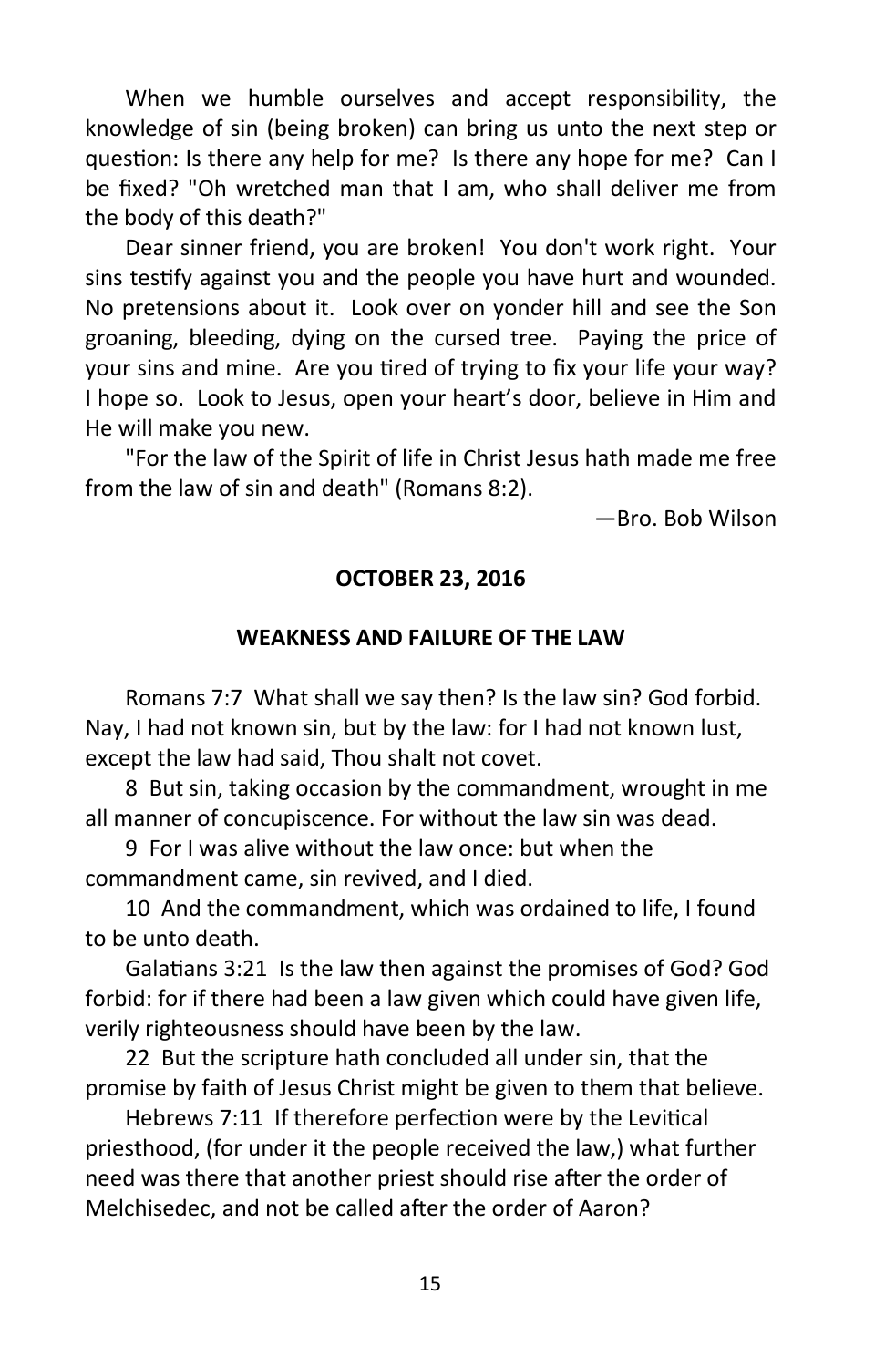When we humble ourselves and accept responsibility, the knowledge of sin (being broken) can bring us unto the next step or question: Is there any help for me? Is there any hope for me? Can I be fixed? "Oh wretched man that I am, who shall deliver me from the body of this death?"

Dear sinner friend, you are broken! You don't work right. Your sins testify against you and the people you have hurt and wounded. No pretensions about it. Look over on yonder hill and see the Son groaning, bleeding, dying on the cursed tree. Paying the price of your sins and mine. Are you tired of trying to fix your life your way? I hope so. Look to Jesus, open your heart's door, believe in Him and He will make you new.

"For the law of the Spirit of life in Christ Jesus hath made me free from the law of sin and death" (Romans 8:2).

—Bro. Bob Wilson

**OCTOBER 23, 2016**

**WEAKNESS AND FAILURE OF THE LAW**

Romans 7:7 What shall we say then? Is the law sin? God forbid. Nay, I had not known sin, but by the law: for I had not known lust, except the law had said, Thou shalt not covet.

8 But sin, taking occasion by the commandment, wrought in me all manner of concupiscence. For without the law sin was dead.

9 For I was alive without the law once: but when the commandment came, sin revived, and I died.

10 And the commandment, which was ordained to life, I found to be unto death.

Galatians 3:21 Is the law then against the promises of God? God forbid: for if there had been a law given which could have given life, verily righteousness should have been by the law.

22 But the scripture hath concluded all under sin, that the promise by faith of Jesus Christ might be given to them that believe.

Hebrews 7:11 If therefore perfection were by the Levitical priesthood, (for under it the people received the law,) what further need was there that another priest should rise after the order of Melchisedec, and not be called after the order of Aaron?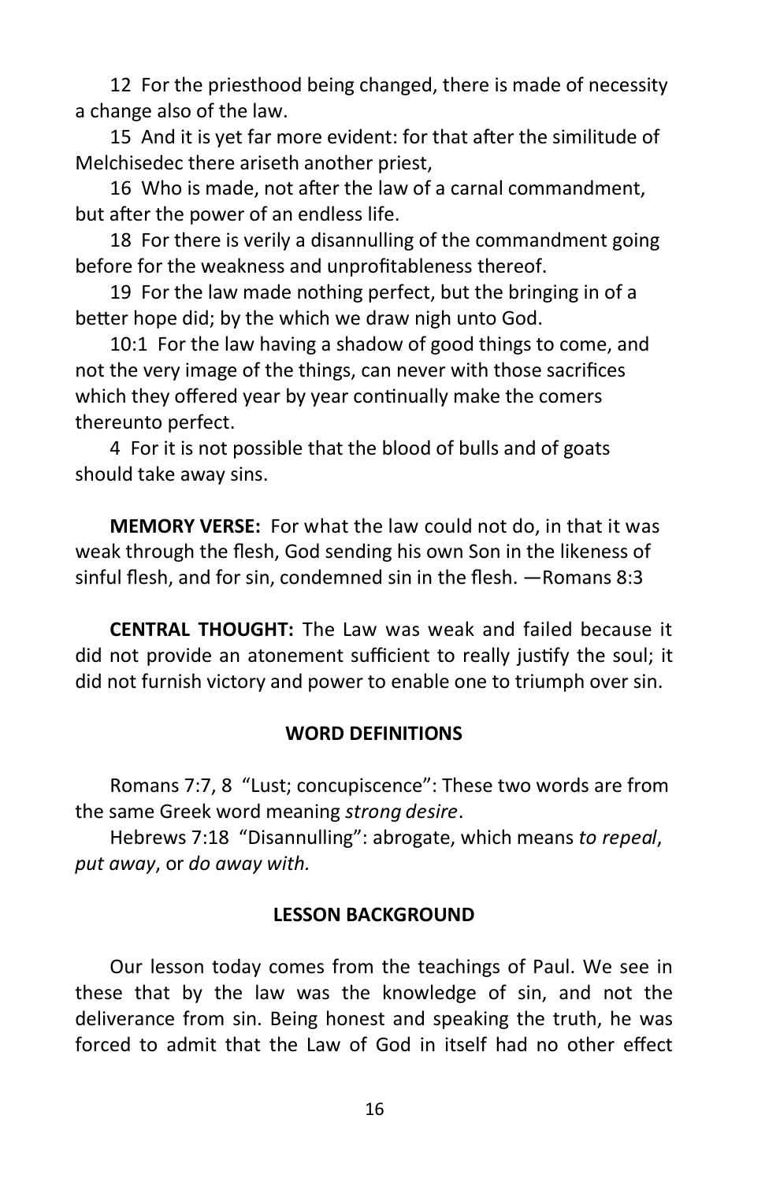12 For the priesthood being changed, there is made of necessity a change also of the law.

15 And it is yet far more evident: for that after the similitude of Melchisedec there ariseth another priest,

16 Who is made, not after the law of a carnal commandment, but after the power of an endless life.

18 For there is verily a disannulling of the commandment going before for the weakness and unprofitableness thereof.

19 For the law made nothing perfect, but the bringing in of a better hope did; by the which we draw nigh unto God.

10:1 For the law having a shadow of good things to come, and not the very image of the things, can never with those sacrifices which they offered year by year continually make the comers thereunto perfect.

4 For it is not possible that the blood of bulls and of goats should take away sins.

**MEMORY VERSE:** For what the law could not do, in that it was weak through the flesh, God sending his own Son in the likeness of sinful flesh, and for sin, condemned sin in the flesh. —Romans 8:3

**CENTRAL THOUGHT:** The Law was weak and failed because it did not provide an atonement sufficient to really justify the soul; it did not furnish victory and power to enable one to triumph over sin.

## WORD DEFINITIONS

Romans 7:7, 8 "Lust; concupiscence": These two words are from the same Greek word meaning *strong desire*.

Hebrews 7:18 "Disannulling": abrogate, which means *to repeal*, *put away*, or *do away with.*

## LESSON BACKGROUND

Our lesson today comes from the teachings of Paul. We see in these that by the law was the knowledge of sin, and not the deliverance from sin. Being honest and speaking the truth, he was forced to admit that the Law of God in itself had no other effect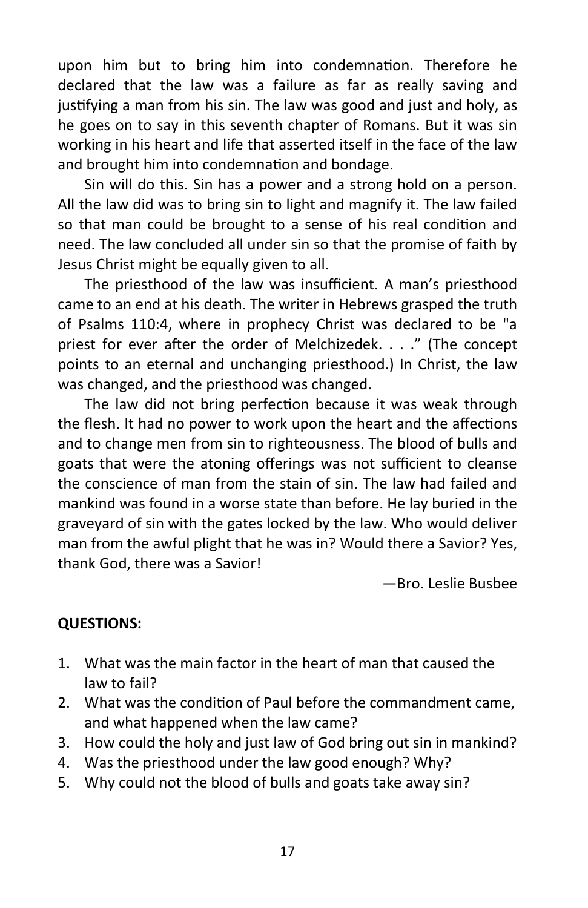upon him but to bring him into condemnation. Therefore he declared that the law was a failure as far as really saving and justifying a man from his sin. The law was good and just and holy, as he goes on to say in this seventh chapter of Romans. But it was sin working in his heart and life that asserted itself in the face of the law and brought him into condemnation and bondage.

Sin will do this. Sin has a power and a strong hold on a person. All the law did was to bring sin to light and magnify it. The law failed so that man could be brought to a sense of his real condition and need. The law concluded all under sin so that the promise of faith by Jesus Christ might be equally given to all.

The priesthood of the law was insufficient. A man's priesthood came to an end at his death. The writer in Hebrews grasped the truth of Psalms 110:4, where in prophecy Christ was declared to be "a priest for ever after the order of Melchizedek. . . ." (The concept points to an eternal and unchanging priesthood.) In Christ, the law was changed, and the priesthood was changed.

The law did not bring perfection because it was weak through the flesh. It had no power to work upon the heart and the affections and to change men from sin to righteousness. The blood of bulls and goats that were the atoning offerings was not sufficient to cleanse the conscience of man from the stain of sin. The law had failed and mankind was found in a worse state than before. He lay buried in the graveyard of sin with the gates locked by the law. Who would deliver man from the awful plight that he was in? Would there a Savior? Yes, thank God, there was a Savior!

—Bro. Leslie Busbee

**QUESTIONS:**

1. What was the main factor in the heart of man that caused the law to fail?
2. What was the condition of Paul before the commandment came, and what happened when the law came?
3. How could the holy and just law of God bring out sin in mankind?
4. Was the priesthood under the law good enough? Why?
5. Why could not the blood of bulls and goats take away sin?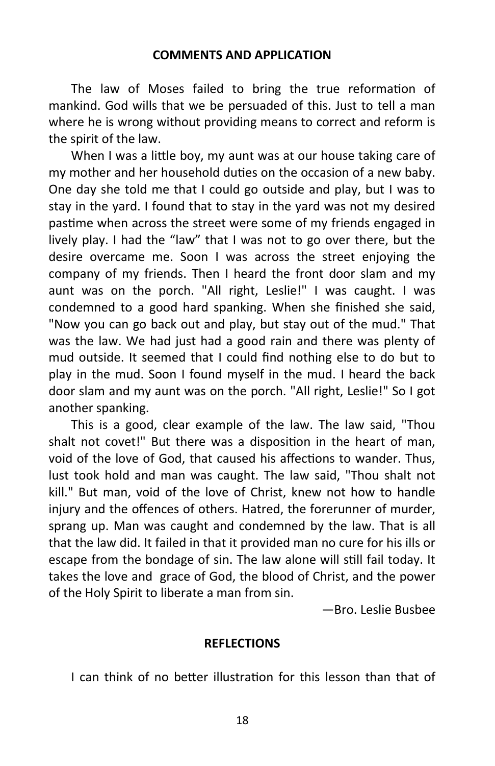## COMMENTS AND APPLICATION

The law of Moses failed to bring the true reformation of mankind. God wills that we be persuaded of this. Just to tell a man where he is wrong without providing means to correct and reform is the spirit of the law.

When I was a little boy, my aunt was at our house taking care of my mother and her household duties on the occasion of a new baby. One day she told me that I could go outside and play, but I was to stay in the yard. I found that to stay in the yard was not my desired pastime when across the street were some of my friends engaged in lively play. I had the "law" that I was not to go over there, but the desire overcame me. Soon I was across the street enjoying the company of my friends. Then I heard the front door slam and my aunt was on the porch. "All right, Leslie!" I was caught. I was condemned to a good hard spanking. When she finished she said, "Now you can go back out and play, but stay out of the mud." That was the law. We had just had a good rain and there was plenty of mud outside. It seemed that I could find nothing else to do but to play in the mud. Soon I found myself in the mud. I heard the back door slam and my aunt was on the porch. "All right, Leslie!" So I got another spanking.

This is a good, clear example of the law. The law said, "Thou shalt not covet!" But there was a disposition in the heart of man, void of the love of God, that caused his affections to wander. Thus, lust took hold and man was caught. The law said, "Thou shalt not kill." But man, void of the love of Christ, knew not how to handle injury and the offences of others. Hatred, the forerunner of murder, sprang up. Man was caught and condemned by the law. That is all that the law did. It failed in that it provided man no cure for his ills or escape from the bondage of sin. The law alone will still fail today. It takes the love and grace of God, the blood of Christ, and the power of the Holy Spirit to liberate a man from sin.

—Bro. Leslie Busbee

## REFLECTIONS

I can think of no better illustration for this lesson than that of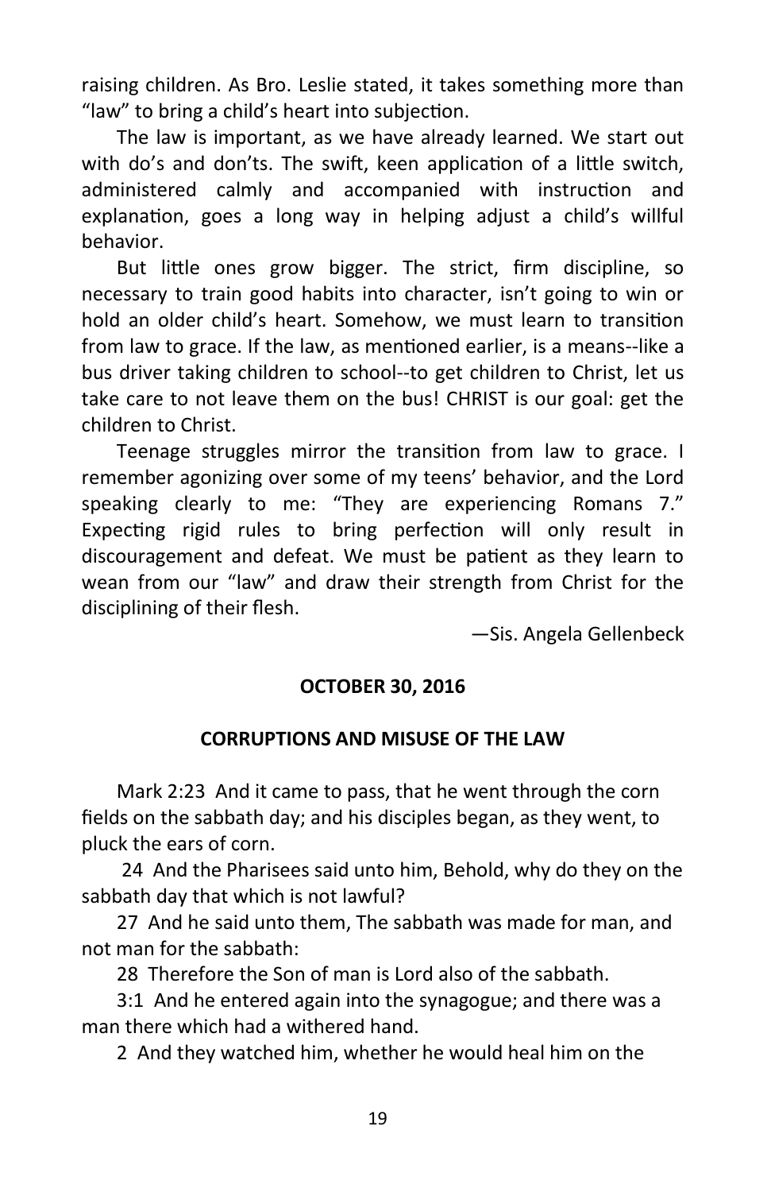raising children. As Bro. Leslie stated, it takes something more than "law" to bring a child's heart into subjection.

The law is important, as we have already learned. We start out with do's and don'ts. The swift, keen application of a little switch, administered calmly and accompanied with instruction and explanation, goes a long way in helping adjust a child's willful behavior.

But little ones grow bigger. The strict, firm discipline, so necessary to train good habits into character, isn't going to win or hold an older child's heart. Somehow, we must learn to transition from law to grace. If the law, as mentioned earlier, is a means--like a bus driver taking children to school--to get children to Christ, let us take care to not leave them on the bus! CHRIST is our goal: get the children to Christ.

Teenage struggles mirror the transition from law to grace. I remember agonizing over some of my teens' behavior, and the Lord speaking clearly to me: "They are experiencing Romans 7." Expecting rigid rules to bring perfection will only result in discouragement and defeat. We must be patient as they learn to wean from our "law" and draw their strength from Christ for the disciplining of their flesh.

—Sis. Angela Gellenbeck

**OCTOBER 30, 2016**

## CORRUPTIONS AND MISUSE OF THE LAW

Mark 2:23 And it came to pass, that he went through the corn fields on the sabbath day; and his disciples began, as they went, to pluck the ears of corn.

24 And the Pharisees said unto him, Behold, why do they on the sabbath day that which is not lawful?

27 And he said unto them, The sabbath was made for man, and not man for the sabbath:

28 Therefore the Son of man is Lord also of the sabbath.

3:1 And he entered again into the synagogue; and there was a man there which had a withered hand.

2 And they watched him, whether he would heal him on the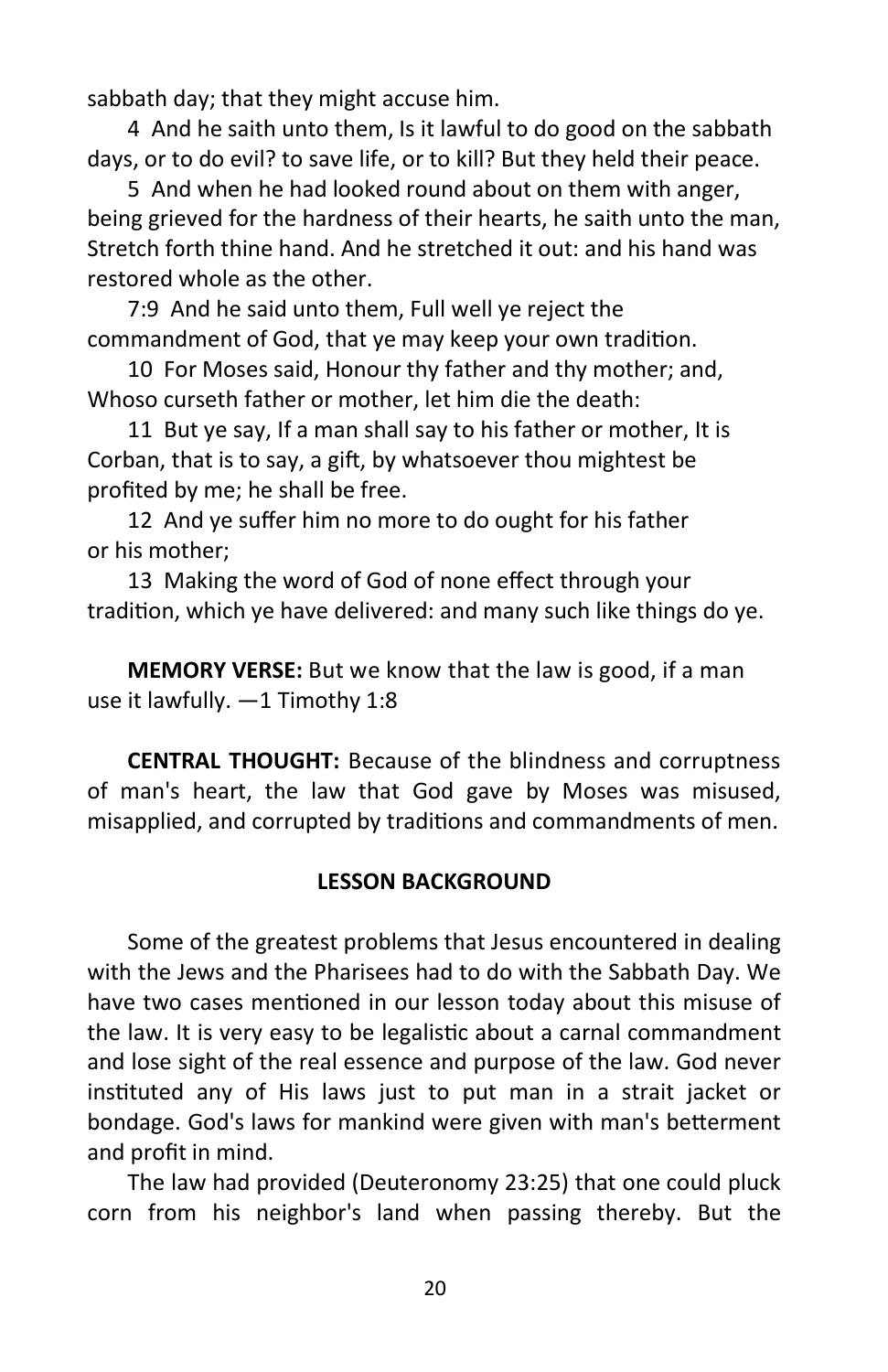sabbath day; that they might accuse him.

4 And he saith unto them, Is it lawful to do good on the sabbath days, or to do evil? to save life, or to kill? But they held their peace.

5 And when he had looked round about on them with anger, being grieved for the hardness of their hearts, he saith unto the man, Stretch forth thine hand. And he stretched it out: and his hand was restored whole as the other.

7:9 And he said unto them, Full well ye reject the commandment of God, that ye may keep your own tradition.

10 For Moses said, Honour thy father and thy mother; and, Whoso curseth father or mother, let him die the death:

11 But ye say, If a man shall say to his father or mother, It is Corban, that is to say, a gift, by whatsoever thou mightest be profited by me; he shall be free.

12 And ye suffer him no more to do ought for his father or his mother;

13 Making the word of God of none effect through your tradition, which ye have delivered: and many such like things do ye.

**MEMORY VERSE:** But we know that the law is good, if a man use it lawfully. —1 Timothy 1:8

**CENTRAL THOUGHT:** Because of the blindness and corruptness of man's heart, the law that God gave by Moses was misused, misapplied, and corrupted by traditions and commandments of men.

## LESSON BACKGROUND

Some of the greatest problems that Jesus encountered in dealing with the Jews and the Pharisees had to do with the Sabbath Day. We have two cases mentioned in our lesson today about this misuse of the law. It is very easy to be legalistic about a carnal commandment and lose sight of the real essence and purpose of the law. God never instituted any of His laws just to put man in a strait jacket or bondage. God's laws for mankind were given with man's betterment and profit in mind.

The law had provided (Deuteronomy 23:25) that one could pluck corn from his neighbor's land when passing thereby. But the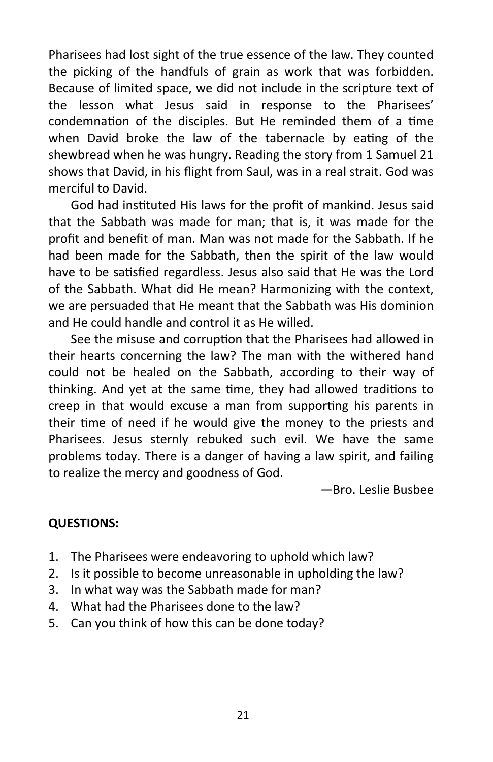Pharisees had lost sight of the true essence of the law. They counted the picking of the handfuls of grain as work that was forbidden. Because of limited space, we did not include in the scripture text of the lesson what Jesus said in response to the Pharisees' condemnation of the disciples. But He reminded them of a time when David broke the law of the tabernacle by eating of the shewbread when he was hungry. Reading the story from 1 Samuel 21 shows that David, in his flight from Saul, was in a real strait. God was merciful to David.

God had instituted His laws for the profit of mankind. Jesus said that the Sabbath was made for man; that is, it was made for the profit and benefit of man. Man was not made for the Sabbath. If he had been made for the Sabbath, then the spirit of the law would have to be satisfied regardless. Jesus also said that He was the Lord of the Sabbath. What did He mean? Harmonizing with the context, we are persuaded that He meant that the Sabbath was His dominion and He could handle and control it as He willed.

See the misuse and corruption that the Pharisees had allowed in their hearts concerning the law? The man with the withered hand could not be healed on the Sabbath, according to their way of thinking. And yet at the same time, they had allowed traditions to creep in that would excuse a man from supporting his parents in their time of need if he would give the money to the priests and Pharisees. Jesus sternly rebuked such evil. We have the same problems today. There is a danger of having a law spirit, and failing to realize the mercy and goodness of God.

—Bro. Leslie Busbee

**QUESTIONS:**

1. The Pharisees were endeavoring to uphold which law?
2. Is it possible to become unreasonable in upholding the law?
3. In what way was the Sabbath made for man?
4. What had the Pharisees done to the law?
5. Can you think of how this can be done today?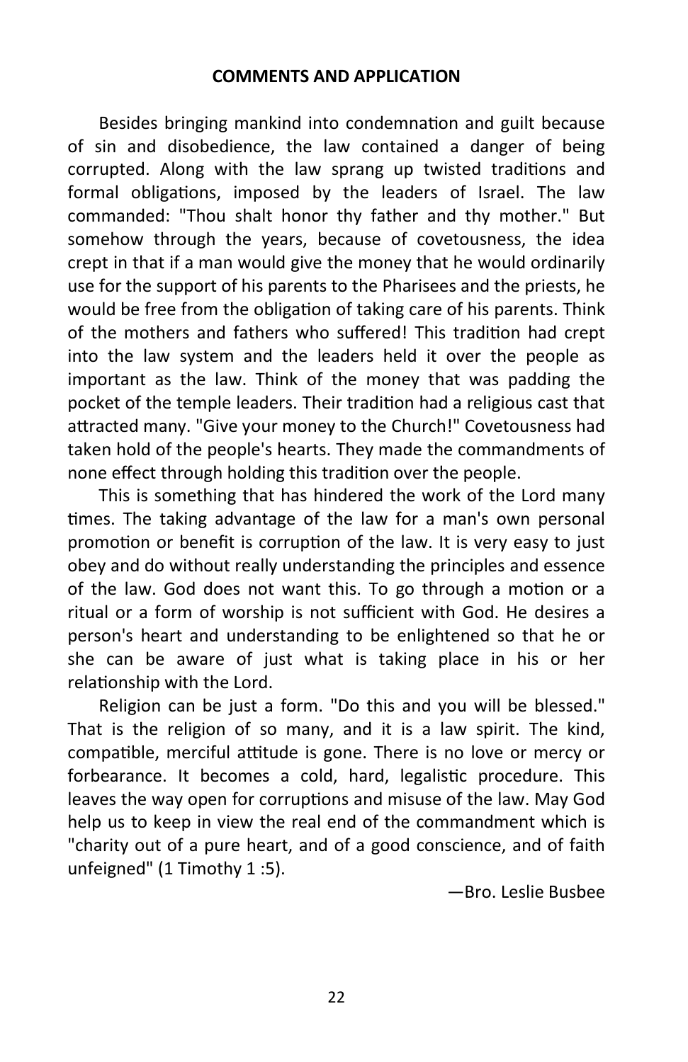**COMMENTS AND APPLICATION**

Besides bringing mankind into condemnation and guilt because of sin and disobedience, the law contained a danger of being corrupted. Along with the law sprang up twisted traditions and formal obligations, imposed by the leaders of Israel. The law commanded: "Thou shalt honor thy father and thy mother." But somehow through the years, because of covetousness, the idea crept in that if a man would give the money that he would ordinarily use for the support of his parents to the Pharisees and the priests, he would be free from the obligation of taking care of his parents. Think of the mothers and fathers who suffered! This tradition had crept into the law system and the leaders held it over the people as important as the law. Think of the money that was padding the pocket of the temple leaders. Their tradition had a religious cast that attracted many. "Give your money to the Church!" Covetousness had taken hold of the people's hearts. They made the commandments of none effect through holding this tradition over the people.

This is something that has hindered the work of the Lord many times. The taking advantage of the law for a man's own personal promotion or benefit is corruption of the law. It is very easy to just obey and do without really understanding the principles and essence of the law. God does not want this. To go through a motion or a ritual or a form of worship is not sufficient with God. He desires a person's heart and understanding to be enlightened so that he or she can be aware of just what is taking place in his or her relationship with the Lord.

Religion can be just a form. "Do this and you will be blessed." That is the religion of so many, and it is a law spirit. The kind, compatible, merciful attitude is gone. There is no love or mercy or forbearance. It becomes a cold, hard, legalistic procedure. This leaves the way open for corruptions and misuse of the law. May God help us to keep in view the real end of the commandment which is "charity out of a pure heart, and of a good conscience, and of faith unfeigned" (1 Timothy 1 :5).

—Bro. Leslie Busbee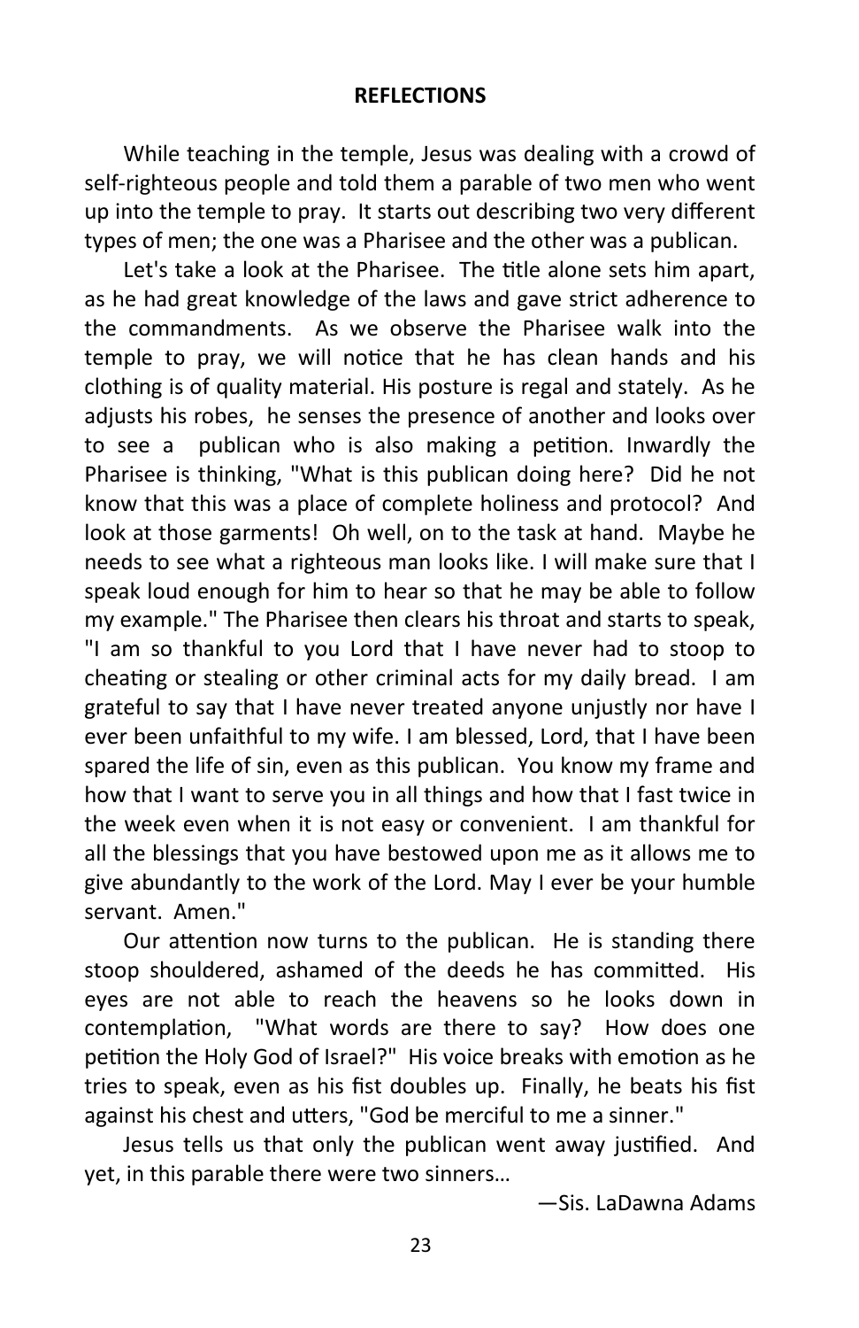**REFLECTIONS**

While teaching in the temple, Jesus was dealing with a crowd of self-righteous people and told them a parable of two men who went up into the temple to pray. It starts out describing two very different types of men; the one was a Pharisee and the other was a publican.

Let's take a look at the Pharisee. The title alone sets him apart, as he had great knowledge of the laws and gave strict adherence to the commandments. As we observe the Pharisee walk into the temple to pray, we will notice that he has clean hands and his clothing is of quality material. His posture is regal and stately. As he adjusts his robes, he senses the presence of another and looks over to see a publican who is also making a petition. Inwardly the Pharisee is thinking, "What is this publican doing here? Did he not know that this was a place of complete holiness and protocol? And look at those garments! Oh well, on to the task at hand. Maybe he needs to see what a righteous man looks like. I will make sure that I speak loud enough for him to hear so that he may be able to follow my example." The Pharisee then clears his throat and starts to speak, "I am so thankful to you Lord that I have never had to stoop to cheating or stealing or other criminal acts for my daily bread. I am grateful to say that I have never treated anyone unjustly nor have I ever been unfaithful to my wife. I am blessed, Lord, that I have been spared the life of sin, even as this publican. You know my frame and how that I want to serve you in all things and how that I fast twice in the week even when it is not easy or convenient. I am thankful for all the blessings that you have bestowed upon me as it allows me to give abundantly to the work of the Lord. May I ever be your humble servant. Amen."

Our attention now turns to the publican. He is standing there stoop shouldered, ashamed of the deeds he has committed. His eyes are not able to reach the heavens so he looks down in contemplation, "What words are there to say? How does one petition the Holy God of Israel?" His voice breaks with emotion as he tries to speak, even as his fist doubles up. Finally, he beats his fist against his chest and utters, "God be merciful to me a sinner."

Jesus tells us that only the publican went away justified. And yet, in this parable there were two sinners…

—Sis. LaDawna Adams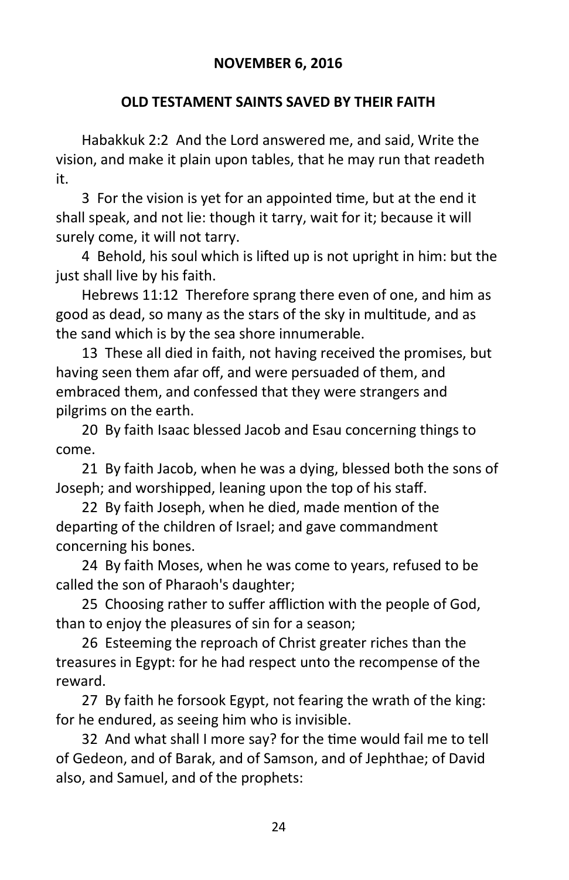**NOVEMBER 6, 2016**

**OLD TESTAMENT SAINTS SAVED BY THEIR FAITH**

Habakkuk 2:2  And the Lord answered me, and said, Write the vision, and make it plain upon tables, that he may run that readeth it.

3  For the vision is yet for an appointed time, but at the end it shall speak, and not lie: though it tarry, wait for it; because it will surely come, it will not tarry.

4  Behold, his soul which is lifted up is not upright in him: but the just shall live by his faith.

Hebrews 11:12  Therefore sprang there even of one, and him as good as dead, so many as the stars of the sky in multitude, and as the sand which is by the sea shore innumerable.

13  These all died in faith, not having received the promises, but having seen them afar off, and were persuaded of them, and embraced them, and confessed that they were strangers and pilgrims on the earth.

20  By faith Isaac blessed Jacob and Esau concerning things to come.

21  By faith Jacob, when he was a dying, blessed both the sons of Joseph; and worshipped, leaning upon the top of his staff.

22  By faith Joseph, when he died, made mention of the departing of the children of Israel; and gave commandment concerning his bones.

24  By faith Moses, when he was come to years, refused to be called the son of Pharaoh's daughter;

25  Choosing rather to suffer affliction with the people of God, than to enjoy the pleasures of sin for a season;

26  Esteeming the reproach of Christ greater riches than the treasures in Egypt: for he had respect unto the recompense of the reward.

27  By faith he forsook Egypt, not fearing the wrath of the king: for he endured, as seeing him who is invisible.

32  And what shall I more say? for the time would fail me to tell of Gedeon, and of Barak, and of Samson, and of Jephthae; of David also, and Samuel, and of the prophets: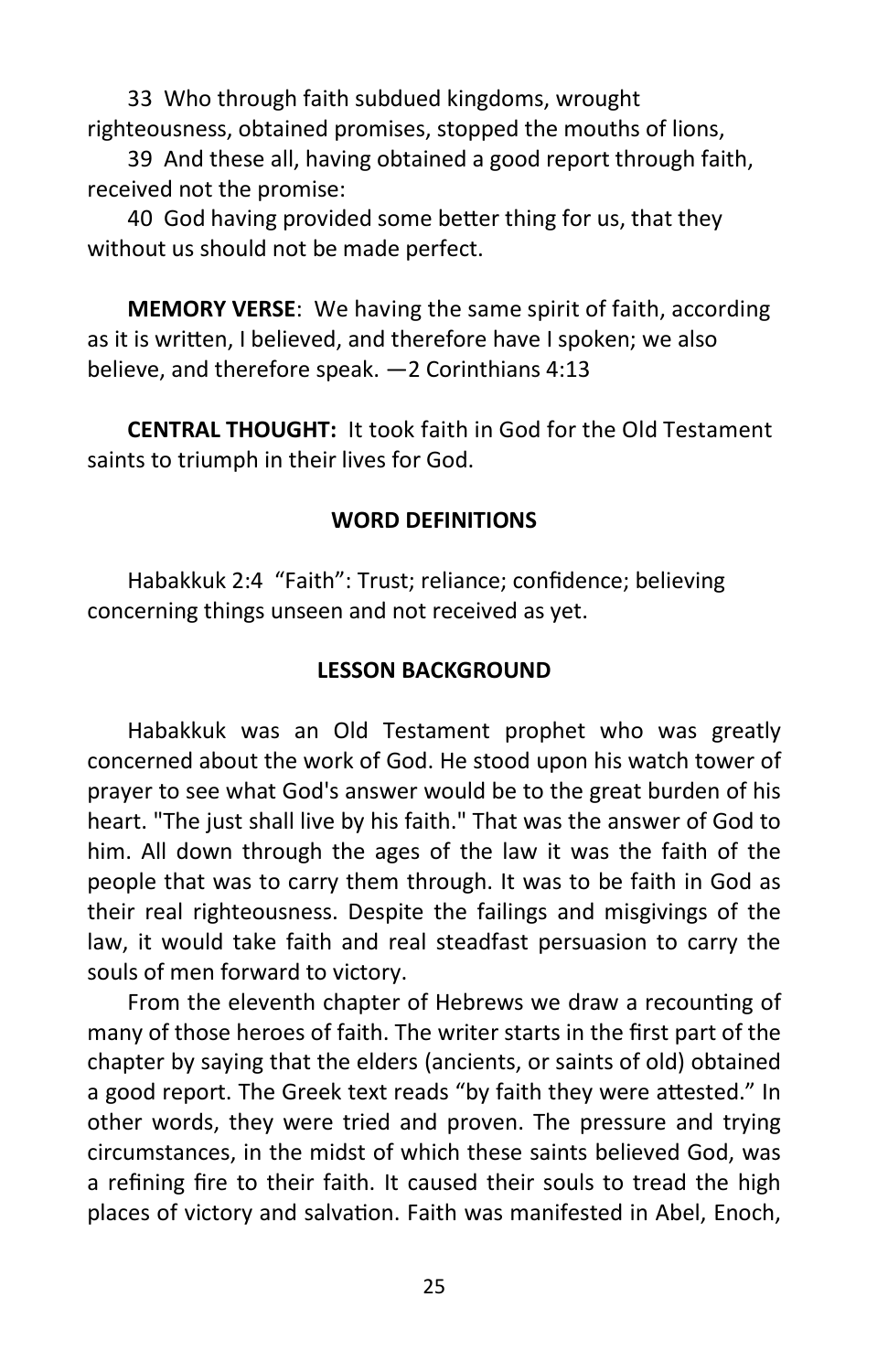33 Who through faith subdued kingdoms, wrought righteousness, obtained promises, stopped the mouths of lions,

39 And these all, having obtained a good report through faith, received not the promise:

40 God having provided some better thing for us, that they without us should not be made perfect.

**MEMORY VERSE**: We having the same spirit of faith, according as it is written, I believed, and therefore have I spoken; we also believe, and therefore speak. —2 Corinthians 4:13

**CENTRAL THOUGHT:** It took faith in God for the Old Testament saints to triumph in their lives for God.

## WORD DEFINITIONS

Habakkuk 2:4 "Faith": Trust; reliance; confidence; believing concerning things unseen and not received as yet.

## LESSON BACKGROUND

Habakkuk was an Old Testament prophet who was greatly concerned about the work of God. He stood upon his watch tower of prayer to see what God's answer would be to the great burden of his heart. "The just shall live by his faith." That was the answer of God to him. All down through the ages of the law it was the faith of the people that was to carry them through. It was to be faith in God as their real righteousness. Despite the failings and misgivings of the law, it would take faith and real steadfast persuasion to carry the souls of men forward to victory.

From the eleventh chapter of Hebrews we draw a recounting of many of those heroes of faith. The writer starts in the first part of the chapter by saying that the elders (ancients, or saints of old) obtained a good report. The Greek text reads "by faith they were attested." In other words, they were tried and proven. The pressure and trying circumstances, in the midst of which these saints believed God, was a refining fire to their faith. It caused their souls to tread the high places of victory and salvation. Faith was manifested in Abel, Enoch,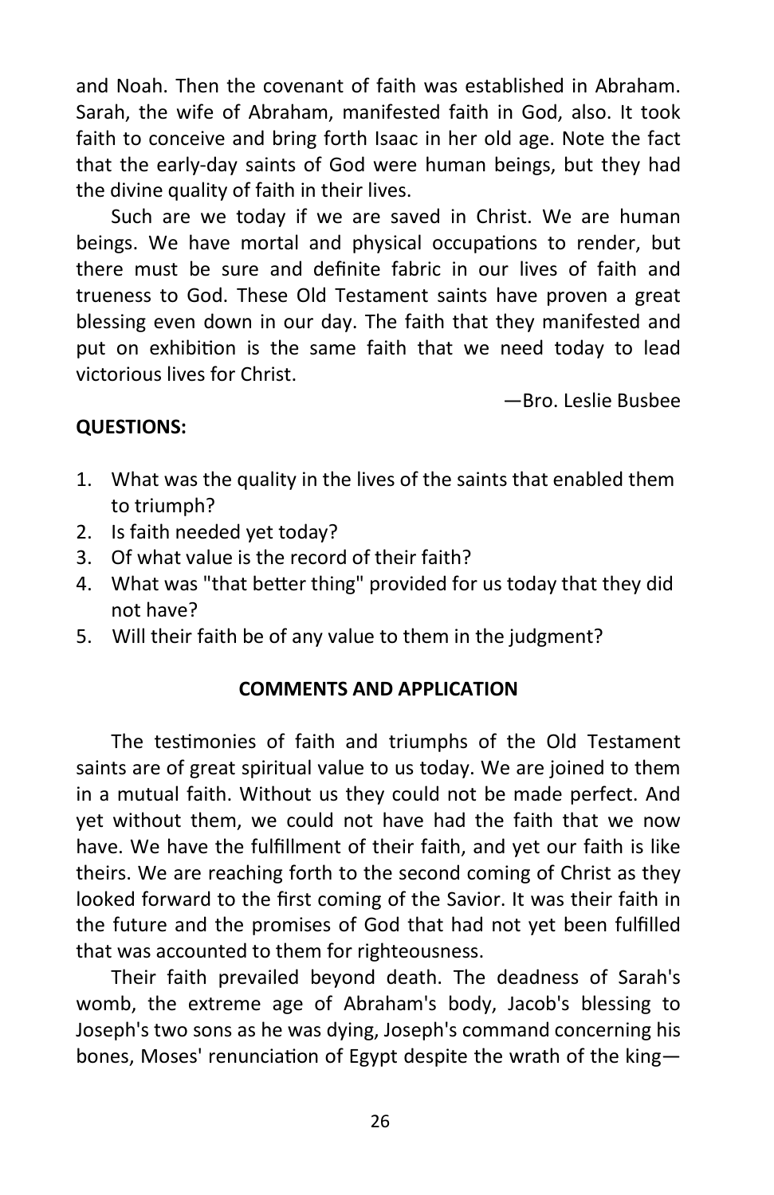and Noah. Then the covenant of faith was established in Abraham. Sarah, the wife of Abraham, manifested faith in God, also. It took faith to conceive and bring forth Isaac in her old age. Note the fact that the early-day saints of God were human beings, but they had the divine quality of faith in their lives.

Such are we today if we are saved in Christ. We are human beings. We have mortal and physical occupations to render, but there must be sure and definite fabric in our lives of faith and trueness to God. These Old Testament saints have proven a great blessing even down in our day. The faith that they manifested and put on exhibition is the same faith that we need today to lead victorious lives for Christ.

—Bro. Leslie Busbee

**QUESTIONS:**

1. What was the quality in the lives of the saints that enabled them to triumph?
2. Is faith needed yet today?
3. Of what value is the record of their faith?
4. What was "that better thing" provided for us today that they did not have?
5. Will their faith be of any value to them in the judgment?

**COMMENTS AND APPLICATION**

The testimonies of faith and triumphs of the Old Testament saints are of great spiritual value to us today. We are joined to them in a mutual faith. Without us they could not be made perfect. And yet without them, we could not have had the faith that we now have. We have the fulfillment of their faith, and yet our faith is like theirs. We are reaching forth to the second coming of Christ as they looked forward to the first coming of the Savior. It was their faith in the future and the promises of God that had not yet been fulfilled that was accounted to them for righteousness.

Their faith prevailed beyond death. The deadness of Sarah's womb, the extreme age of Abraham's body, Jacob's blessing to Joseph's two sons as he was dying, Joseph's command concerning his bones, Moses' renunciation of Egypt despite the wrath of the king—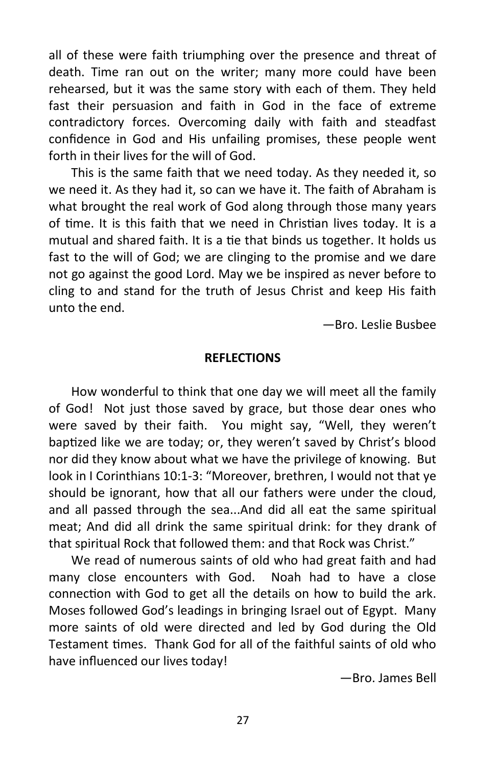all of these were faith triumphing over the presence and threat of death. Time ran out on the writer; many more could have been rehearsed, but it was the same story with each of them. They held fast their persuasion and faith in God in the face of extreme contradictory forces. Overcoming daily with faith and steadfast confidence in God and His unfailing promises, these people went forth in their lives for the will of God.

This is the same faith that we need today. As they needed it, so we need it. As they had it, so can we have it. The faith of Abraham is what brought the real work of God along through those many years of time. It is this faith that we need in Christian lives today. It is a mutual and shared faith. It is a tie that binds us together. It holds us fast to the will of God; we are clinging to the promise and we dare not go against the good Lord. May we be inspired as never before to cling to and stand for the truth of Jesus Christ and keep His faith unto the end.

—Bro. Leslie Busbee

**REFLECTIONS**

How wonderful to think that one day we will meet all the family of God! Not just those saved by grace, but those dear ones who were saved by their faith. You might say, "Well, they weren't baptized like we are today; or, they weren't saved by Christ's blood nor did they know about what we have the privilege of knowing. But look in I Corinthians 10:1-3: "Moreover, brethren, I would not that ye should be ignorant, how that all our fathers were under the cloud, and all passed through the sea...And did all eat the same spiritual meat; And did all drink the same spiritual drink: for they drank of that spiritual Rock that followed them: and that Rock was Christ."

We read of numerous saints of old who had great faith and had many close encounters with God. Noah had to have a close connection with God to get all the details on how to build the ark. Moses followed God's leadings in bringing Israel out of Egypt. Many more saints of old were directed and led by God during the Old Testament times. Thank God for all of the faithful saints of old who have influenced our lives today!

—Bro. James Bell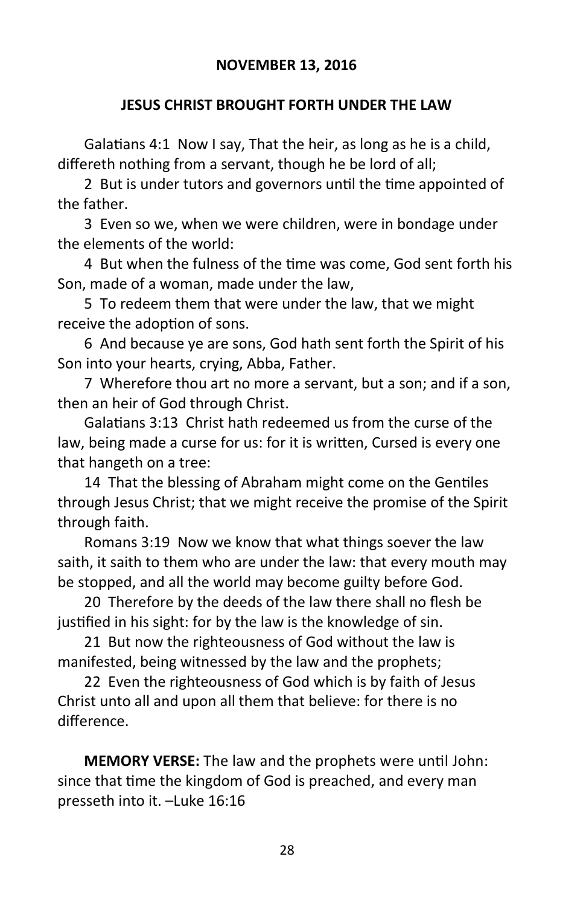**NOVEMBER 13, 2016**

## JESUS CHRIST BROUGHT FORTH UNDER THE LAW

Galatians 4:1 Now I say, That the heir, as long as he is a child, differeth nothing from a servant, though he be lord of all;

2 But is under tutors and governors until the time appointed of the father.

3 Even so we, when we were children, were in bondage under the elements of the world:

4 But when the fulness of the time was come, God sent forth his Son, made of a woman, made under the law,

5 To redeem them that were under the law, that we might receive the adoption of sons.

6 And because ye are sons, God hath sent forth the Spirit of his Son into your hearts, crying, Abba, Father.

7 Wherefore thou art no more a servant, but a son; and if a son, then an heir of God through Christ.

Galatians 3:13 Christ hath redeemed us from the curse of the law, being made a curse for us: for it is written, Cursed is every one that hangeth on a tree:

14 That the blessing of Abraham might come on the Gentiles through Jesus Christ; that we might receive the promise of the Spirit through faith.

Romans 3:19 Now we know that what things soever the law saith, it saith to them who are under the law: that every mouth may be stopped, and all the world may become guilty before God.

20 Therefore by the deeds of the law there shall no flesh be justified in his sight: for by the law is the knowledge of sin.

21 But now the righteousness of God without the law is manifested, being witnessed by the law and the prophets;

22 Even the righteousness of God which is by faith of Jesus Christ unto all and upon all them that believe: for there is no difference.

**MEMORY VERSE:** The law and the prophets were until John: since that time the kingdom of God is preached, and every man presseth into it. –Luke 16:16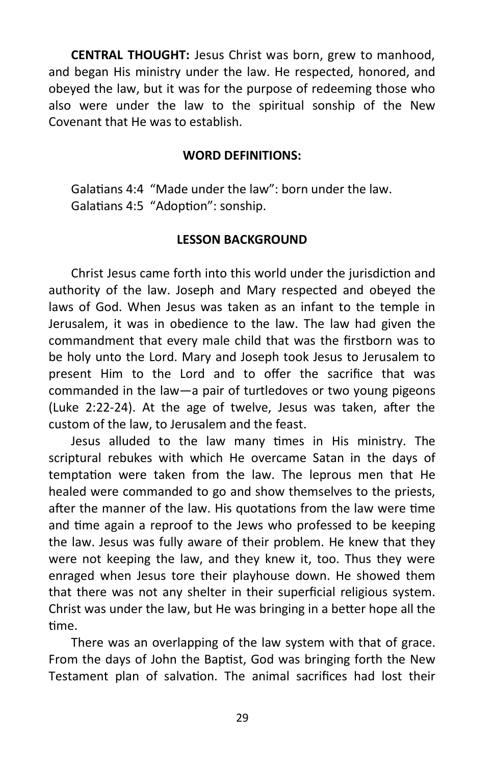**CENTRAL THOUGHT:** Jesus Christ was born, grew to manhood, and began His ministry under the law. He respected, honored, and obeyed the law, but it was for the purpose of redeeming those who also were under the law to the spiritual sonship of the New Covenant that He was to establish.

## WORD DEFINITIONS:

Galatians 4:4 "Made under the law": born under the law.
Galatians 4:5 "Adoption": sonship.

## LESSON BACKGROUND

Christ Jesus came forth into this world under the jurisdiction and authority of the law. Joseph and Mary respected and obeyed the laws of God. When Jesus was taken as an infant to the temple in Jerusalem, it was in obedience to the law. The law had given the commandment that every male child that was the firstborn was to be holy unto the Lord. Mary and Joseph took Jesus to Jerusalem to present Him to the Lord and to offer the sacrifice that was commanded in the law—a pair of turtledoves or two young pigeons (Luke 2:22-24). At the age of twelve, Jesus was taken, after the custom of the law, to Jerusalem and the feast.

Jesus alluded to the law many times in His ministry. The scriptural rebukes with which He overcame Satan in the days of temptation were taken from the law. The leprous men that He healed were commanded to go and show themselves to the priests, after the manner of the law. His quotations from the law were time and time again a reproof to the Jews who professed to be keeping the law. Jesus was fully aware of their problem. He knew that they were not keeping the law, and they knew it, too. Thus they were enraged when Jesus tore their playhouse down. He showed them that there was not any shelter in their superficial religious system. Christ was under the law, but He was bringing in a better hope all the time.

There was an overlapping of the law system with that of grace. From the days of John the Baptist, God was bringing forth the New Testament plan of salvation. The animal sacrifices had lost their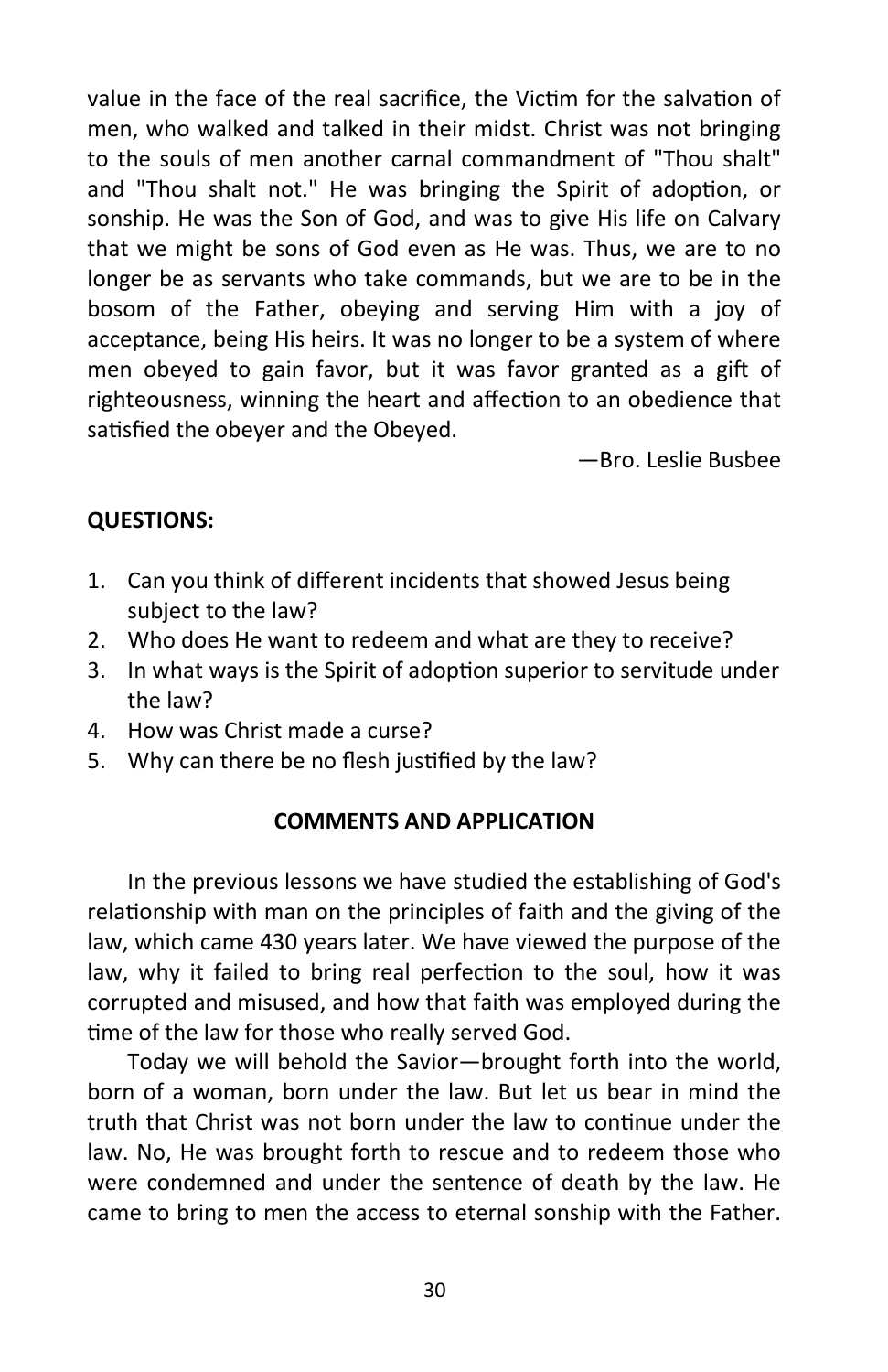value in the face of the real sacrifice, the Victim for the salvation of men, who walked and talked in their midst. Christ was not bringing to the souls of men another carnal commandment of "Thou shalt" and "Thou shalt not." He was bringing the Spirit of adoption, or sonship. He was the Son of God, and was to give His life on Calvary that we might be sons of God even as He was. Thus, we are to no longer be as servants who take commands, but we are to be in the bosom of the Father, obeying and serving Him with a joy of acceptance, being His heirs. It was no longer to be a system of where men obeyed to gain favor, but it was favor granted as a gift of righteousness, winning the heart and affection to an obedience that satisfied the obeyer and the Obeyed.

—Bro. Leslie Busbee

**QUESTIONS:**

1. Can you think of different incidents that showed Jesus being subject to the law?
2. Who does He want to redeem and what are they to receive?
3. In what ways is the Spirit of adoption superior to servitude under the law?
4. How was Christ made a curse?
5. Why can there be no flesh justified by the law?

**COMMENTS AND APPLICATION**

In the previous lessons we have studied the establishing of God's relationship with man on the principles of faith and the giving of the law, which came 430 years later. We have viewed the purpose of the law, why it failed to bring real perfection to the soul, how it was corrupted and misused, and how that faith was employed during the time of the law for those who really served God.

Today we will behold the Savior—brought forth into the world, born of a woman, born under the law. But let us bear in mind the truth that Christ was not born under the law to continue under the law. No, He was brought forth to rescue and to redeem those who were condemned and under the sentence of death by the law. He came to bring to men the access to eternal sonship with the Father.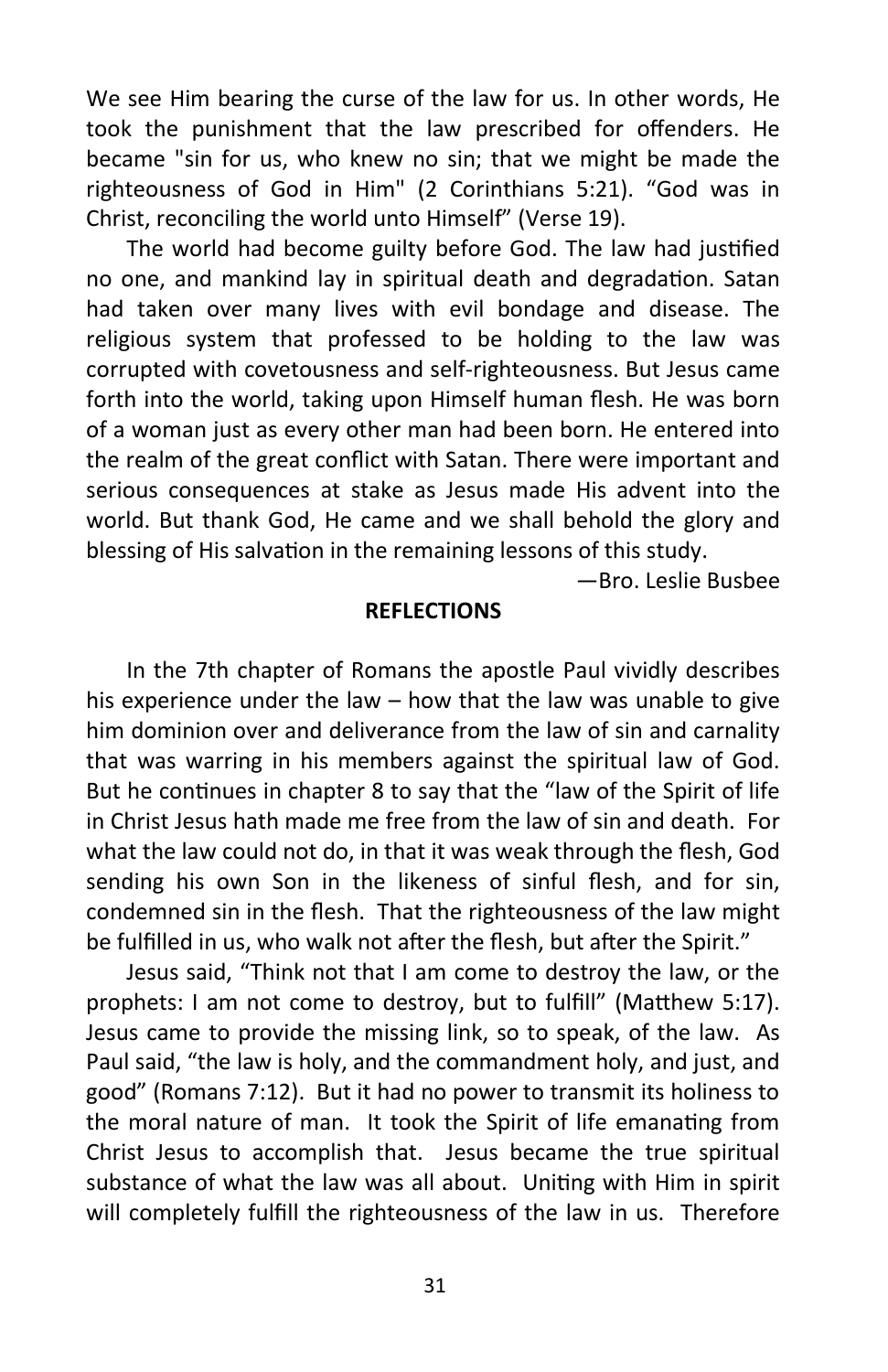We see Him bearing the curse of the law for us. In other words, He took the punishment that the law prescribed for offenders. He became "sin for us, who knew no sin; that we might be made the righteousness of God in Him" (2 Corinthians 5:21). "God was in Christ, reconciling the world unto Himself" (Verse 19).

The world had become guilty before God. The law had justified no one, and mankind lay in spiritual death and degradation. Satan had taken over many lives with evil bondage and disease. The religious system that professed to be holding to the law was corrupted with covetousness and self-righteousness. But Jesus came forth into the world, taking upon Himself human flesh. He was born of a woman just as every other man had been born. He entered into the realm of the great conflict with Satan. There were important and serious consequences at stake as Jesus made His advent into the world. But thank God, He came and we shall behold the glory and blessing of His salvation in the remaining lessons of this study.

—Bro. Leslie Busbee

**REFLECTIONS**

In the 7th chapter of Romans the apostle Paul vividly describes his experience under the law – how that the law was unable to give him dominion over and deliverance from the law of sin and carnality that was warring in his members against the spiritual law of God. But he continues in chapter 8 to say that the "law of the Spirit of life in Christ Jesus hath made me free from the law of sin and death. For what the law could not do, in that it was weak through the flesh, God sending his own Son in the likeness of sinful flesh, and for sin, condemned sin in the flesh. That the righteousness of the law might be fulfilled in us, who walk not after the flesh, but after the Spirit."

Jesus said, "Think not that I am come to destroy the law, or the prophets: I am not come to destroy, but to fulfill" (Matthew 5:17). Jesus came to provide the missing link, so to speak, of the law. As Paul said, "the law is holy, and the commandment holy, and just, and good" (Romans 7:12). But it had no power to transmit its holiness to the moral nature of man. It took the Spirit of life emanating from Christ Jesus to accomplish that. Jesus became the true spiritual substance of what the law was all about. Uniting with Him in spirit will completely fulfill the righteousness of the law in us. Therefore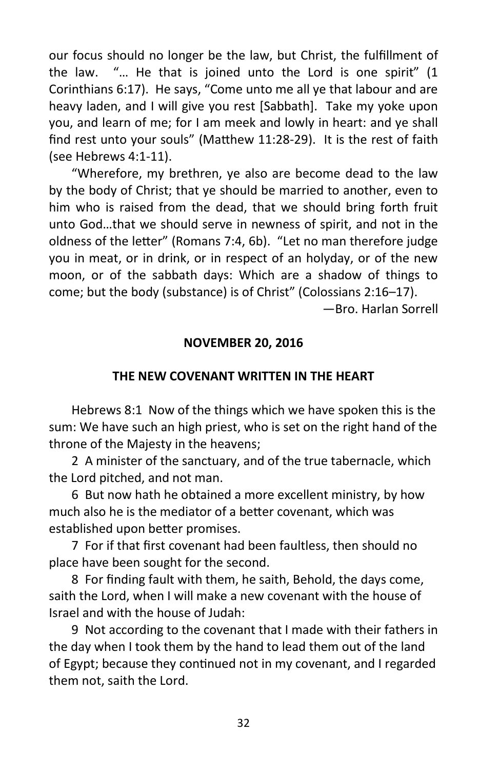our focus should no longer be the law, but Christ, the fulfillment of the law. "… He that is joined unto the Lord is one spirit" (1 Corinthians 6:17). He says, "Come unto me all ye that labour and are heavy laden, and I will give you rest [Sabbath]. Take my yoke upon you, and learn of me; for I am meek and lowly in heart: and ye shall find rest unto your souls" (Matthew 11:28-29). It is the rest of faith (see Hebrews 4:1-11).

"Wherefore, my brethren, ye also are become dead to the law by the body of Christ; that ye should be married to another, even to him who is raised from the dead, that we should bring forth fruit unto God…that we should serve in newness of spirit, and not in the oldness of the letter" (Romans 7:4, 6b). "Let no man therefore judge you in meat, or in drink, or in respect of an holyday, or of the new moon, or of the sabbath days: Which are a shadow of things to come; but the body (substance) is of Christ" (Colossians 2:16–17).

—Bro. Harlan Sorrell

**NOVEMBER 20, 2016**

**THE NEW COVENANT WRITTEN IN THE HEART**

Hebrews 8:1 Now of the things which we have spoken this is the sum: We have such an high priest, who is set on the right hand of the throne of the Majesty in the heavens;

2 A minister of the sanctuary, and of the true tabernacle, which the Lord pitched, and not man.

6 But now hath he obtained a more excellent ministry, by how much also he is the mediator of a better covenant, which was established upon better promises.

7 For if that first covenant had been faultless, then should no place have been sought for the second.

8 For finding fault with them, he saith, Behold, the days come, saith the Lord, when I will make a new covenant with the house of Israel and with the house of Judah:

9 Not according to the covenant that I made with their fathers in the day when I took them by the hand to lead them out of the land of Egypt; because they continued not in my covenant, and I regarded them not, saith the Lord.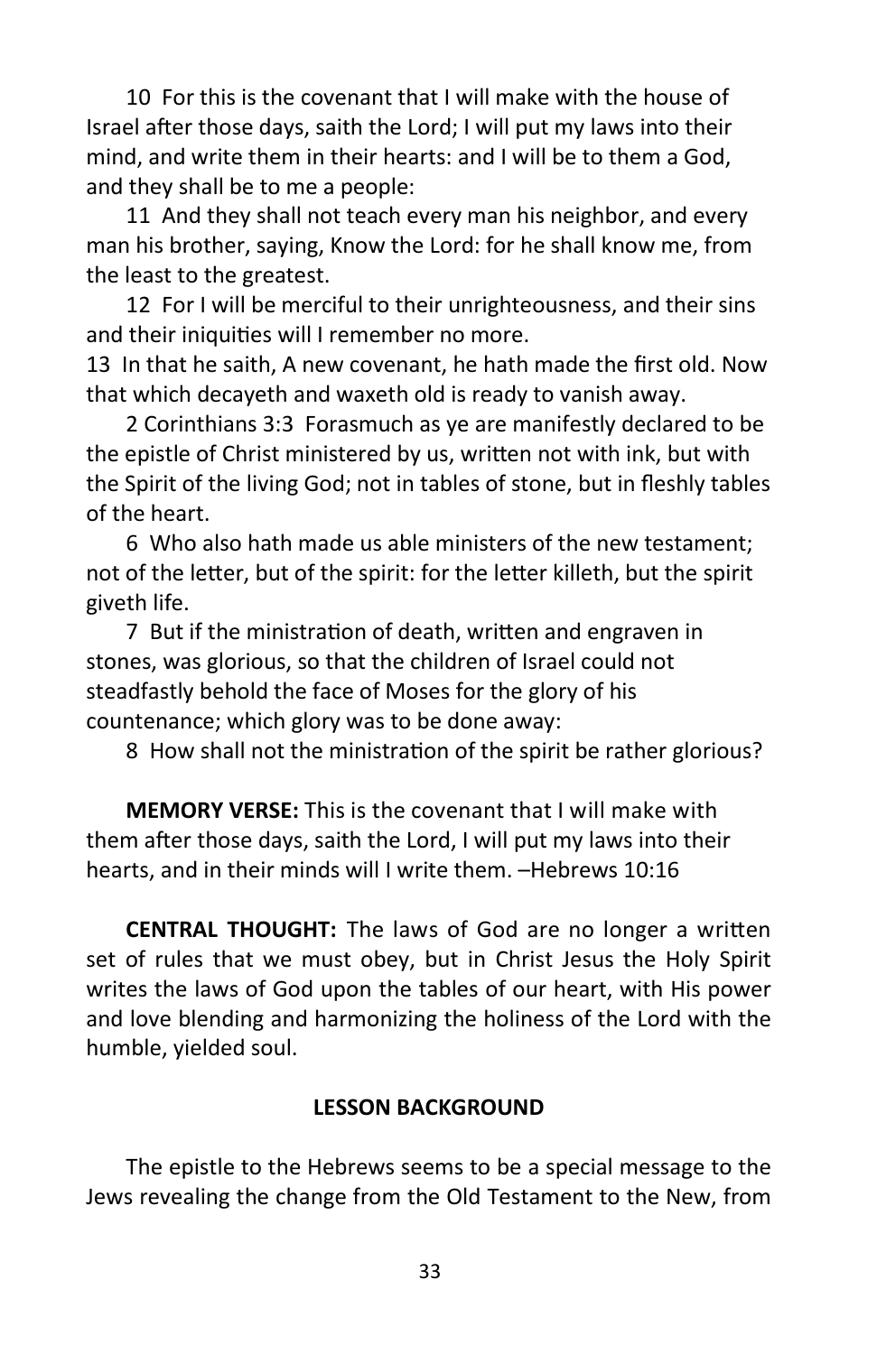10 For this is the covenant that I will make with the house of Israel after those days, saith the Lord; I will put my laws into their mind, and write them in their hearts: and I will be to them a God, and they shall be to me a people:

11 And they shall not teach every man his neighbor, and every man his brother, saying, Know the Lord: for he shall know me, from the least to the greatest.

12 For I will be merciful to their unrighteousness, and their sins and their iniquities will I remember no more.

13 In that he saith, A new covenant, he hath made the first old. Now that which decayeth and waxeth old is ready to vanish away.

2 Corinthians 3:3 Forasmuch as ye are manifestly declared to be the epistle of Christ ministered by us, written not with ink, but with the Spirit of the living God; not in tables of stone, but in fleshly tables of the heart.

6 Who also hath made us able ministers of the new testament; not of the letter, but of the spirit: for the letter killeth, but the spirit giveth life.

7 But if the ministration of death, written and engraven in stones, was glorious, so that the children of Israel could not steadfastly behold the face of Moses for the glory of his countenance; which glory was to be done away:

8 How shall not the ministration of the spirit be rather glorious?

**MEMORY VERSE:** This is the covenant that I will make with them after those days, saith the Lord, I will put my laws into their hearts, and in their minds will I write them. –Hebrews 10:16

**CENTRAL THOUGHT:** The laws of God are no longer a written set of rules that we must obey, but in Christ Jesus the Holy Spirit writes the laws of God upon the tables of our heart, with His power and love blending and harmonizing the holiness of the Lord with the humble, yielded soul.

## LESSON BACKGROUND

The epistle to the Hebrews seems to be a special message to the Jews revealing the change from the Old Testament to the New, from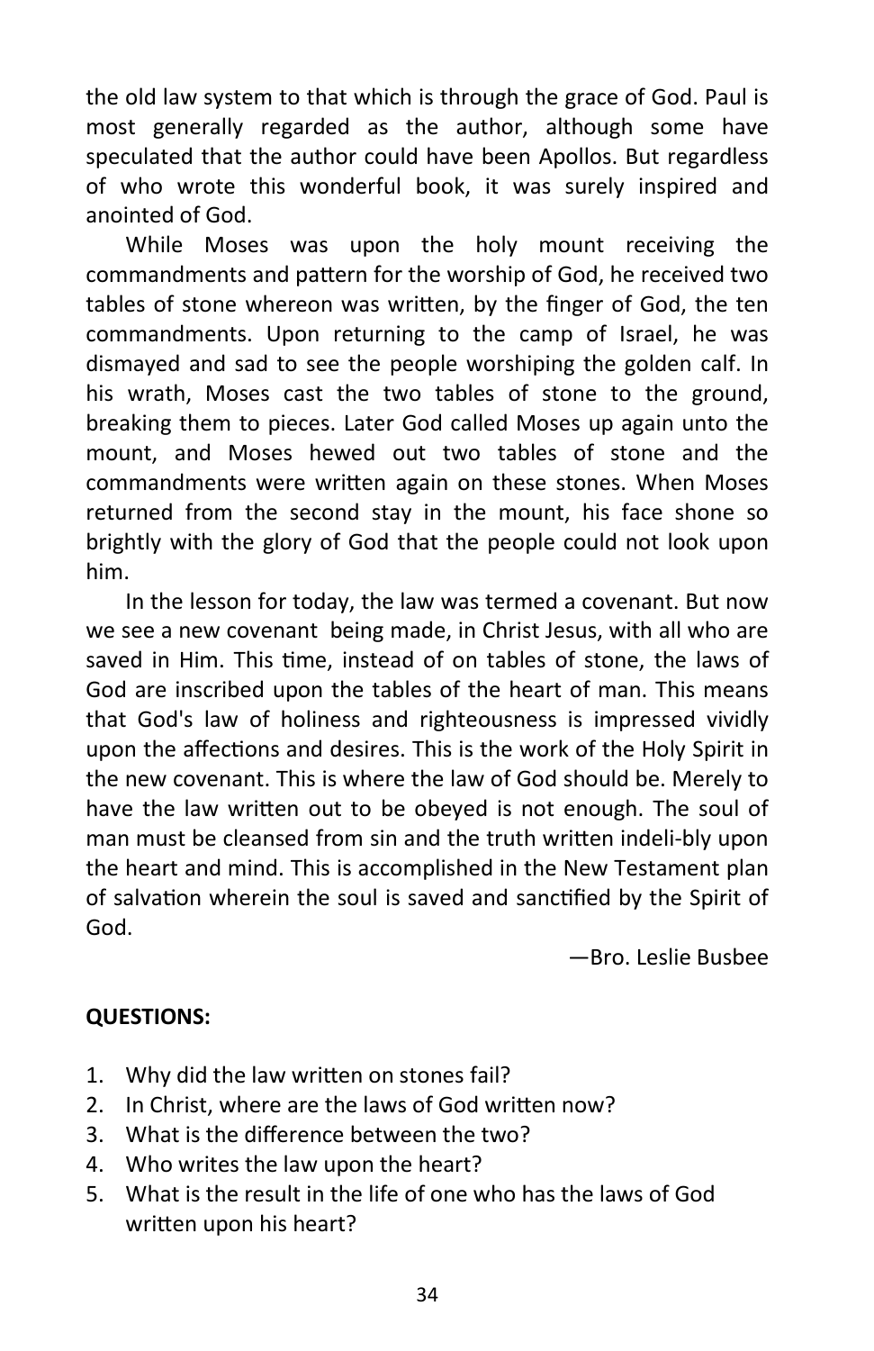the old law system to that which is through the grace of God. Paul is most generally regarded as the author, although some have speculated that the author could have been Apollos. But regardless of who wrote this wonderful book, it was surely inspired and anointed of God.

While Moses was upon the holy mount receiving the commandments and pattern for the worship of God, he received two tables of stone whereon was written, by the finger of God, the ten commandments. Upon returning to the camp of Israel, he was dismayed and sad to see the people worshiping the golden calf. In his wrath, Moses cast the two tables of stone to the ground, breaking them to pieces. Later God called Moses up again unto the mount, and Moses hewed out two tables of stone and the commandments were written again on these stones. When Moses returned from the second stay in the mount, his face shone so brightly with the glory of God that the people could not look upon him.

In the lesson for today, the law was termed a covenant. But now we see a new covenant being made, in Christ Jesus, with all who are saved in Him. This time, instead of on tables of stone, the laws of God are inscribed upon the tables of the heart of man. This means that God's law of holiness and righteousness is impressed vividly upon the affections and desires. This is the work of the Holy Spirit in the new covenant. This is where the law of God should be. Merely to have the law written out to be obeyed is not enough. The soul of man must be cleansed from sin and the truth written indeli-bly upon the heart and mind. This is accomplished in the New Testament plan of salvation wherein the soul is saved and sanctified by the Spirit of God.

—Bro. Leslie Busbee

**QUESTIONS:**

1. Why did the law written on stones fail?
2. In Christ, where are the laws of God written now?
3. What is the difference between the two?
4. Who writes the law upon the heart?
5. What is the result in the life of one who has the laws of God written upon his heart?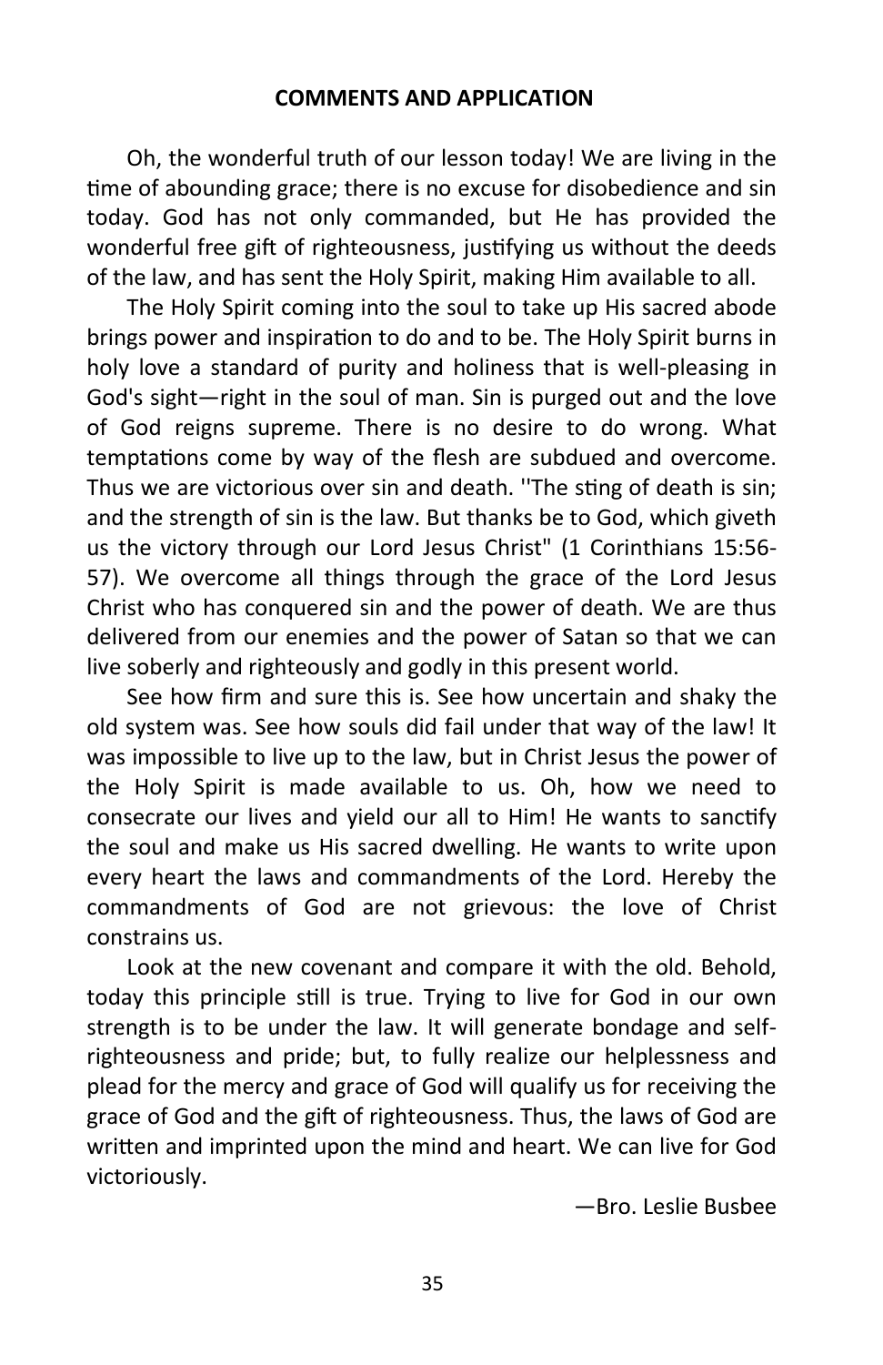## COMMENTS AND APPLICATION

Oh, the wonderful truth of our lesson today! We are living in the time of abounding grace; there is no excuse for disobedience and sin today. God has not only commanded, but He has provided the wonderful free gift of righteousness, justifying us without the deeds of the law, and has sent the Holy Spirit, making Him available to all.

The Holy Spirit coming into the soul to take up His sacred abode brings power and inspiration to do and to be. The Holy Spirit burns in holy love a standard of purity and holiness that is well-pleasing in God's sight—right in the soul of man. Sin is purged out and the love of God reigns supreme. There is no desire to do wrong. What temptations come by way of the flesh are subdued and overcome. Thus we are victorious over sin and death. "The sting of death is sin; and the strength of sin is the law. But thanks be to God, which giveth us the victory through our Lord Jesus Christ" (1 Corinthians 15:56-57). We overcome all things through the grace of the Lord Jesus Christ who has conquered sin and the power of death. We are thus delivered from our enemies and the power of Satan so that we can live soberly and righteously and godly in this present world.

See how firm and sure this is. See how uncertain and shaky the old system was. See how souls did fail under that way of the law! It was impossible to live up to the law, but in Christ Jesus the power of the Holy Spirit is made available to us. Oh, how we need to consecrate our lives and yield our all to Him! He wants to sanctify the soul and make us His sacred dwelling. He wants to write upon every heart the laws and commandments of the Lord. Hereby the commandments of God are not grievous: the love of Christ constrains us.

Look at the new covenant and compare it with the old. Behold, today this principle still is true. Trying to live for God in our own strength is to be under the law. It will generate bondage and self-righteousness and pride; but, to fully realize our helplessness and plead for the mercy and grace of God will qualify us for receiving the grace of God and the gift of righteousness. Thus, the laws of God are written and imprinted upon the mind and heart. We can live for God victoriously.

—Bro. Leslie Busbee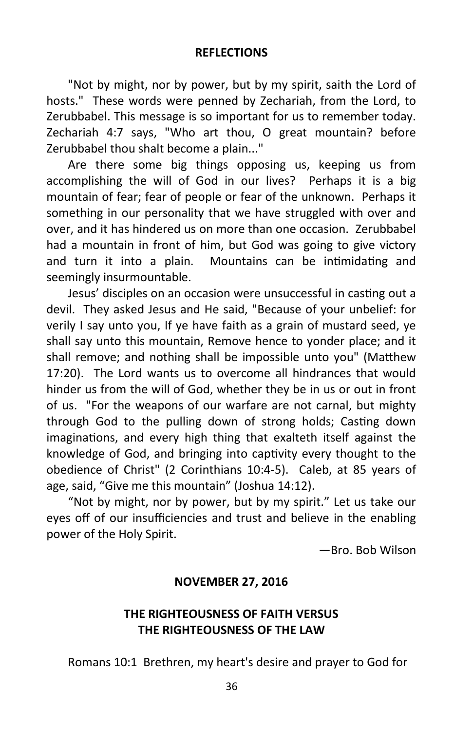## REFLECTIONS

"Not by might, nor by power, but by my spirit, saith the Lord of hosts." These words were penned by Zechariah, from the Lord, to Zerubbabel. This message is so important for us to remember today. Zechariah 4:7 says, "Who art thou, O great mountain? before Zerubbabel thou shalt become a plain..."

Are there some big things opposing us, keeping us from accomplishing the will of God in our lives? Perhaps it is a big mountain of fear; fear of people or fear of the unknown. Perhaps it something in our personality that we have struggled with over and over, and it has hindered us on more than one occasion. Zerubbabel had a mountain in front of him, but God was going to give victory and turn it into a plain. Mountains can be intimidating and seemingly insurmountable.

Jesus' disciples on an occasion were unsuccessful in casting out a devil. They asked Jesus and He said, "Because of your unbelief: for verily I say unto you, If ye have faith as a grain of mustard seed, ye shall say unto this mountain, Remove hence to yonder place; and it shall remove; and nothing shall be impossible unto you" (Matthew 17:20). The Lord wants us to overcome all hindrances that would hinder us from the will of God, whether they be in us or out in front of us. "For the weapons of our warfare are not carnal, but mighty through God to the pulling down of strong holds; Casting down imaginations, and every high thing that exalteth itself against the knowledge of God, and bringing into captivity every thought to the obedience of Christ" (2 Corinthians 10:4-5). Caleb, at 85 years of age, said, "Give me this mountain" (Joshua 14:12).

"Not by might, nor by power, but by my spirit." Let us take our eyes off of our insufficiencies and trust and believe in the enabling power of the Holy Spirit.

—Bro. Bob Wilson

## NOVEMBER 27, 2016

## THE RIGHTEOUSNESS OF FAITH VERSUS THE RIGHTEOUSNESS OF THE LAW

Romans 10:1 Brethren, my heart's desire and prayer to God for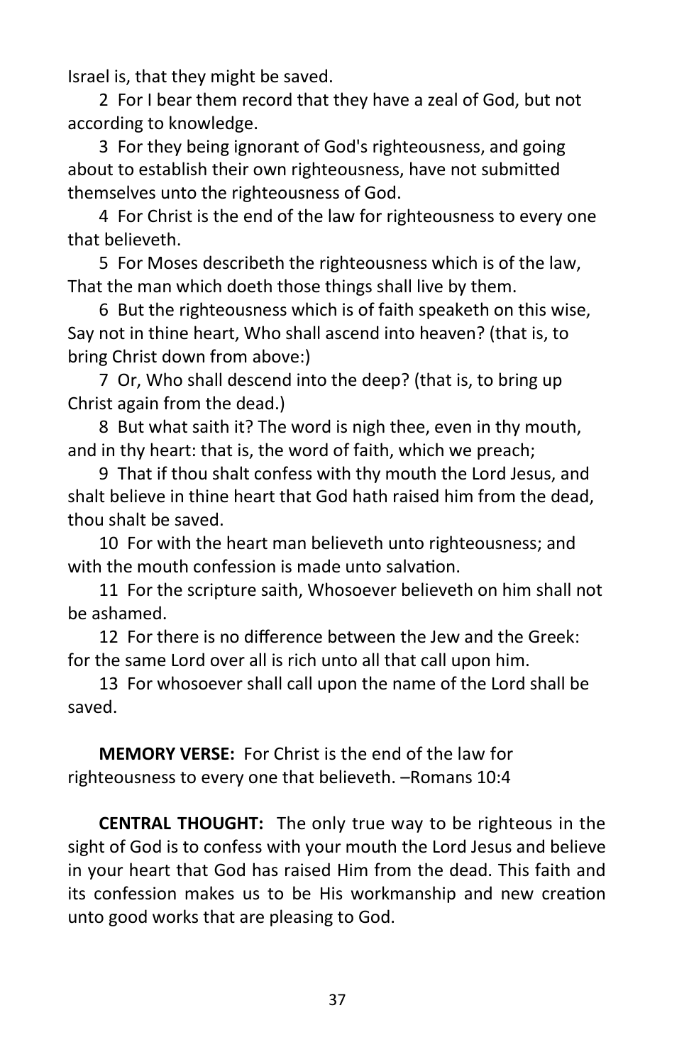Israel is, that they might be saved.

2 For I bear them record that they have a zeal of God, but not according to knowledge.

3 For they being ignorant of God's righteousness, and going about to establish their own righteousness, have not submitted themselves unto the righteousness of God.

4 For Christ is the end of the law for righteousness to every one that believeth.

5 For Moses describeth the righteousness which is of the law, That the man which doeth those things shall live by them.

6 But the righteousness which is of faith speaketh on this wise, Say not in thine heart, Who shall ascend into heaven? (that is, to bring Christ down from above:)

7 Or, Who shall descend into the deep? (that is, to bring up Christ again from the dead.)

8 But what saith it? The word is nigh thee, even in thy mouth, and in thy heart: that is, the word of faith, which we preach;

9 That if thou shalt confess with thy mouth the Lord Jesus, and shalt believe in thine heart that God hath raised him from the dead, thou shalt be saved.

10 For with the heart man believeth unto righteousness; and with the mouth confession is made unto salvation.

11 For the scripture saith, Whosoever believeth on him shall not be ashamed.

12 For there is no difference between the Jew and the Greek: for the same Lord over all is rich unto all that call upon him.

13 For whosoever shall call upon the name of the Lord shall be saved.

**MEMORY VERSE:** For Christ is the end of the law for righteousness to every one that believeth. –Romans 10:4

**CENTRAL THOUGHT:** The only true way to be righteous in the sight of God is to confess with your mouth the Lord Jesus and believe in your heart that God has raised Him from the dead. This faith and its confession makes us to be His workmanship and new creation unto good works that are pleasing to God.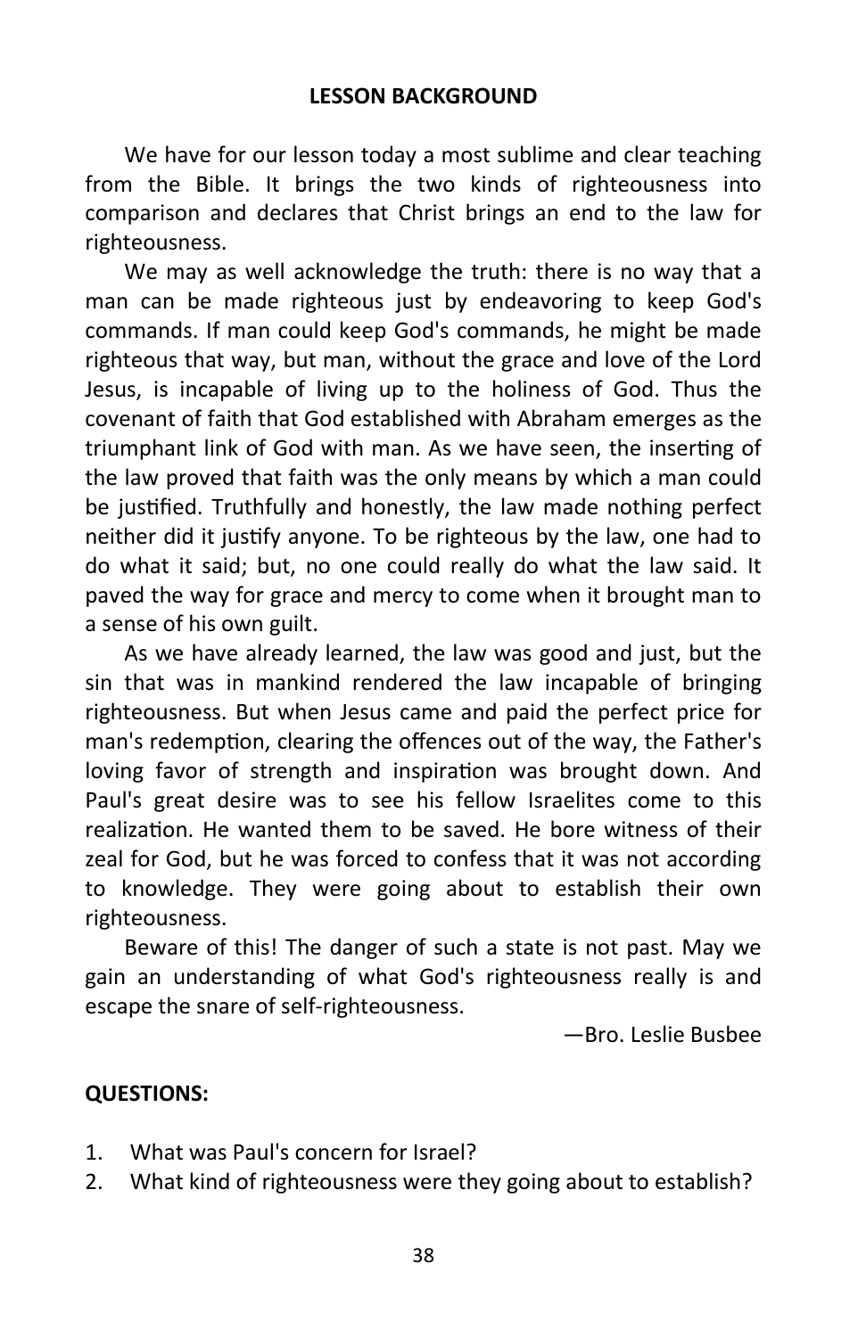## LESSON BACKGROUND

We have for our lesson today a most sublime and clear teaching from the Bible. It brings the two kinds of righteousness into comparison and declares that Christ brings an end to the law for righteousness.

We may as well acknowledge the truth: there is no way that a man can be made righteous just by endeavoring to keep God's commands. If man could keep God's commands, he might be made righteous that way, but man, without the grace and love of the Lord Jesus, is incapable of living up to the holiness of God. Thus the covenant of faith that God established with Abraham emerges as the triumphant link of God with man. As we have seen, the inserting of the law proved that faith was the only means by which a man could be justified. Truthfully and honestly, the law made nothing perfect neither did it justify anyone. To be righteous by the law, one had to do what it said; but, no one could really do what the law said. It paved the way for grace and mercy to come when it brought man to a sense of his own guilt.

As we have already learned, the law was good and just, but the sin that was in mankind rendered the law incapable of bringing righteousness. But when Jesus came and paid the perfect price for man's redemption, clearing the offences out of the way, the Father's loving favor of strength and inspiration was brought down. And Paul's great desire was to see his fellow Israelites come to this realization. He wanted them to be saved. He bore witness of their zeal for God, but he was forced to confess that it was not according to knowledge. They were going about to establish their own righteousness.

Beware of this! The danger of such a state is not past. May we gain an understanding of what God's righteousness really is and escape the snare of self-righteousness.

—Bro. Leslie Busbee

**QUESTIONS:**

1. What was Paul's concern for Israel?
2. What kind of righteousness were they going about to establish?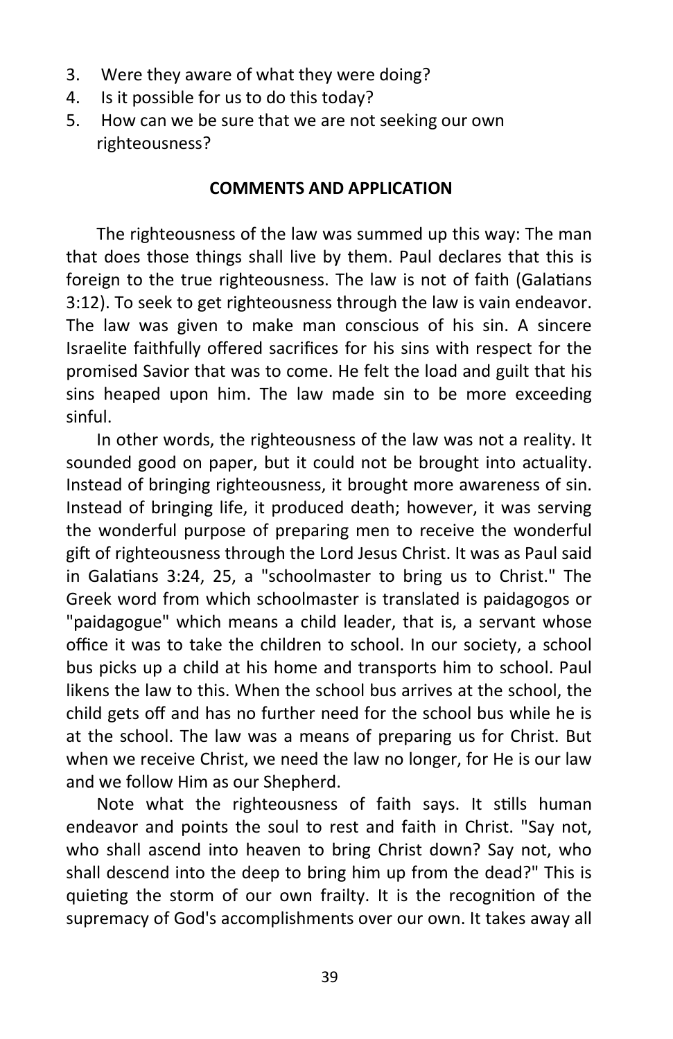3. Were they aware of what they were doing?
4. Is it possible for us to do this today?
5. How can we be sure that we are not seeking our own righteousness?

**COMMENTS AND APPLICATION**

The righteousness of the law was summed up this way: The man that does those things shall live by them. Paul declares that this is foreign to the true righteousness. The law is not of faith (Galatians 3:12). To seek to get righteousness through the law is vain endeavor. The law was given to make man conscious of his sin. A sincere Israelite faithfully offered sacrifices for his sins with respect for the promised Savior that was to come. He felt the load and guilt that his sins heaped upon him. The law made sin to be more exceeding sinful.

In other words, the righteousness of the law was not a reality. It sounded good on paper, but it could not be brought into actuality. Instead of bringing righteousness, it brought more awareness of sin. Instead of bringing life, it produced death; however, it was serving the wonderful purpose of preparing men to receive the wonderful gift of righteousness through the Lord Jesus Christ. It was as Paul said in Galatians 3:24, 25, a "schoolmaster to bring us to Christ." The Greek word from which schoolmaster is translated is paidagogos or "paidagogue" which means a child leader, that is, a servant whose office it was to take the children to school. In our society, a school bus picks up a child at his home and transports him to school. Paul likens the law to this. When the school bus arrives at the school, the child gets off and has no further need for the school bus while he is at the school. The law was a means of preparing us for Christ. But when we receive Christ, we need the law no longer, for He is our law and we follow Him as our Shepherd.

Note what the righteousness of faith says. It stills human endeavor and points the soul to rest and faith in Christ. "Say not, who shall ascend into heaven to bring Christ down? Say not, who shall descend into the deep to bring him up from the dead?" This is quieting the storm of our own frailty. It is the recognition of the supremacy of God's accomplishments over our own. It takes away all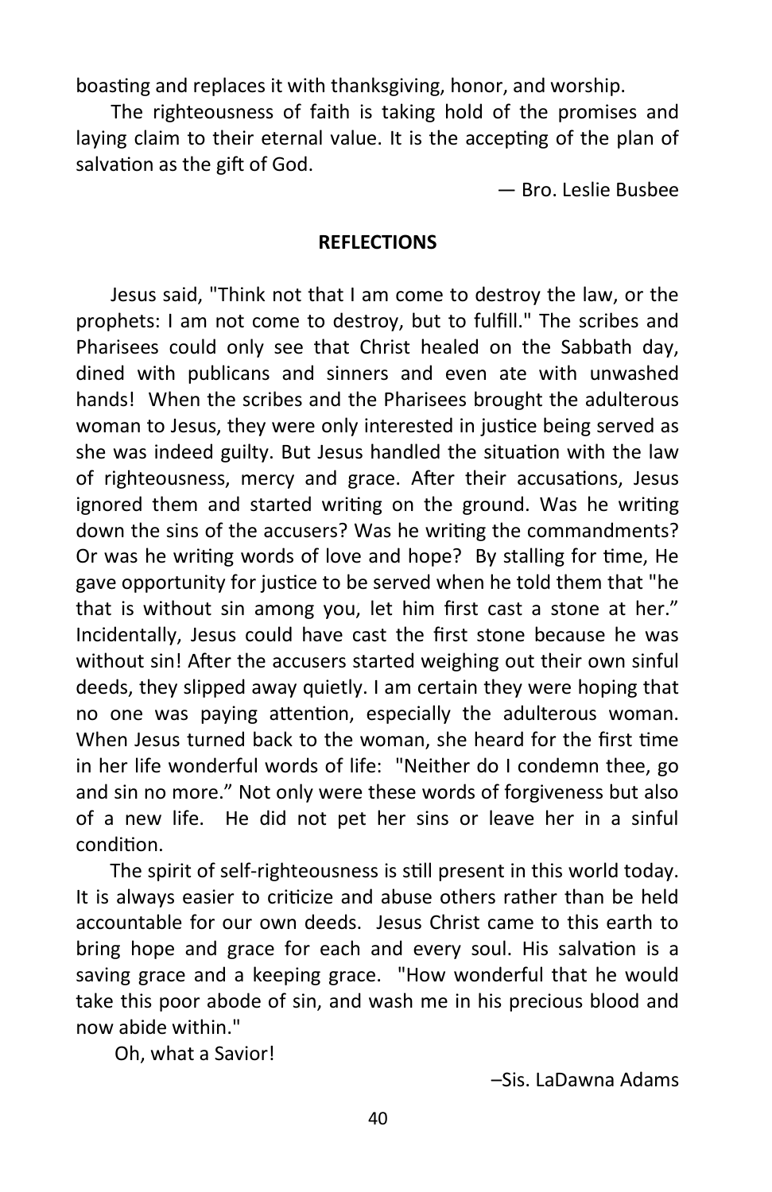boasting and replaces it with thanksgiving, honor, and worship.

The righteousness of faith is taking hold of the promises and laying claim to their eternal value. It is the accepting of the plan of salvation as the gift of God.

— Bro. Leslie Busbee

**REFLECTIONS**

Jesus said, "Think not that I am come to destroy the law, or the prophets: I am not come to destroy, but to fulfill." The scribes and Pharisees could only see that Christ healed on the Sabbath day, dined with publicans and sinners and even ate with unwashed hands! When the scribes and the Pharisees brought the adulterous woman to Jesus, they were only interested in justice being served as she was indeed guilty. But Jesus handled the situation with the law of righteousness, mercy and grace. After their accusations, Jesus ignored them and started writing on the ground. Was he writing down the sins of the accusers? Was he writing the commandments? Or was he writing words of love and hope? By stalling for time, He gave opportunity for justice to be served when he told them that "he that is without sin among you, let him first cast a stone at her." Incidentally, Jesus could have cast the first stone because he was without sin! After the accusers started weighing out their own sinful deeds, they slipped away quietly. I am certain they were hoping that no one was paying attention, especially the adulterous woman. When Jesus turned back to the woman, she heard for the first time in her life wonderful words of life: "Neither do I condemn thee, go and sin no more." Not only were these words of forgiveness but also of a new life. He did not pet her sins or leave her in a sinful condition.

The spirit of self-righteousness is still present in this world today. It is always easier to criticize and abuse others rather than be held accountable for our own deeds. Jesus Christ came to this earth to bring hope and grace for each and every soul. His salvation is a saving grace and a keeping grace. "How wonderful that he would take this poor abode of sin, and wash me in his precious blood and now abide within."

Oh, what a Savior!

–Sis. LaDawna Adams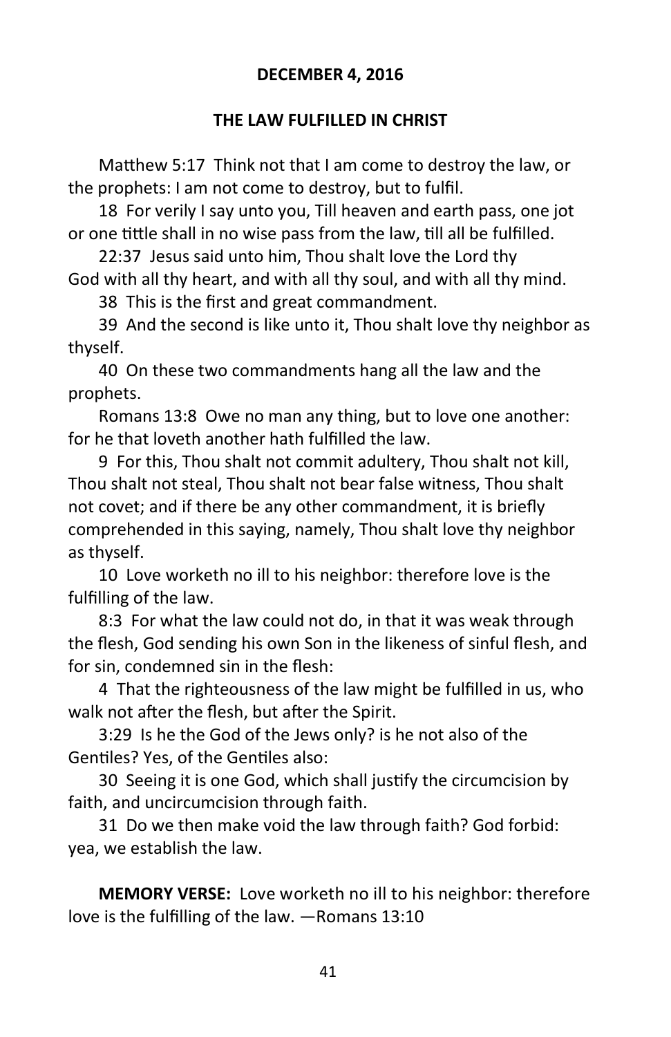**DECEMBER 4, 2016**

**THE LAW FULFILLED IN CHRIST**

Matthew 5:17 Think not that I am come to destroy the law, or the prophets: I am not come to destroy, but to fulfil.

18 For verily I say unto you, Till heaven and earth pass, one jot or one tittle shall in no wise pass from the law, till all be fulfilled.

22:37 Jesus said unto him, Thou shalt love the Lord thy God with all thy heart, and with all thy soul, and with all thy mind.

38 This is the first and great commandment.

39 And the second is like unto it, Thou shalt love thy neighbor as thyself.

40 On these two commandments hang all the law and the prophets.

Romans 13:8 Owe no man any thing, but to love one another: for he that loveth another hath fulfilled the law.

9 For this, Thou shalt not commit adultery, Thou shalt not kill, Thou shalt not steal, Thou shalt not bear false witness, Thou shalt not covet; and if there be any other commandment, it is briefly comprehended in this saying, namely, Thou shalt love thy neighbor as thyself.

10 Love worketh no ill to his neighbor: therefore love is the fulfilling of the law.

8:3 For what the law could not do, in that it was weak through the flesh, God sending his own Son in the likeness of sinful flesh, and for sin, condemned sin in the flesh:

4 That the righteousness of the law might be fulfilled in us, who walk not after the flesh, but after the Spirit.

3:29 Is he the God of the Jews only? is he not also of the Gentiles? Yes, of the Gentiles also:

30 Seeing it is one God, which shall justify the circumcision by faith, and uncircumcision through faith.

31 Do we then make void the law through faith? God forbid: yea, we establish the law.

**MEMORY VERSE:** Love worketh no ill to his neighbor: therefore love is the fulfilling of the law. —Romans 13:10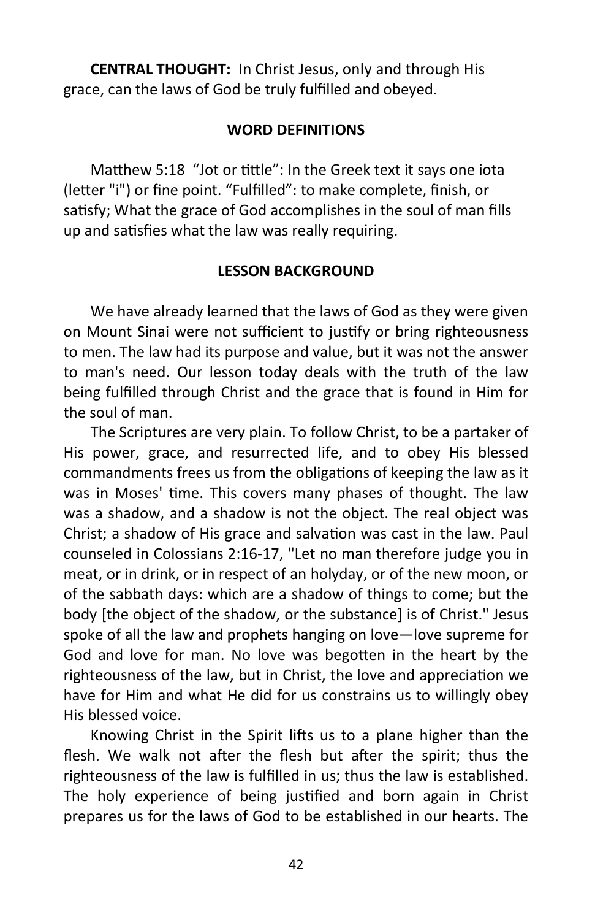**CENTRAL THOUGHT:** In Christ Jesus, only and through His grace, can the laws of God be truly fulfilled and obeyed.

## WORD DEFINITIONS

Matthew 5:18 "Jot or tittle": In the Greek text it says one iota (letter "i") or fine point. "Fulfilled": to make complete, finish, or satisfy; What the grace of God accomplishes in the soul of man fills up and satisfies what the law was really requiring.

## LESSON BACKGROUND

We have already learned that the laws of God as they were given on Mount Sinai were not sufficient to justify or bring righteousness to men. The law had its purpose and value, but it was not the answer to man's need. Our lesson today deals with the truth of the law being fulfilled through Christ and the grace that is found in Him for the soul of man.

The Scriptures are very plain. To follow Christ, to be a partaker of His power, grace, and resurrected life, and to obey His blessed commandments frees us from the obligations of keeping the law as it was in Moses' time. This covers many phases of thought. The law was a shadow, and a shadow is not the object. The real object was Christ; a shadow of His grace and salvation was cast in the law. Paul counseled in Colossians 2:16-17, "Let no man therefore judge you in meat, or in drink, or in respect of an holyday, or of the new moon, or of the sabbath days: which are a shadow of things to come; but the body [the object of the shadow, or the substance] is of Christ." Jesus spoke of all the law and prophets hanging on love—love supreme for God and love for man. No love was begotten in the heart by the righteousness of the law, but in Christ, the love and appreciation we have for Him and what He did for us constrains us to willingly obey His blessed voice.

Knowing Christ in the Spirit lifts us to a plane higher than the flesh. We walk not after the flesh but after the spirit; thus the righteousness of the law is fulfilled in us; thus the law is established. The holy experience of being justified and born again in Christ prepares us for the laws of God to be established in our hearts. The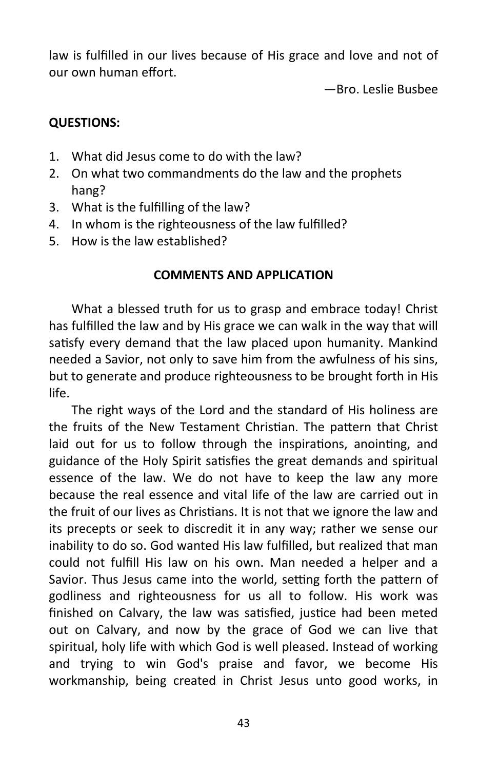law is fulfilled in our lives because of His grace and love and not of our own human effort.

—Bro. Leslie Busbee

**QUESTIONS:**

1. What did Jesus come to do with the law?
2. On what two commandments do the law and the prophets hang?
3. What is the fulfilling of the law?
4. In whom is the righteousness of the law fulfilled?
5. How is the law established?

**COMMENTS AND APPLICATION**

What a blessed truth for us to grasp and embrace today! Christ has fulfilled the law and by His grace we can walk in the way that will satisfy every demand that the law placed upon humanity. Mankind needed a Savior, not only to save him from the awfulness of his sins, but to generate and produce righteousness to be brought forth in His life.

The right ways of the Lord and the standard of His holiness are the fruits of the New Testament Christian. The pattern that Christ laid out for us to follow through the inspirations, anointing, and guidance of the Holy Spirit satisfies the great demands and spiritual essence of the law. We do not have to keep the law any more because the real essence and vital life of the law are carried out in the fruit of our lives as Christians. It is not that we ignore the law and its precepts or seek to discredit it in any way; rather we sense our inability to do so. God wanted His law fulfilled, but realized that man could not fulfill His law on his own. Man needed a helper and a Savior. Thus Jesus came into the world, setting forth the pattern of godliness and righteousness for us all to follow. His work was finished on Calvary, the law was satisfied, justice had been meted out on Calvary, and now by the grace of God we can live that spiritual, holy life with which God is well pleased. Instead of working and trying to win God's praise and favor, we become His workmanship, being created in Christ Jesus unto good works, in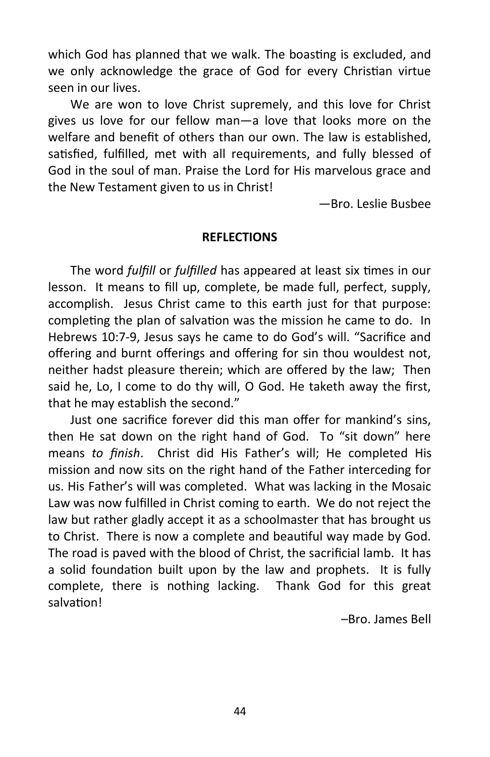which God has planned that we walk. The boasting is excluded, and we only acknowledge the grace of God for every Christian virtue seen in our lives.

We are won to love Christ supremely, and this love for Christ gives us love for our fellow man—a love that looks more on the welfare and benefit of others than our own. The law is established, satisfied, fulfilled, met with all requirements, and fully blessed of God in the soul of man. Praise the Lord for His marvelous grace and the New Testament given to us in Christ!

—Bro. Leslie Busbee

**REFLECTIONS**

The word *fulfill* or *fulfilled* has appeared at least six times in our lesson. It means to fill up, complete, be made full, perfect, supply, accomplish. Jesus Christ came to this earth just for that purpose: completing the plan of salvation was the mission he came to do. In Hebrews 10:7-9, Jesus says he came to do God's will. "Sacrifice and offering and burnt offerings and offering for sin thou wouldest not, neither hadst pleasure therein; which are offered by the law; Then said he, Lo, I come to do thy will, O God. He taketh away the first, that he may establish the second."

Just one sacrifice forever did this man offer for mankind's sins, then He sat down on the right hand of God. To "sit down" here means *to finish*. Christ did His Father's will; He completed His mission and now sits on the right hand of the Father interceding for us. His Father's will was completed. What was lacking in the Mosaic Law was now fulfilled in Christ coming to earth. We do not reject the law but rather gladly accept it as a schoolmaster that has brought us to Christ. There is now a complete and beautiful way made by God. The road is paved with the blood of Christ, the sacrificial lamb. It has a solid foundation built upon by the law and prophets. It is fully complete, there is nothing lacking. Thank God for this great salvation!

–Bro. James Bell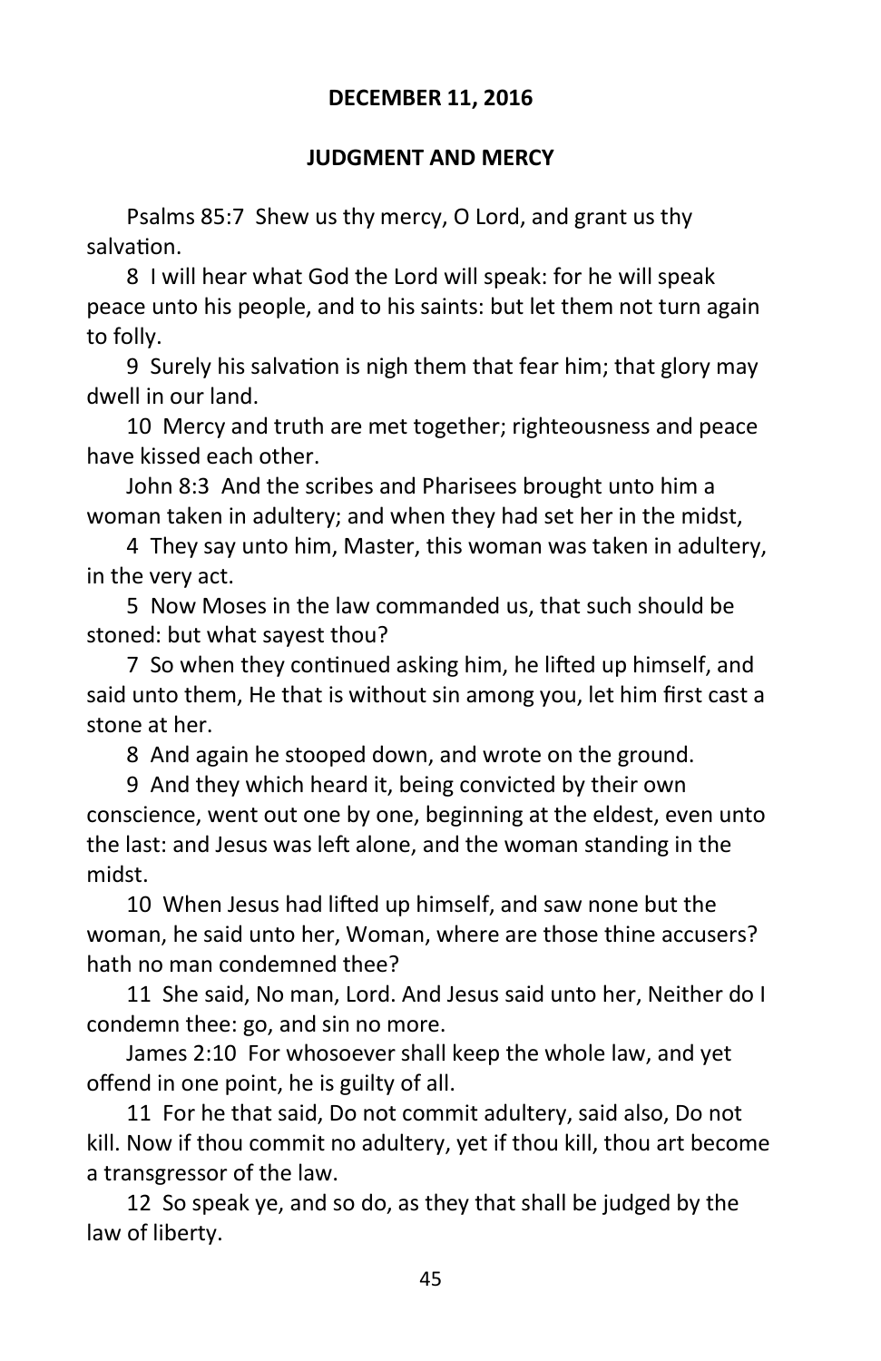**DECEMBER 11, 2016**

**JUDGMENT AND MERCY**

Psalms 85:7 Shew us thy mercy, O Lord, and grant us thy salvation.

8 I will hear what God the Lord will speak: for he will speak peace unto his people, and to his saints: but let them not turn again to folly.

9 Surely his salvation is nigh them that fear him; that glory may dwell in our land.

10 Mercy and truth are met together; righteousness and peace have kissed each other.

John 8:3 And the scribes and Pharisees brought unto him a woman taken in adultery; and when they had set her in the midst,

4 They say unto him, Master, this woman was taken in adultery, in the very act.

5 Now Moses in the law commanded us, that such should be stoned: but what sayest thou?

7 So when they continued asking him, he lifted up himself, and said unto them, He that is without sin among you, let him first cast a stone at her.

8 And again he stooped down, and wrote on the ground.

9 And they which heard it, being convicted by their own conscience, went out one by one, beginning at the eldest, even unto the last: and Jesus was left alone, and the woman standing in the midst.

10 When Jesus had lifted up himself, and saw none but the woman, he said unto her, Woman, where are those thine accusers? hath no man condemned thee?

11 She said, No man, Lord. And Jesus said unto her, Neither do I condemn thee: go, and sin no more.

James 2:10 For whosoever shall keep the whole law, and yet offend in one point, he is guilty of all.

11 For he that said, Do not commit adultery, said also, Do not kill. Now if thou commit no adultery, yet if thou kill, thou art become a transgressor of the law.

12 So speak ye, and so do, as they that shall be judged by the law of liberty.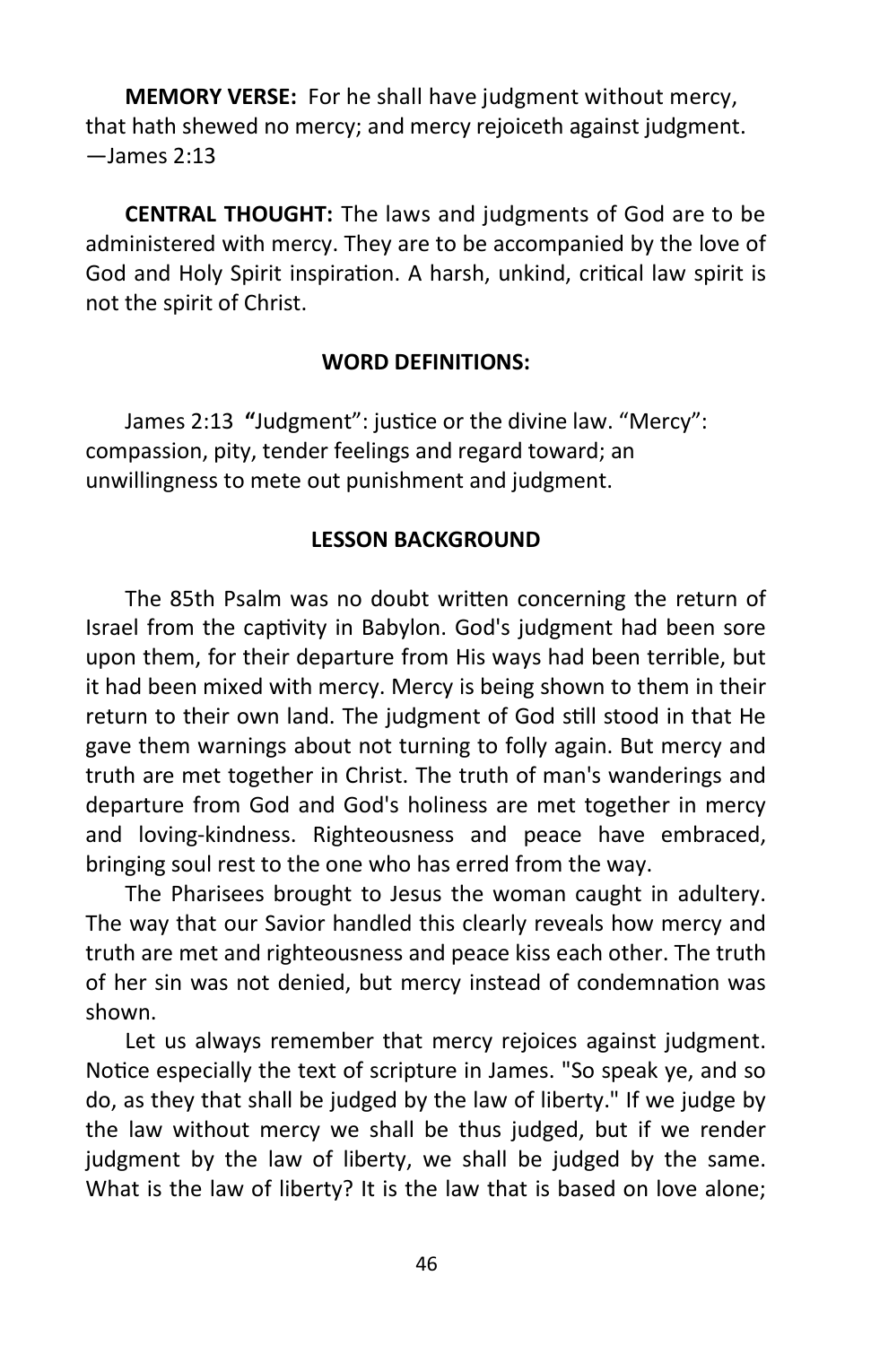**MEMORY VERSE:** For he shall have judgment without mercy, that hath shewed no mercy; and mercy rejoiceth against judgment. —James 2:13

**CENTRAL THOUGHT:** The laws and judgments of God are to be administered with mercy. They are to be accompanied by the love of God and Holy Spirit inspiration. A harsh, unkind, critical law spirit is not the spirit of Christ.

**WORD DEFINITIONS:**

James 2:13 **"**Judgment": justice or the divine law. "Mercy": compassion, pity, tender feelings and regard toward; an unwillingness to mete out punishment and judgment.

**LESSON BACKGROUND**

The 85th Psalm was no doubt written concerning the return of Israel from the captivity in Babylon. God's judgment had been sore upon them, for their departure from His ways had been terrible, but it had been mixed with mercy. Mercy is being shown to them in their return to their own land. The judgment of God still stood in that He gave them warnings about not turning to folly again. But mercy and truth are met together in Christ. The truth of man's wanderings and departure from God and God's holiness are met together in mercy and loving-kindness. Righteousness and peace have embraced, bringing soul rest to the one who has erred from the way.

The Pharisees brought to Jesus the woman caught in adultery. The way that our Savior handled this clearly reveals how mercy and truth are met and righteousness and peace kiss each other. The truth of her sin was not denied, but mercy instead of condemnation was shown.

Let us always remember that mercy rejoices against judgment. Notice especially the text of scripture in James. "So speak ye, and so do, as they that shall be judged by the law of liberty." If we judge by the law without mercy we shall be thus judged, but if we render judgment by the law of liberty, we shall be judged by the same. What is the law of liberty? It is the law that is based on love alone;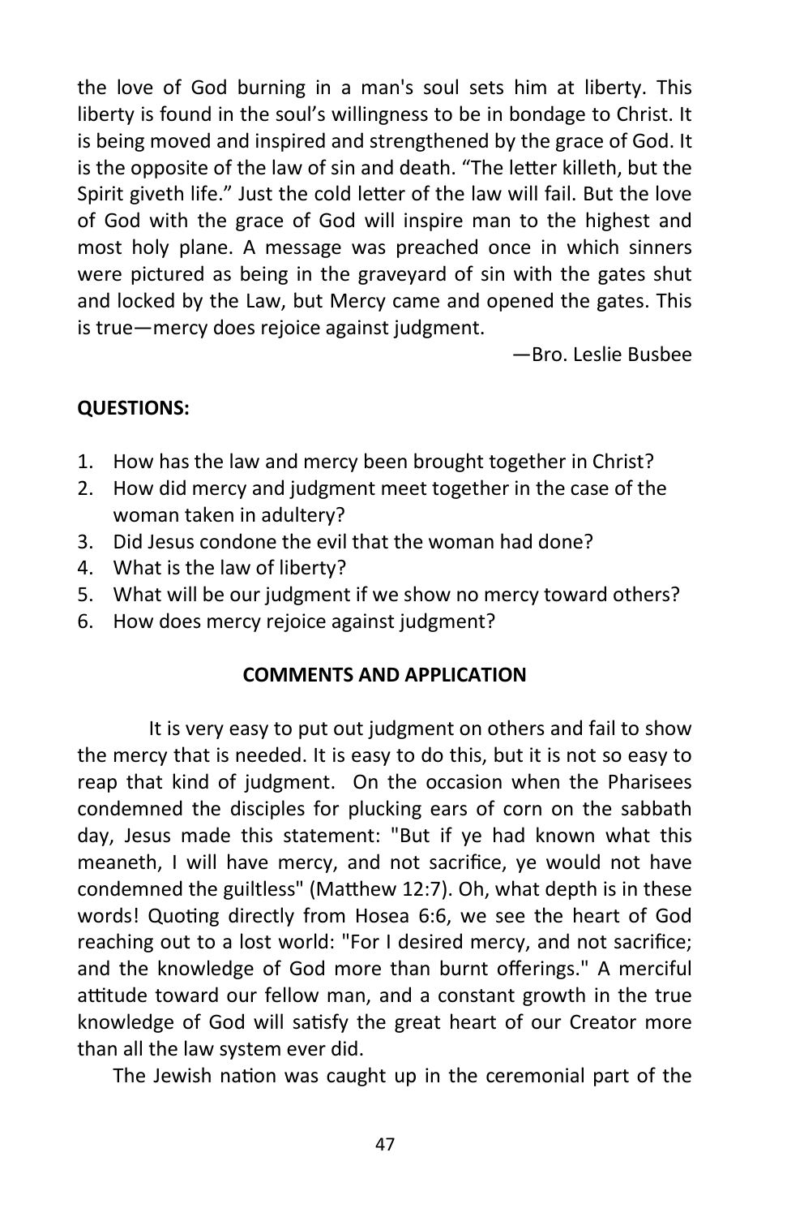the love of God burning in a man's soul sets him at liberty. This liberty is found in the soul's willingness to be in bondage to Christ. It is being moved and inspired and strengthened by the grace of God. It is the opposite of the law of sin and death. "The letter killeth, but the Spirit giveth life." Just the cold letter of the law will fail. But the love of God with the grace of God will inspire man to the highest and most holy plane. A message was preached once in which sinners were pictured as being in the graveyard of sin with the gates shut and locked by the Law, but Mercy came and opened the gates. This is true—mercy does rejoice against judgment.

—Bro. Leslie Busbee

**QUESTIONS:**

1. How has the law and mercy been brought together in Christ?
2. How did mercy and judgment meet together in the case of the woman taken in adultery?
3. Did Jesus condone the evil that the woman had done?
4. What is the law of liberty?
5. What will be our judgment if we show no mercy toward others?
6. How does mercy rejoice against judgment?

**COMMENTS AND APPLICATION**

It is very easy to put out judgment on others and fail to show the mercy that is needed. It is easy to do this, but it is not so easy to reap that kind of judgment. On the occasion when the Pharisees condemned the disciples for plucking ears of corn on the sabbath day, Jesus made this statement: "But if ye had known what this meaneth, I will have mercy, and not sacrifice, ye would not have condemned the guiltless" (Matthew 12:7). Oh, what depth is in these words! Quoting directly from Hosea 6:6, we see the heart of God reaching out to a lost world: "For I desired mercy, and not sacrifice; and the knowledge of God more than burnt offerings." A merciful attitude toward our fellow man, and a constant growth in the true knowledge of God will satisfy the great heart of our Creator more than all the law system ever did.

The Jewish nation was caught up in the ceremonial part of the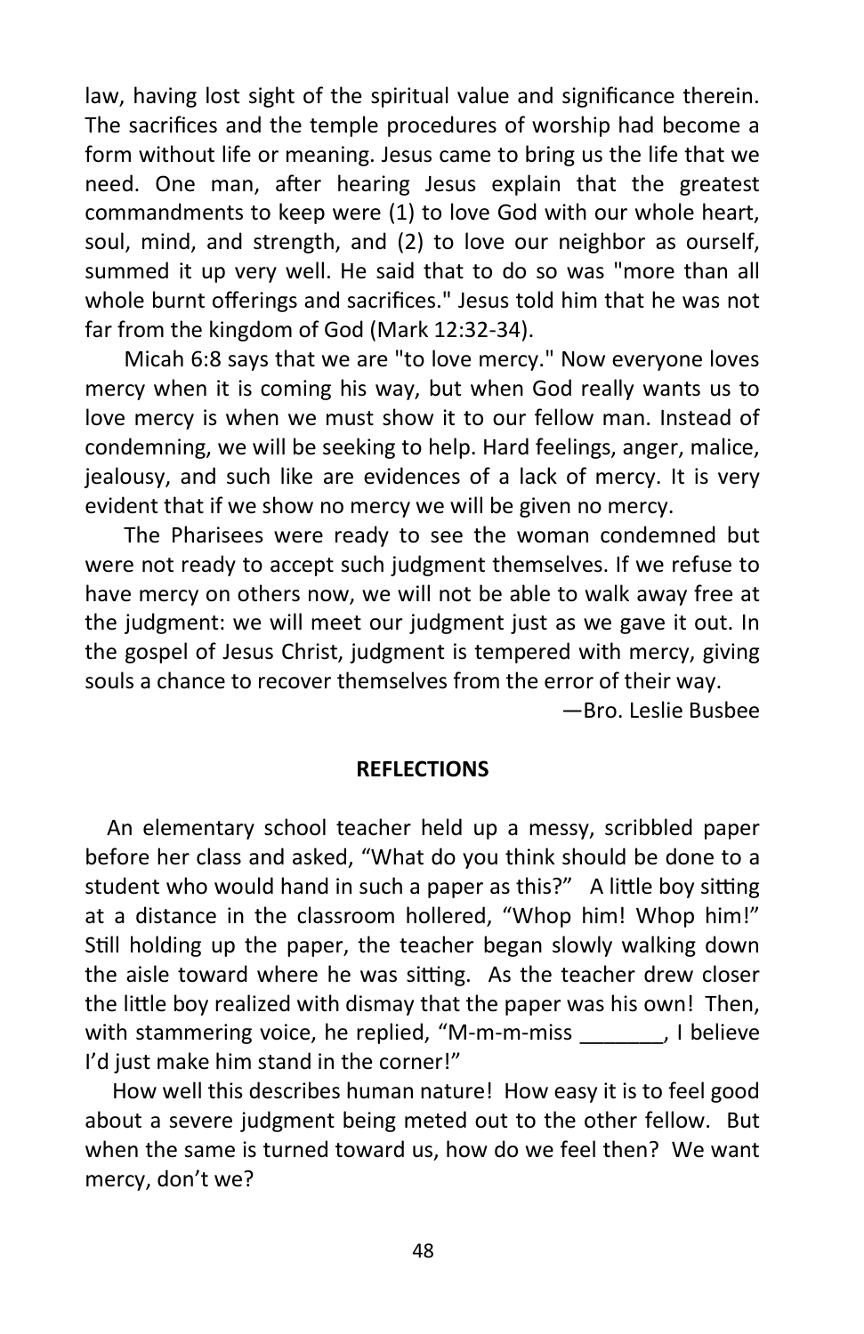law, having lost sight of the spiritual value and significance therein. The sacrifices and the temple procedures of worship had become a form without life or meaning. Jesus came to bring us the life that we need. One man, after hearing Jesus explain that the greatest commandments to keep were (1) to love God with our whole heart, soul, mind, and strength, and (2) to love our neighbor as ourself, summed it up very well. He said that to do so was "more than all whole burnt offerings and sacrifices." Jesus told him that he was not far from the kingdom of God (Mark 12:32-34).

Micah 6:8 says that we are "to love mercy." Now everyone loves mercy when it is coming his way, but when God really wants us to love mercy is when we must show it to our fellow man. Instead of condemning, we will be seeking to help. Hard feelings, anger, malice, jealousy, and such like are evidences of a lack of mercy. It is very evident that if we show no mercy we will be given no mercy.

The Pharisees were ready to see the woman condemned but were not ready to accept such judgment themselves. If we refuse to have mercy on others now, we will not be able to walk away free at the judgment: we will meet our judgment just as we gave it out. In the gospel of Jesus Christ, judgment is tempered with mercy, giving souls a chance to recover themselves from the error of their way.

—Bro. Leslie Busbee

**REFLECTIONS**

An elementary school teacher held up a messy, scribbled paper before her class and asked, "What do you think should be done to a student who would hand in such a paper as this?" A little boy sitting at a distance in the classroom hollered, "Whop him! Whop him!" Still holding up the paper, the teacher began slowly walking down the aisle toward where he was sitting. As the teacher drew closer the little boy realized with dismay that the paper was his own! Then, with stammering voice, he replied, "M-m-m-miss _______, I believe I'd just make him stand in the corner!"

How well this describes human nature! How easy it is to feel good about a severe judgment being meted out to the other fellow. But when the same is turned toward us, how do we feel then? We want mercy, don't we?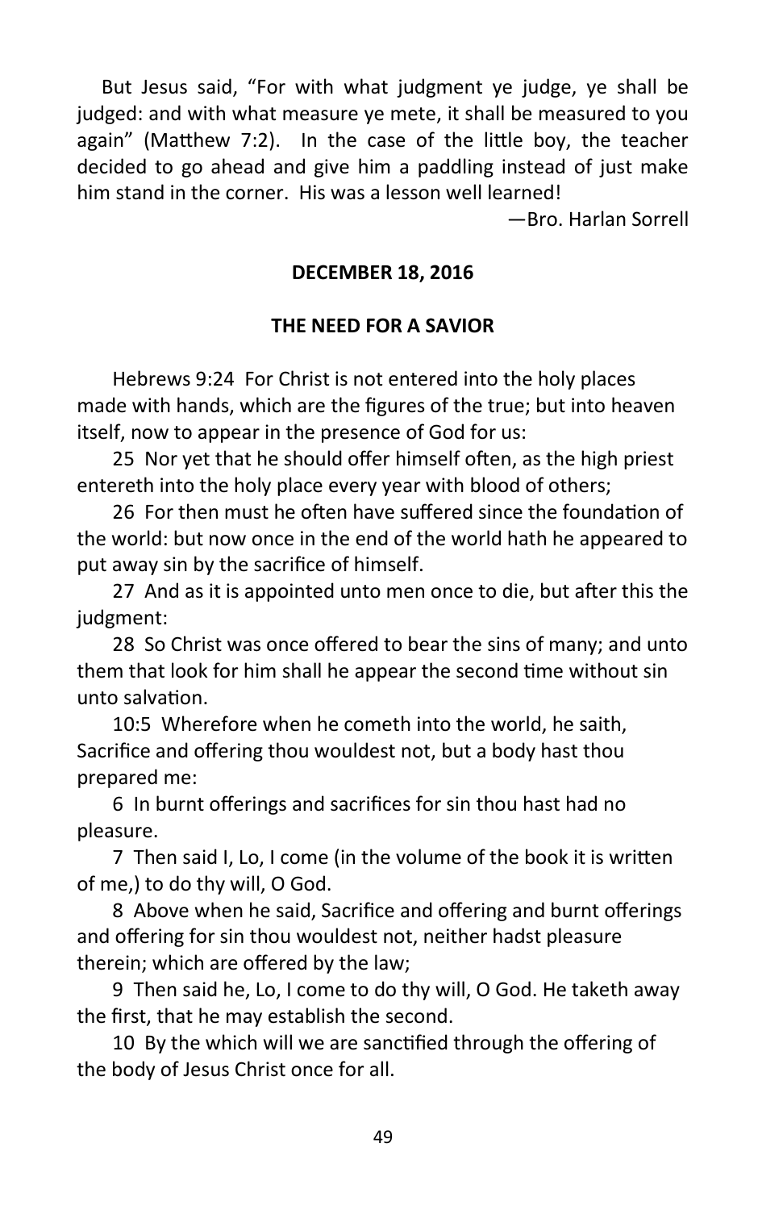But Jesus said, "For with what judgment ye judge, ye shall be judged: and with what measure ye mete, it shall be measured to you again" (Matthew 7:2). In the case of the little boy, the teacher decided to go ahead and give him a paddling instead of just make him stand in the corner. His was a lesson well learned!

—Bro. Harlan Sorrell

**DECEMBER 18, 2016**

**THE NEED FOR A SAVIOR**

Hebrews 9:24 For Christ is not entered into the holy places made with hands, which are the figures of the true; but into heaven itself, now to appear in the presence of God for us:

25 Nor yet that he should offer himself often, as the high priest entereth into the holy place every year with blood of others;

26 For then must he often have suffered since the foundation of the world: but now once in the end of the world hath he appeared to put away sin by the sacrifice of himself.

27 And as it is appointed unto men once to die, but after this the judgment:

28 So Christ was once offered to bear the sins of many; and unto them that look for him shall he appear the second time without sin unto salvation.

10:5 Wherefore when he cometh into the world, he saith, Sacrifice and offering thou wouldest not, but a body hast thou prepared me:

6 In burnt offerings and sacrifices for sin thou hast had no pleasure.

7 Then said I, Lo, I come (in the volume of the book it is written of me,) to do thy will, O God.

8 Above when he said, Sacrifice and offering and burnt offerings and offering for sin thou wouldest not, neither hadst pleasure therein; which are offered by the law;

9 Then said he, Lo, I come to do thy will, O God. He taketh away the first, that he may establish the second.

10 By the which will we are sanctified through the offering of the body of Jesus Christ once for all.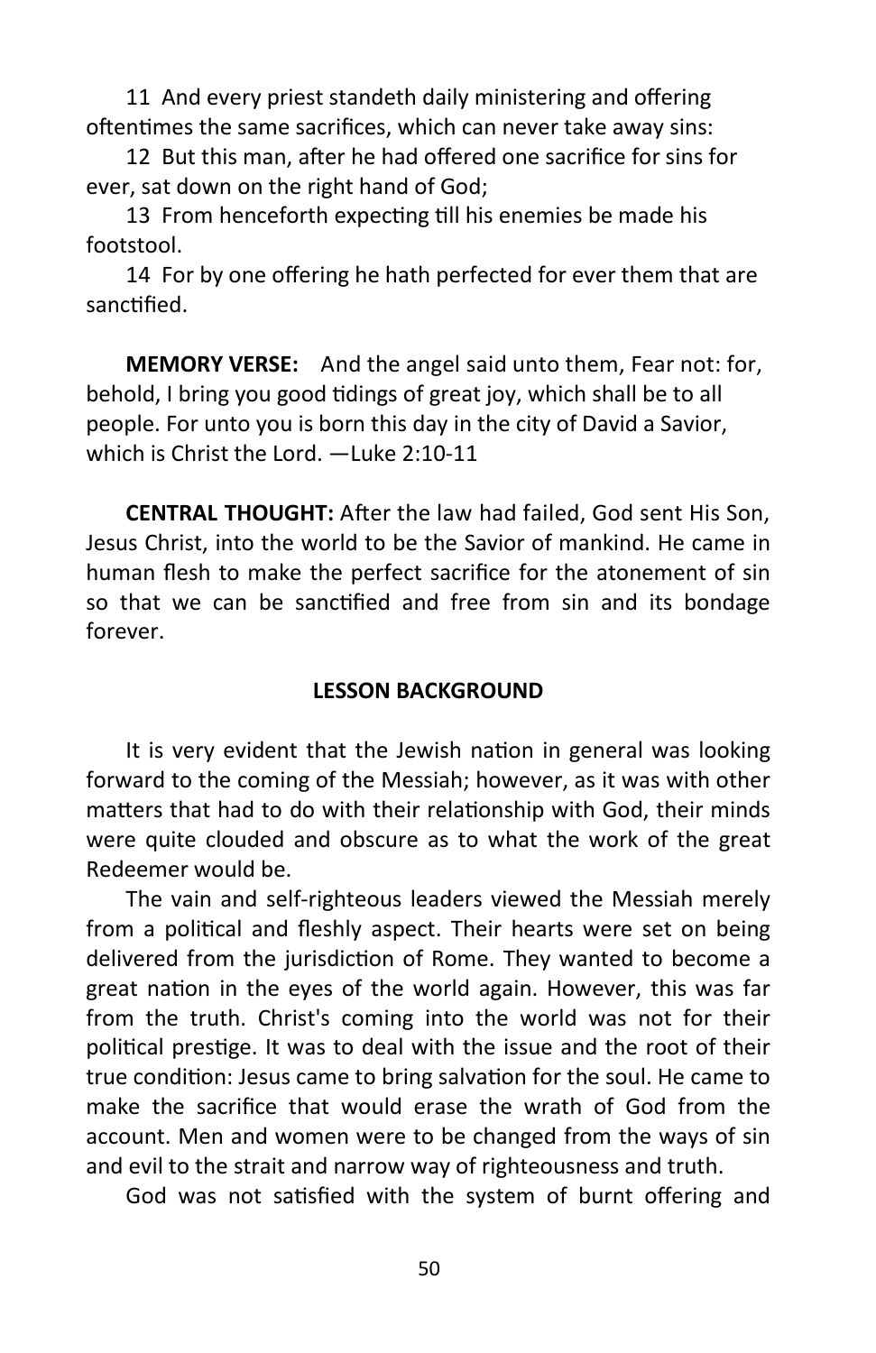11 And every priest standeth daily ministering and offering oftentimes the same sacrifices, which can never take away sins:

12 But this man, after he had offered one sacrifice for sins for ever, sat down on the right hand of God;

13 From henceforth expecting till his enemies be made his footstool.

14 For by one offering he hath perfected for ever them that are sanctified.

**MEMORY VERSE:** And the angel said unto them, Fear not: for, behold, I bring you good tidings of great joy, which shall be to all people. For unto you is born this day in the city of David a Savior, which is Christ the Lord. —Luke 2:10-11

**CENTRAL THOUGHT:** After the law had failed, God sent His Son, Jesus Christ, into the world to be the Savior of mankind. He came in human flesh to make the perfect sacrifice for the atonement of sin so that we can be sanctified and free from sin and its bondage forever.

## LESSON BACKGROUND

It is very evident that the Jewish nation in general was looking forward to the coming of the Messiah; however, as it was with other matters that had to do with their relationship with God, their minds were quite clouded and obscure as to what the work of the great Redeemer would be.

The vain and self-righteous leaders viewed the Messiah merely from a political and fleshly aspect. Their hearts were set on being delivered from the jurisdiction of Rome. They wanted to become a great nation in the eyes of the world again. However, this was far from the truth. Christ's coming into the world was not for their political prestige. It was to deal with the issue and the root of their true condition: Jesus came to bring salvation for the soul. He came to make the sacrifice that would erase the wrath of God from the account. Men and women were to be changed from the ways of sin and evil to the strait and narrow way of righteousness and truth.

God was not satisfied with the system of burnt offering and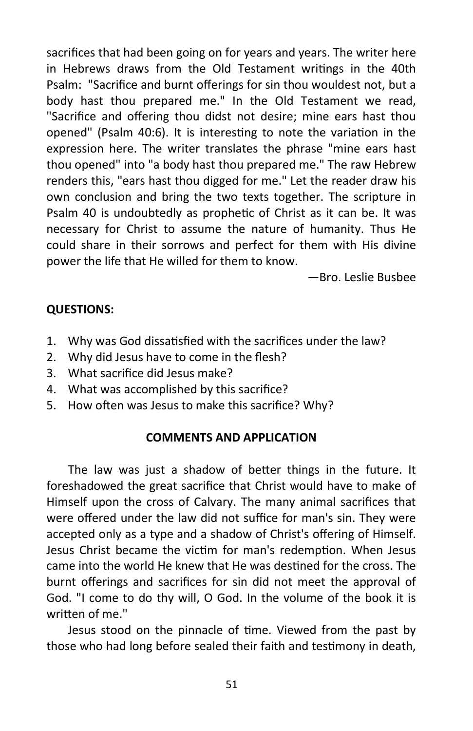sacrifices that had been going on for years and years. The writer here in Hebrews draws from the Old Testament writings in the 40th Psalm: "Sacrifice and burnt offerings for sin thou wouldest not, but a body hast thou prepared me." In the Old Testament we read, "Sacrifice and offering thou didst not desire; mine ears hast thou opened" (Psalm 40:6). It is interesting to note the variation in the expression here. The writer translates the phrase "mine ears hast thou opened" into "a body hast thou prepared me." The raw Hebrew renders this, "ears hast thou digged for me." Let the reader draw his own conclusion and bring the two texts together. The scripture in Psalm 40 is undoubtedly as prophetic of Christ as it can be. It was necessary for Christ to assume the nature of humanity. Thus He could share in their sorrows and perfect for them with His divine power the life that He willed for them to know.

—Bro. Leslie Busbee

**QUESTIONS:**

1. Why was God dissatisfied with the sacrifices under the law?
2. Why did Jesus have to come in the flesh?
3. What sacrifice did Jesus make?
4. What was accomplished by this sacrifice?
5. How often was Jesus to make this sacrifice? Why?

**COMMENTS AND APPLICATION**

The law was just a shadow of better things in the future. It foreshadowed the great sacrifice that Christ would have to make of Himself upon the cross of Calvary. The many animal sacrifices that were offered under the law did not suffice for man's sin. They were accepted only as a type and a shadow of Christ's offering of Himself. Jesus Christ became the victim for man's redemption. When Jesus came into the world He knew that He was destined for the cross. The burnt offerings and sacrifices for sin did not meet the approval of God. "I come to do thy will, O God. In the volume of the book it is written of me."

Jesus stood on the pinnacle of time. Viewed from the past by those who had long before sealed their faith and testimony in death,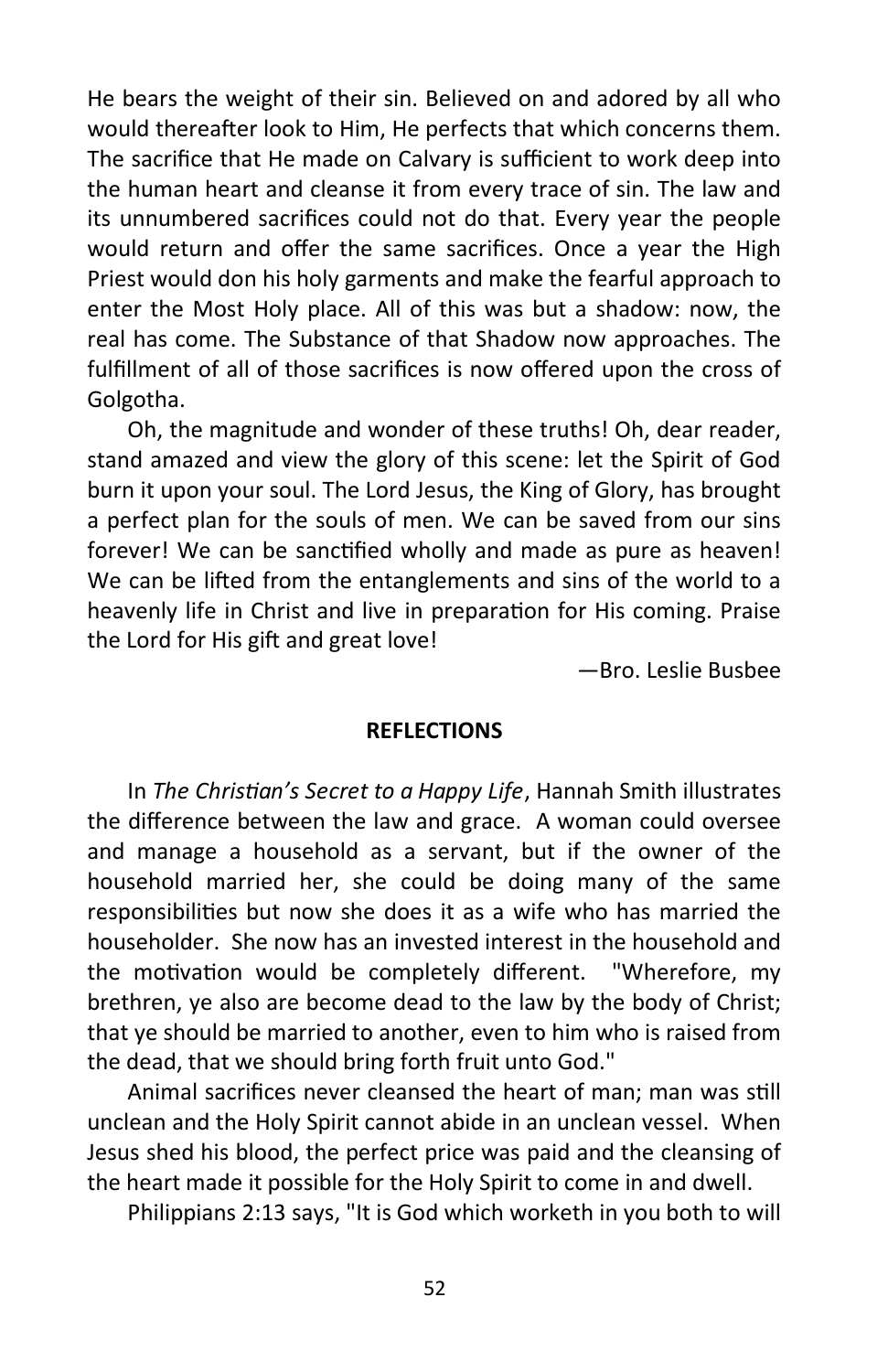He bears the weight of their sin. Believed on and adored by all who would thereafter look to Him, He perfects that which concerns them. The sacrifice that He made on Calvary is sufficient to work deep into the human heart and cleanse it from every trace of sin. The law and its unnumbered sacrifices could not do that. Every year the people would return and offer the same sacrifices. Once a year the High Priest would don his holy garments and make the fearful approach to enter the Most Holy place. All of this was but a shadow: now, the real has come. The Substance of that Shadow now approaches. The fulfillment of all of those sacrifices is now offered upon the cross of Golgotha.

Oh, the magnitude and wonder of these truths! Oh, dear reader, stand amazed and view the glory of this scene: let the Spirit of God burn it upon your soul. The Lord Jesus, the King of Glory, has brought a perfect plan for the souls of men. We can be saved from our sins forever! We can be sanctified wholly and made as pure as heaven! We can be lifted from the entanglements and sins of the world to a heavenly life in Christ and live in preparation for His coming. Praise the Lord for His gift and great love!

—Bro. Leslie Busbee

**REFLECTIONS**

In *The Christian's Secret to a Happy Life*, Hannah Smith illustrates the difference between the law and grace. A woman could oversee and manage a household as a servant, but if the owner of the household married her, she could be doing many of the same responsibilities but now she does it as a wife who has married the householder. She now has an invested interest in the household and the motivation would be completely different. "Wherefore, my brethren, ye also are become dead to the law by the body of Christ; that ye should be married to another, even to him who is raised from the dead, that we should bring forth fruit unto God."

Animal sacrifices never cleansed the heart of man; man was still unclean and the Holy Spirit cannot abide in an unclean vessel. When Jesus shed his blood, the perfect price was paid and the cleansing of the heart made it possible for the Holy Spirit to come in and dwell.

Philippians 2:13 says, "It is God which worketh in you both to will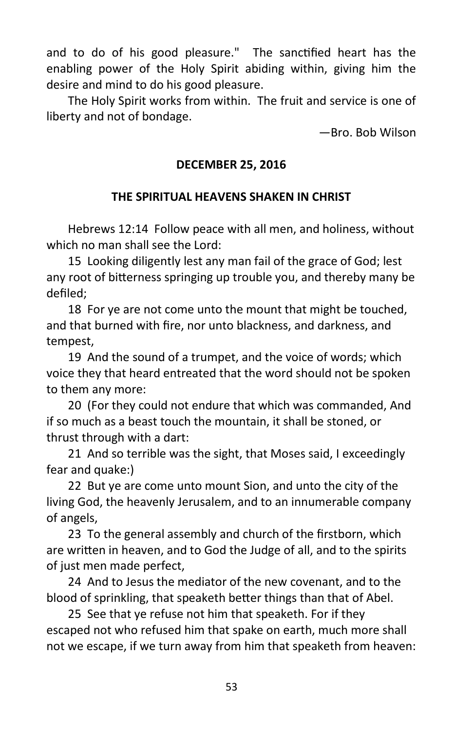and to do of his good pleasure." The sanctified heart has the enabling power of the Holy Spirit abiding within, giving him the desire and mind to do his good pleasure.

The Holy Spirit works from within. The fruit and service is one of liberty and not of bondage.

—Bro. Bob Wilson

**DECEMBER 25, 2016**

**THE SPIRITUAL HEAVENS SHAKEN IN CHRIST**

Hebrews 12:14 Follow peace with all men, and holiness, without which no man shall see the Lord:

15 Looking diligently lest any man fail of the grace of God; lest any root of bitterness springing up trouble you, and thereby many be defiled;

18 For ye are not come unto the mount that might be touched, and that burned with fire, nor unto blackness, and darkness, and tempest,

19 And the sound of a trumpet, and the voice of words; which voice they that heard entreated that the word should not be spoken to them any more:

20 (For they could not endure that which was commanded, And if so much as a beast touch the mountain, it shall be stoned, or thrust through with a dart:

21 And so terrible was the sight, that Moses said, I exceedingly fear and quake:)

22 But ye are come unto mount Sion, and unto the city of the living God, the heavenly Jerusalem, and to an innumerable company of angels,

23 To the general assembly and church of the firstborn, which are written in heaven, and to God the Judge of all, and to the spirits of just men made perfect,

24 And to Jesus the mediator of the new covenant, and to the blood of sprinkling, that speaketh better things than that of Abel.

25 See that ye refuse not him that speaketh. For if they escaped not who refused him that spake on earth, much more shall not we escape, if we turn away from him that speaketh from heaven: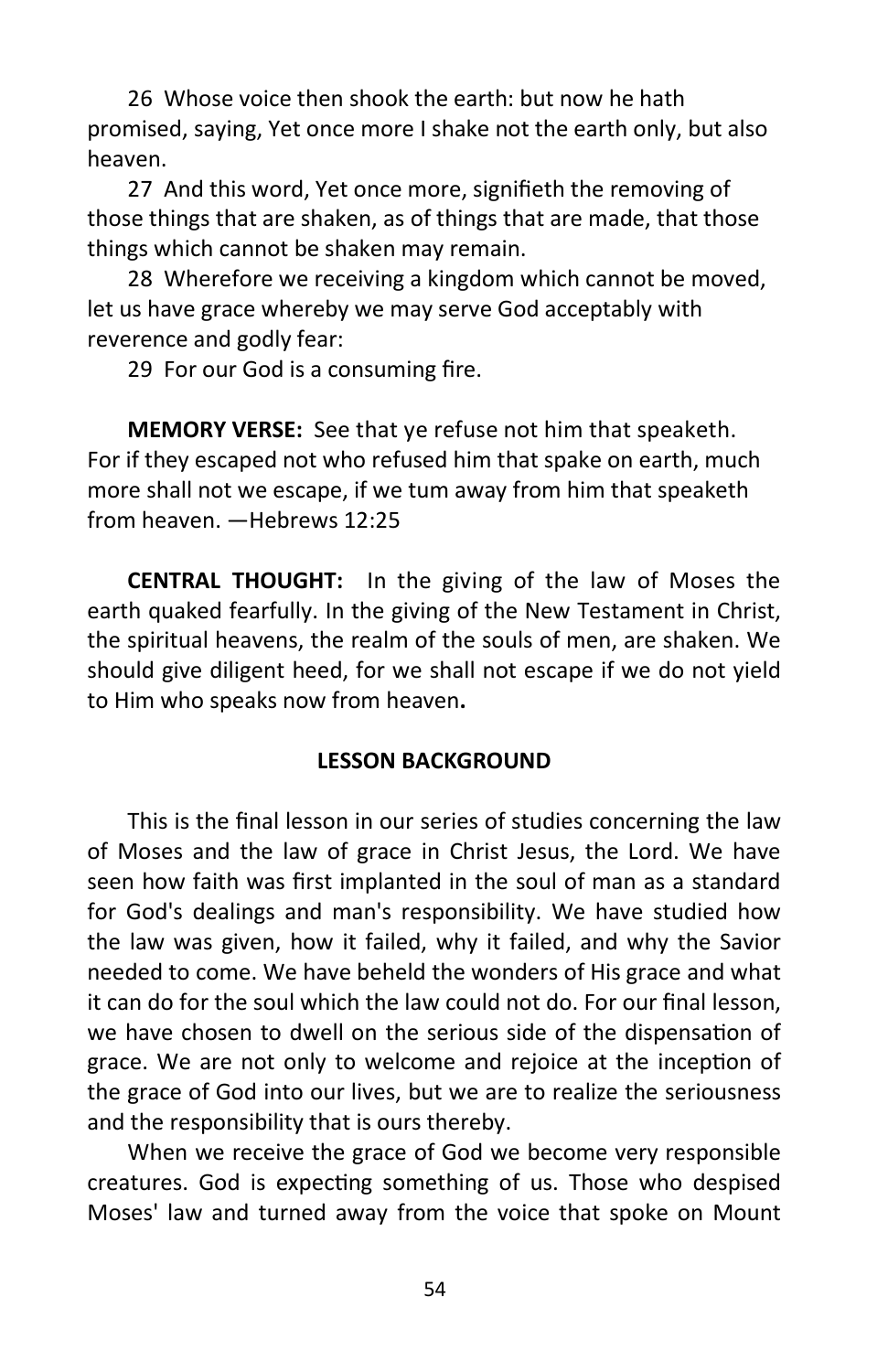26 Whose voice then shook the earth: but now he hath promised, saying, Yet once more I shake not the earth only, but also heaven.

27 And this word, Yet once more, signifieth the removing of those things that are shaken, as of things that are made, that those things which cannot be shaken may remain.

28 Wherefore we receiving a kingdom which cannot be moved, let us have grace whereby we may serve God acceptably with reverence and godly fear:

29 For our God is a consuming fire.

**MEMORY VERSE:** See that ye refuse not him that speaketh. For if they escaped not who refused him that spake on earth, much more shall not we escape, if we tum away from him that speaketh from heaven. —Hebrews 12:25

**CENTRAL THOUGHT:** In the giving of the law of Moses the earth quaked fearfully. In the giving of the New Testament in Christ, the spiritual heavens, the realm of the souls of men, are shaken. We should give diligent heed, for we shall not escape if we do not yield to Him who speaks now from heaven**.**

**LESSON BACKGROUND**

This is the final lesson in our series of studies concerning the law of Moses and the law of grace in Christ Jesus, the Lord. We have seen how faith was first implanted in the soul of man as a standard for God's dealings and man's responsibility. We have studied how the law was given, how it failed, why it failed, and why the Savior needed to come. We have beheld the wonders of His grace and what it can do for the soul which the law could not do. For our final lesson, we have chosen to dwell on the serious side of the dispensation of grace. We are not only to welcome and rejoice at the inception of the grace of God into our lives, but we are to realize the seriousness and the responsibility that is ours thereby.

When we receive the grace of God we become very responsible creatures. God is expecting something of us. Those who despised Moses' law and turned away from the voice that spoke on Mount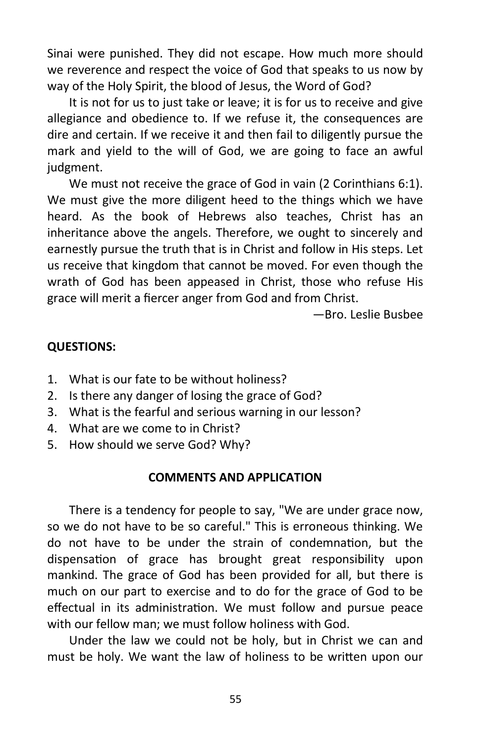Sinai were punished. They did not escape. How much more should we reverence and respect the voice of God that speaks to us now by way of the Holy Spirit, the blood of Jesus, the Word of God?

It is not for us to just take or leave; it is for us to receive and give allegiance and obedience to. If we refuse it, the consequences are dire and certain. If we receive it and then fail to diligently pursue the mark and yield to the will of God, we are going to face an awful judgment.

We must not receive the grace of God in vain (2 Corinthians 6:1). We must give the more diligent heed to the things which we have heard. As the book of Hebrews also teaches, Christ has an inheritance above the angels. Therefore, we ought to sincerely and earnestly pursue the truth that is in Christ and follow in His steps. Let us receive that kingdom that cannot be moved. For even though the wrath of God has been appeased in Christ, those who refuse His grace will merit a fiercer anger from God and from Christ.

—Bro. Leslie Busbee

**QUESTIONS:**

1. What is our fate to be without holiness?
2. Is there any danger of losing the grace of God?
3. What is the fearful and serious warning in our lesson?
4. What are we come to in Christ?
5. How should we serve God? Why?

**COMMENTS AND APPLICATION**

There is a tendency for people to say, "We are under grace now, so we do not have to be so careful." This is erroneous thinking. We do not have to be under the strain of condemnation, but the dispensation of grace has brought great responsibility upon mankind. The grace of God has been provided for all, but there is much on our part to exercise and to do for the grace of God to be effectual in its administration. We must follow and pursue peace with our fellow man; we must follow holiness with God.

Under the law we could not be holy, but in Christ we can and must be holy. We want the law of holiness to be written upon our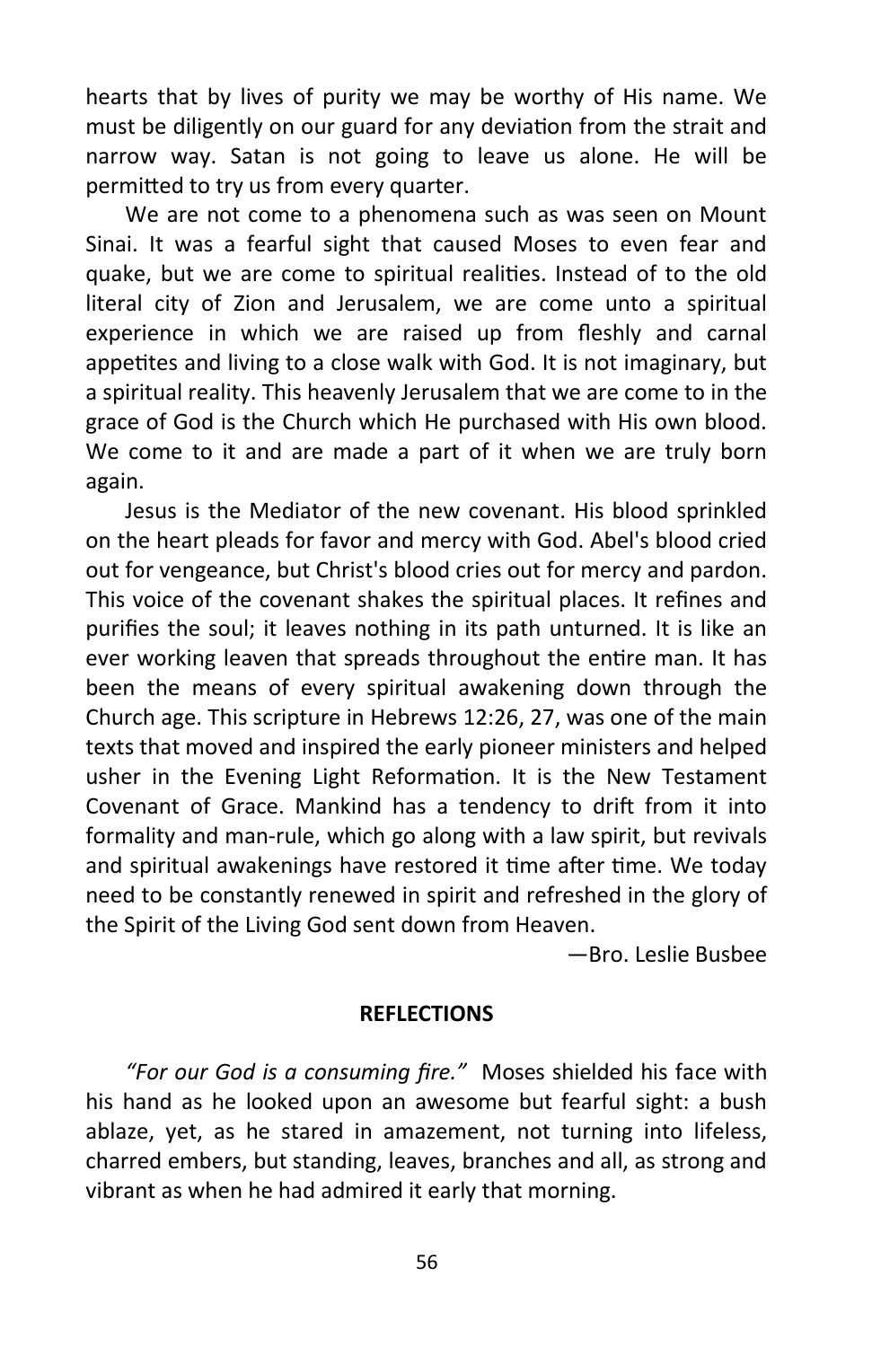hearts that by lives of purity we may be worthy of His name. We must be diligently on our guard for any deviation from the strait and narrow way. Satan is not going to leave us alone. He will be permitted to try us from every quarter.

We are not come to a phenomena such as was seen on Mount Sinai. It was a fearful sight that caused Moses to even fear and quake, but we are come to spiritual realities. Instead of to the old literal city of Zion and Jerusalem, we are come unto a spiritual experience in which we are raised up from fleshly and carnal appetites and living to a close walk with God. It is not imaginary, but a spiritual reality. This heavenly Jerusalem that we are come to in the grace of God is the Church which He purchased with His own blood. We come to it and are made a part of it when we are truly born again.

Jesus is the Mediator of the new covenant. His blood sprinkled on the heart pleads for favor and mercy with God. Abel's blood cried out for vengeance, but Christ's blood cries out for mercy and pardon. This voice of the covenant shakes the spiritual places. It refines and purifies the soul; it leaves nothing in its path unturned. It is like an ever working leaven that spreads throughout the entire man. It has been the means of every spiritual awakening down through the Church age. This scripture in Hebrews 12:26, 27, was one of the main texts that moved and inspired the early pioneer ministers and helped usher in the Evening Light Reformation. It is the New Testament Covenant of Grace. Mankind has a tendency to drift from it into formality and man-rule, which go along with a law spirit, but revivals and spiritual awakenings have restored it time after time. We today need to be constantly renewed in spirit and refreshed in the glory of the Spirit of the Living God sent down from Heaven.

—Bro. Leslie Busbee

## REFLECTIONS

*"For our God is a consuming fire."* Moses shielded his face with his hand as he looked upon an awesome but fearful sight: a bush ablaze, yet, as he stared in amazement, not turning into lifeless, charred embers, but standing, leaves, branches and all, as strong and vibrant as when he had admired it early that morning.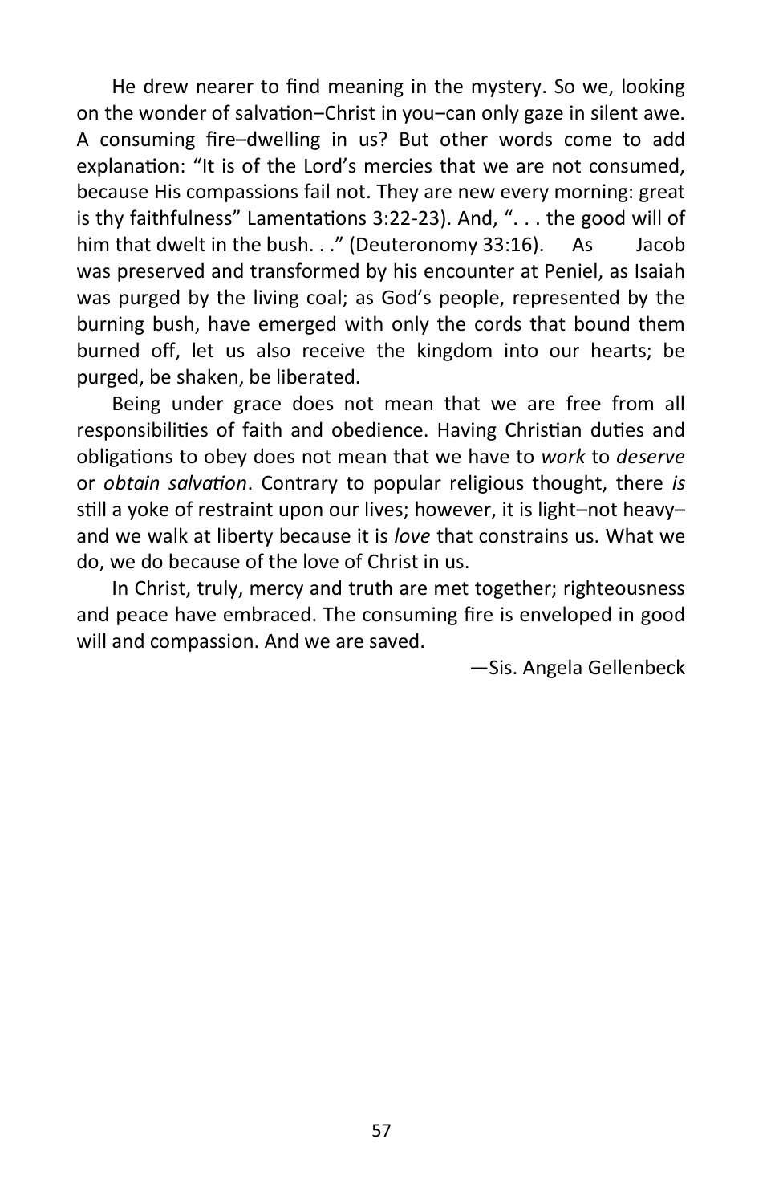He drew nearer to find meaning in the mystery. So we, looking on the wonder of salvation–Christ in you–can only gaze in silent awe. A consuming fire–dwelling in us? But other words come to add explanation: “It is of the Lord’s mercies that we are not consumed, because His compassions fail not. They are new every morning: great is thy faithfulness” Lamentations 3:22-23). And, “. . . the good will of him that dwelt in the bush. . .” (Deuteronomy 33:16). As Jacob was preserved and transformed by his encounter at Peniel, as Isaiah was purged by the living coal; as God’s people, represented by the burning bush, have emerged with only the cords that bound them burned off, let us also receive the kingdom into our hearts; be purged, be shaken, be liberated.

Being under grace does not mean that we are free from all responsibilities of faith and obedience. Having Christian duties and obligations to obey does not mean that we have to *work* to *deserve* or *obtain salvation*. Contrary to popular religious thought, there *is* still a yoke of restraint upon our lives; however, it is light–not heavy–and we walk at liberty because it is *love* that constrains us. What we do, we do because of the love of Christ in us.

In Christ, truly, mercy and truth are met together; righteousness and peace have embraced. The consuming fire is enveloped in good will and compassion. And we are saved.

—Sis. Angela Gellenbeck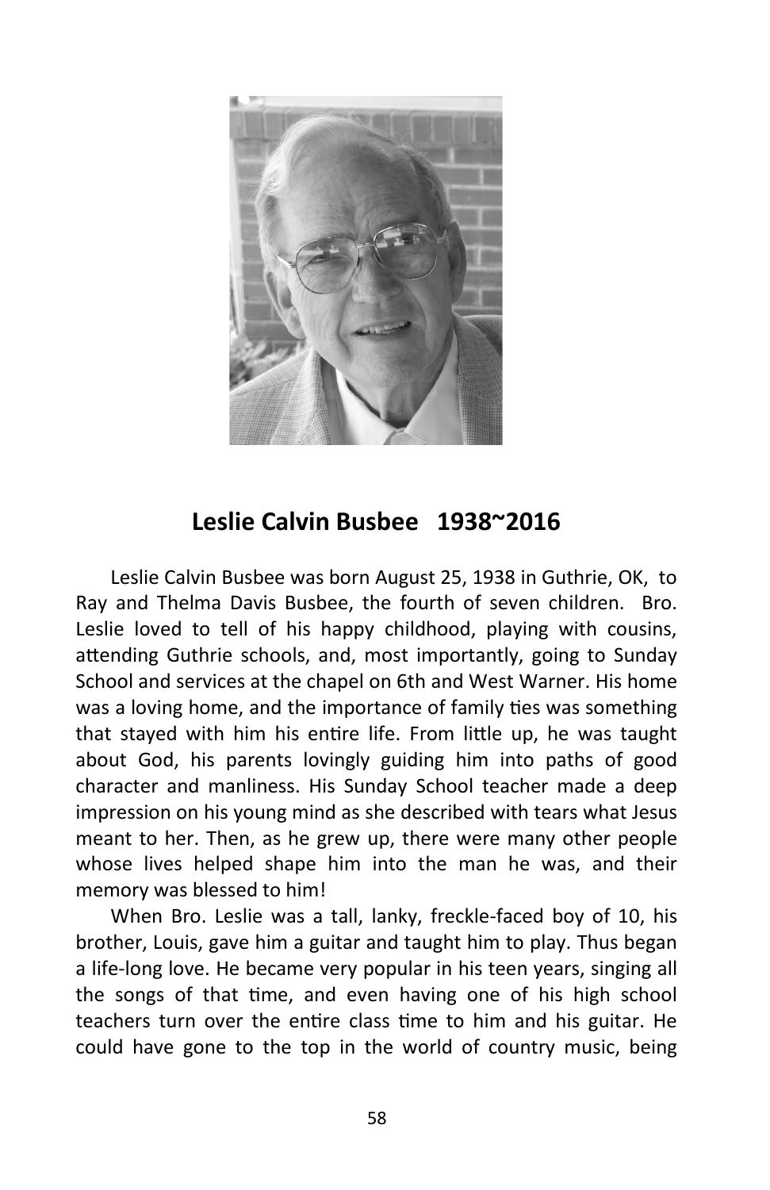## Leslie Calvin Busbee 1938~2016

Leslie Calvin Busbee was born August 25, 1938 in Guthrie, OK, to Ray and Thelma Davis Busbee, the fourth of seven children. Bro. Leslie loved to tell of his happy childhood, playing with cousins, attending Guthrie schools, and, most importantly, going to Sunday School and services at the chapel on 6th and West Warner. His home was a loving home, and the importance of family ties was something that stayed with him his entire life. From little up, he was taught about God, his parents lovingly guiding him into paths of good character and manliness. His Sunday School teacher made a deep impression on his young mind as she described with tears what Jesus meant to her. Then, as he grew up, there were many other people whose lives helped shape him into the man he was, and their memory was blessed to him!

When Bro. Leslie was a tall, lanky, freckle-faced boy of 10, his brother, Louis, gave him a guitar and taught him to play. Thus began a life-long love. He became very popular in his teen years, singing all the songs of that time, and even having one of his high school teachers turn over the entire class time to him and his guitar. He could have gone to the top in the world of country music, being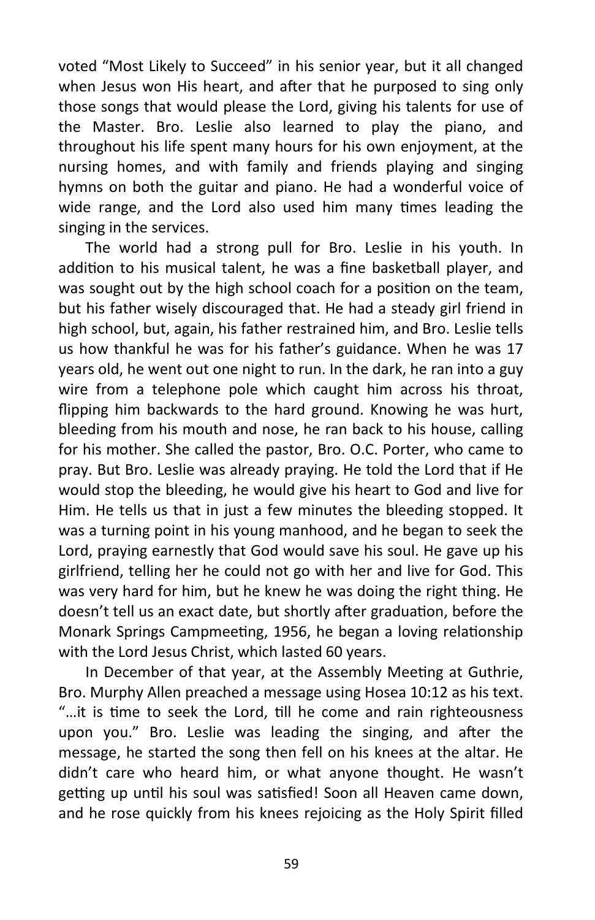voted “Most Likely to Succeed” in his senior year, but it all changed when Jesus won His heart, and after that he purposed to sing only those songs that would please the Lord, giving his talents for use of the Master. Bro. Leslie also learned to play the piano, and throughout his life spent many hours for his own enjoyment, at the nursing homes, and with family and friends playing and singing hymns on both the guitar and piano. He had a wonderful voice of wide range, and the Lord also used him many times leading the singing in the services.

The world had a strong pull for Bro. Leslie in his youth. In addition to his musical talent, he was a fine basketball player, and was sought out by the high school coach for a position on the team, but his father wisely discouraged that. He had a steady girl friend in high school, but, again, his father restrained him, and Bro. Leslie tells us how thankful he was for his father’s guidance. When he was 17 years old, he went out one night to run. In the dark, he ran into a guy wire from a telephone pole which caught him across his throat, flipping him backwards to the hard ground. Knowing he was hurt, bleeding from his mouth and nose, he ran back to his house, calling for his mother. She called the pastor, Bro. O.C. Porter, who came to pray. But Bro. Leslie was already praying. He told the Lord that if He would stop the bleeding, he would give his heart to God and live for Him. He tells us that in just a few minutes the bleeding stopped. It was a turning point in his young manhood, and he began to seek the Lord, praying earnestly that God would save his soul. He gave up his girlfriend, telling her he could not go with her and live for God. This was very hard for him, but he knew he was doing the right thing. He doesn’t tell us an exact date, but shortly after graduation, before the Monark Springs Campmeeting, 1956, he began a loving relationship with the Lord Jesus Christ, which lasted 60 years.

In December of that year, at the Assembly Meeting at Guthrie, Bro. Murphy Allen preached a message using Hosea 10:12 as his text. “…it is time to seek the Lord, till he come and rain righteousness upon you.” Bro. Leslie was leading the singing, and after the message, he started the song then fell on his knees at the altar. He didn’t care who heard him, or what anyone thought. He wasn’t getting up until his soul was satisfied! Soon all Heaven came down, and he rose quickly from his knees rejoicing as the Holy Spirit filled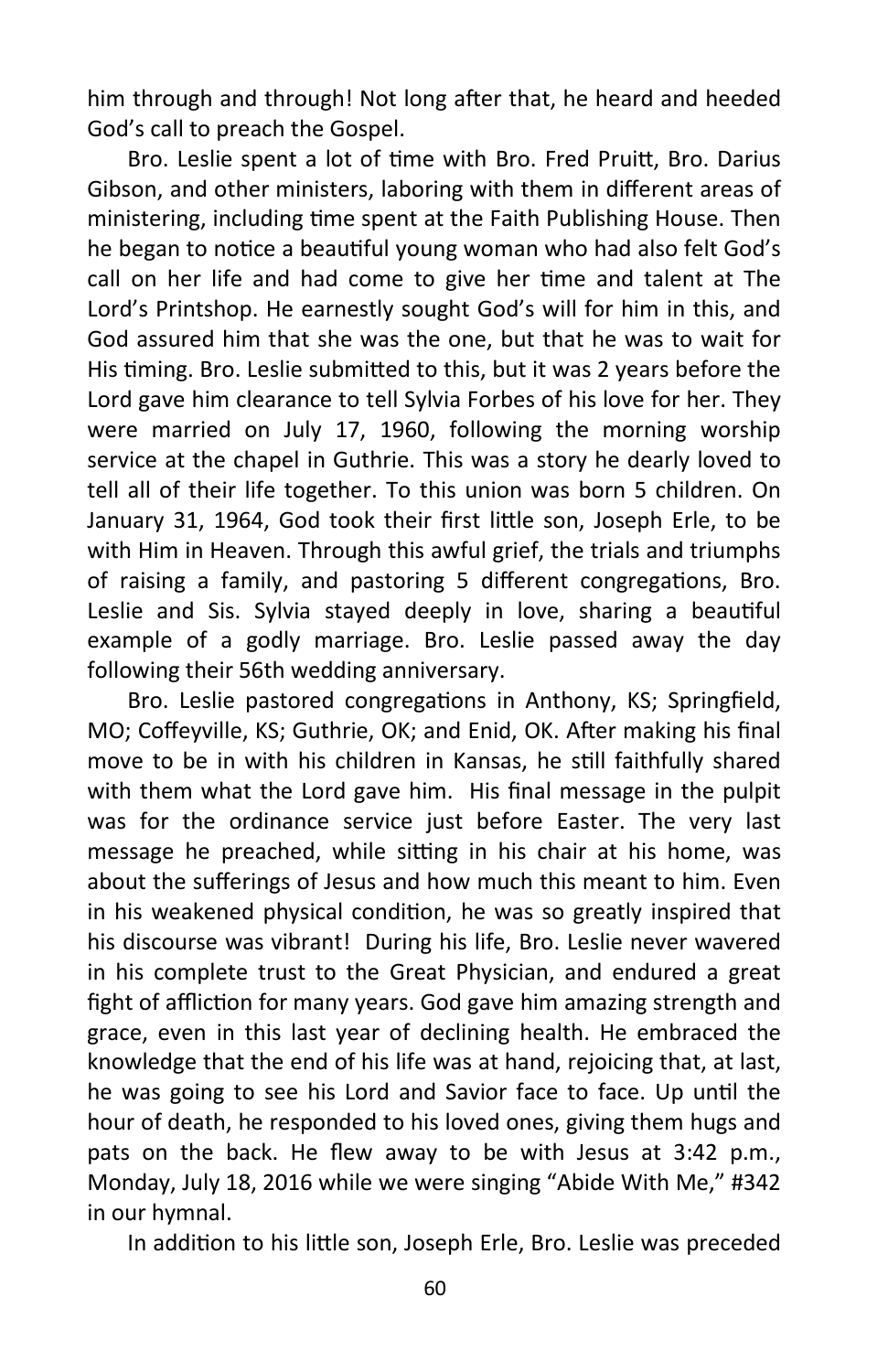him through and through! Not long after that, he heard and heeded God's call to preach the Gospel.

Bro. Leslie spent a lot of time with Bro. Fred Pruitt, Bro. Darius Gibson, and other ministers, laboring with them in different areas of ministering, including time spent at the Faith Publishing House. Then he began to notice a beautiful young woman who had also felt God's call on her life and had come to give her time and talent at The Lord's Printshop. He earnestly sought God's will for him in this, and God assured him that she was the one, but that he was to wait for His timing. Bro. Leslie submitted to this, but it was 2 years before the Lord gave him clearance to tell Sylvia Forbes of his love for her. They were married on July 17, 1960, following the morning worship service at the chapel in Guthrie. This was a story he dearly loved to tell all of their life together. To this union was born 5 children. On January 31, 1964, God took their first little son, Joseph Erle, to be with Him in Heaven. Through this awful grief, the trials and triumphs of raising a family, and pastoring 5 different congregations, Bro. Leslie and Sis. Sylvia stayed deeply in love, sharing a beautiful example of a godly marriage. Bro. Leslie passed away the day following their 56th wedding anniversary.

Bro. Leslie pastored congregations in Anthony, KS; Springfield, MO; Coffeyville, KS; Guthrie, OK; and Enid, OK. After making his final move to be in with his children in Kansas, he still faithfully shared with them what the Lord gave him. His final message in the pulpit was for the ordinance service just before Easter. The very last message he preached, while sitting in his chair at his home, was about the sufferings of Jesus and how much this meant to him. Even in his weakened physical condition, he was so greatly inspired that his discourse was vibrant! During his life, Bro. Leslie never wavered in his complete trust to the Great Physician, and endured a great fight of affliction for many years. God gave him amazing strength and grace, even in this last year of declining health. He embraced the knowledge that the end of his life was at hand, rejoicing that, at last, he was going to see his Lord and Savior face to face. Up until the hour of death, he responded to his loved ones, giving them hugs and pats on the back. He flew away to be with Jesus at 3:42 p.m., Monday, July 18, 2016 while we were singing "Abide With Me," #342 in our hymnal.

In addition to his little son, Joseph Erle, Bro. Leslie was preceded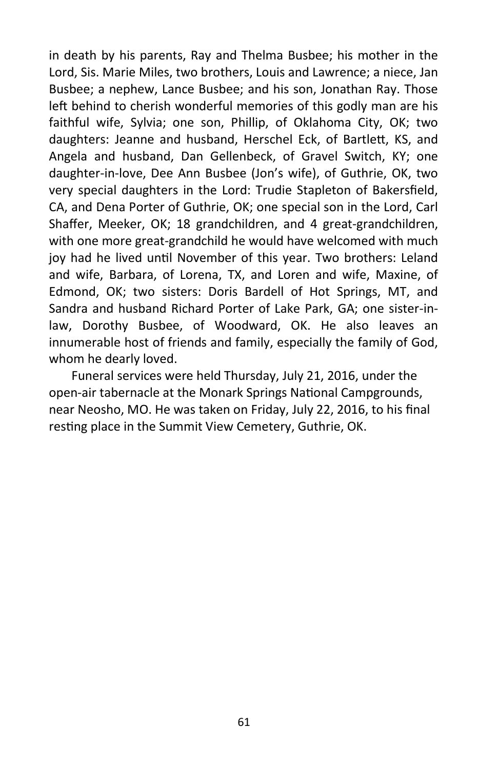in death by his parents, Ray and Thelma Busbee; his mother in the Lord, Sis. Marie Miles, two brothers, Louis and Lawrence; a niece, Jan Busbee; a nephew, Lance Busbee; and his son, Jonathan Ray. Those left behind to cherish wonderful memories of this godly man are his faithful wife, Sylvia; one son, Phillip, of Oklahoma City, OK; two daughters: Jeanne and husband, Herschel Eck, of Bartlett, KS, and Angela and husband, Dan Gellenbeck, of Gravel Switch, KY; one daughter-in-love, Dee Ann Busbee (Jon's wife), of Guthrie, OK, two very special daughters in the Lord: Trudie Stapleton of Bakersfield, CA, and Dena Porter of Guthrie, OK; one special son in the Lord, Carl Shaffer, Meeker, OK; 18 grandchildren, and 4 great-grandchildren, with one more great-grandchild he would have welcomed with much joy had he lived until November of this year. Two brothers: Leland and wife, Barbara, of Lorena, TX, and Loren and wife, Maxine, of Edmond, OK; two sisters: Doris Bardell of Hot Springs, MT, and Sandra and husband Richard Porter of Lake Park, GA; one sister-in-law, Dorothy Busbee, of Woodward, OK. He also leaves an innumerable host of friends and family, especially the family of God, whom he dearly loved.

Funeral services were held Thursday, July 21, 2016, under the open-air tabernacle at the Monark Springs National Campgrounds, near Neosho, MO. He was taken on Friday, July 22, 2016, to his final resting place in the Summit View Cemetery, Guthrie, OK.